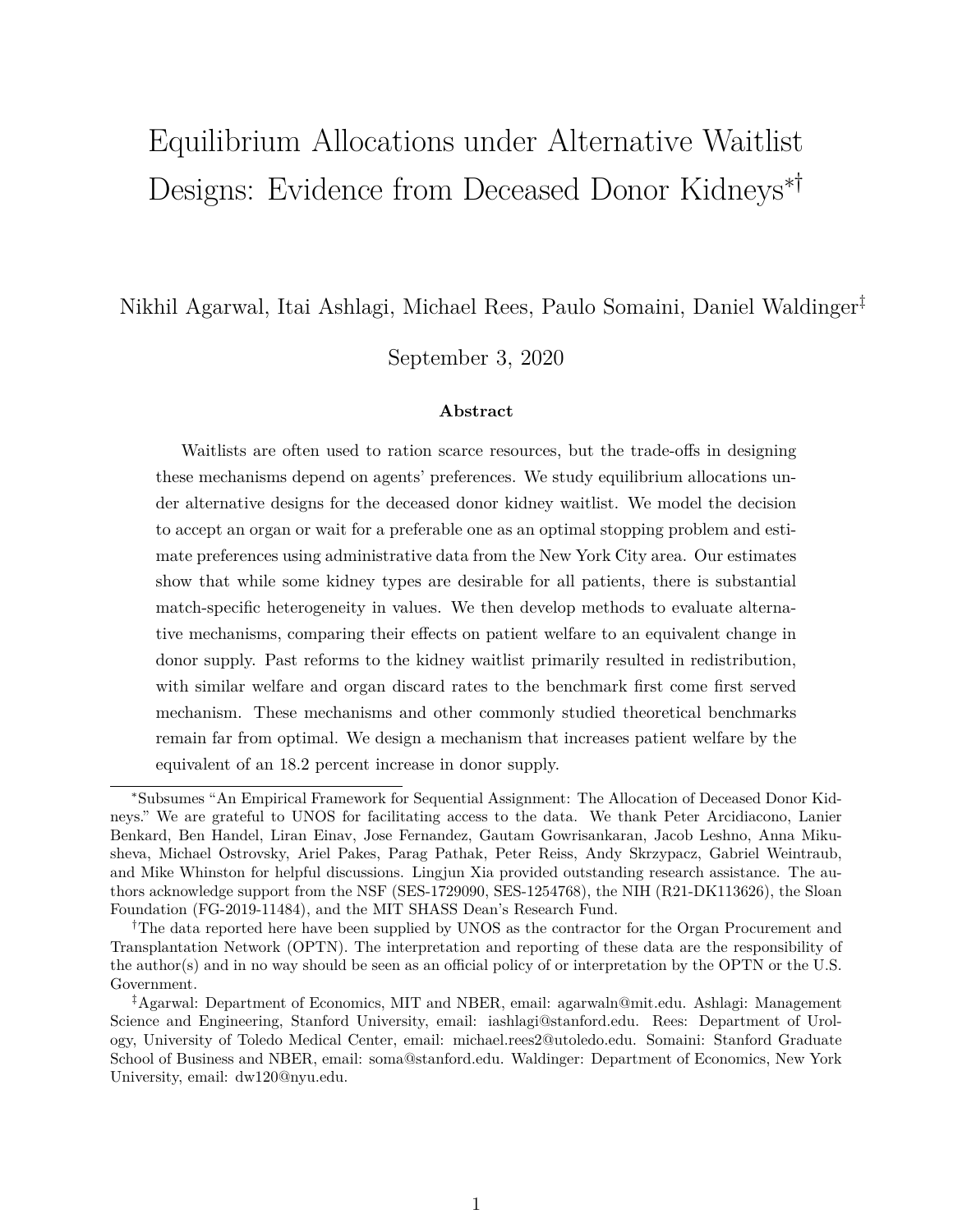# Equilibrium Allocations under Alternative Waitlist Designs: Evidence from Deceased Donor Kidneys[*][†]

Nikhil Agarwal, Itai Ashlagi, Michael Rees, Paulo Somaini, Daniel Waldinger[‡]

September 3, 2020

### Abstract

Waitlists are often used to ration scarce resources, but the trade-offs in designing these mechanisms depend on agents' preferences. We study equilibrium allocations under alternative designs for the deceased donor kidney waitlist. We model the decision to accept an organ or wait for a preferable one as an optimal stopping problem and estimate preferences using administrative data from the New York City area. Our estimates show that while some kidney types are desirable for all patients, there is substantial match-specific heterogeneity in values. We then develop methods to evaluate alternative mechanisms, comparing their effects on patient welfare to an equivalent change in donor supply. Past reforms to the kidney waitlist primarily resulted in redistribution, with similar welfare and organ discard rates to the benchmark first come first served mechanism. These mechanisms and other commonly studied theoretical benchmarks remain far from optimal. We design a mechanism that increases patient welfare by the equivalent of an 18.2 percent increase in donor supply.

---

[*] Subsumes "An Empirical Framework for Sequential Assignment: The Allocation of Deceased Donor Kidneys." We are grateful to UNOS for facilitating access to the data. We thank Peter Arcidiacono, Lanier Benkard, Ben Handel, Liran Einav, Jose Fernandez, Gautam Gowrisankaran, Jacob Leshno, Anna Mikusheva, Michael Ostrovsky, Ariel Pakes, Parag Pathak, Peter Reiss, Andy Skrzypacz, Gabriel Weintraub, and Mike Whinston for helpful discussions. Lingjun Xia provided outstanding research assistance. The authors acknowledge support from the NSF (SES-1729090, SES-1254768), the NIH (R21-DK113626), the Sloan Foundation (FG-2019-11484), and the MIT SHASS Dean's Research Fund.

[†] The data reported here have been supplied by UNOS as the contractor for the Organ Procurement and Transplantation Network (OPTN). The interpretation and reporting of these data are the responsibility of the author(s) and in no way should be seen as an official policy of or interpretation by the OPTN or the U.S. Government.

[‡] Agarwal: Department of Economics, MIT and NBER, email: agarwaln@mit.edu. Ashlagi: Management Science and Engineering, Stanford University, email: iashlagi@stanford.edu. Rees: Department of Urology, University of Toledo Medical Center, email: michael.rees2@utoledo.edu. Somaini: Stanford Graduate School of Business and NBER, email: soma@stanford.edu. Waldinger: Department of Economics, New York University, email: dw120@nyu.edu.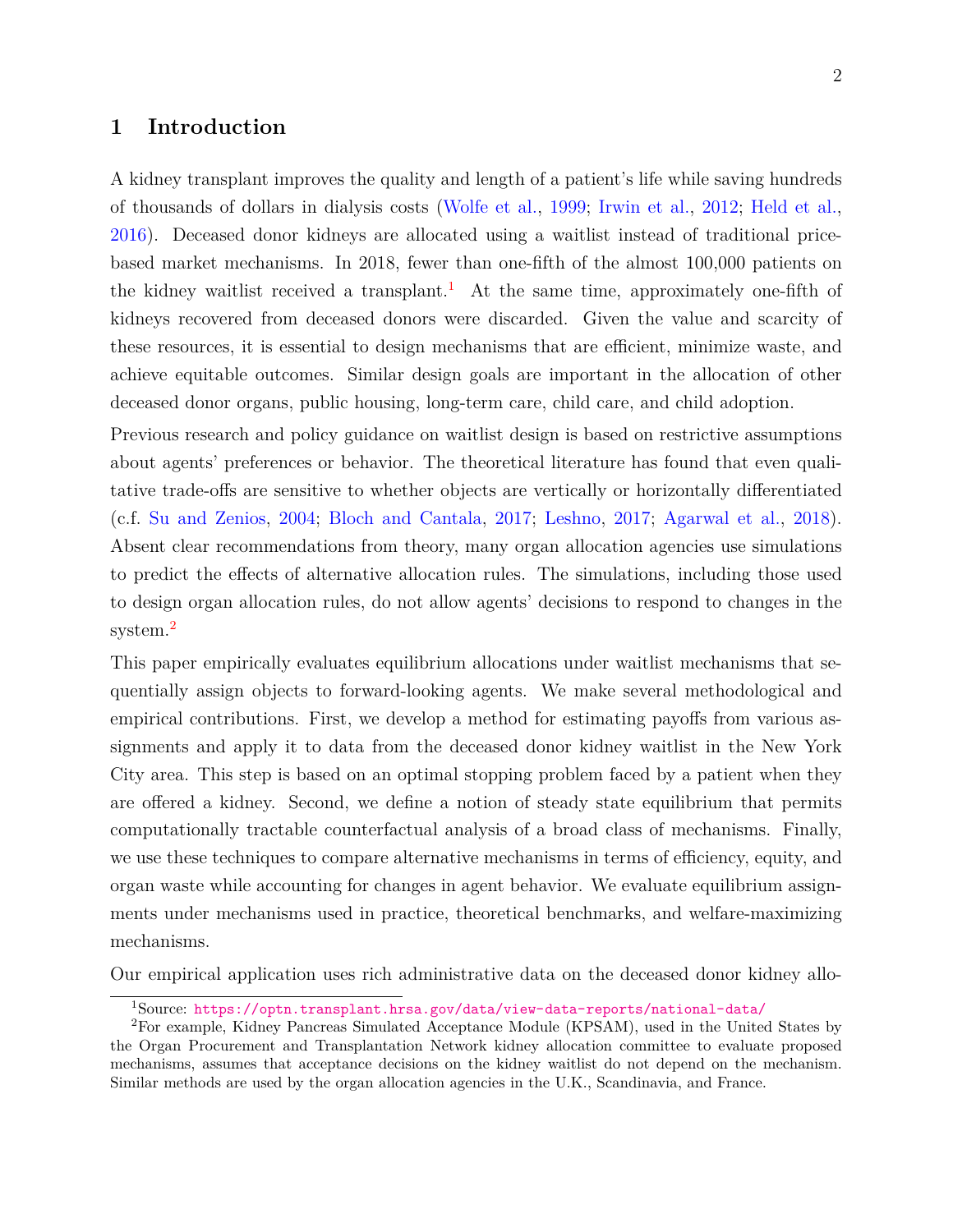## 1 Introduction

A kidney transplant improves the quality and length of a patient's life while saving hundreds of thousands of dollars in dialysis costs (Wolfe et al., 1999; Irwin et al., 2012; Held et al., 2016). Deceased donor kidneys are allocated using a waitlist instead of traditional price-based market mechanisms. In 2018, fewer than one-fifth of the almost 100,000 patients on the kidney waitlist received a transplant.[1] At the same time, approximately one-fifth of kidneys recovered from deceased donors were discarded. Given the value and scarcity of these resources, it is essential to design mechanisms that are efficient, minimize waste, and achieve equitable outcomes. Similar design goals are important in the allocation of other deceased donor organs, public housing, long-term care, child care, and child adoption.

Previous research and policy guidance on waitlist design is based on restrictive assumptions about agents' preferences or behavior. The theoretical literature has found that even qualitative trade-offs are sensitive to whether objects are vertically or horizontally differentiated (c.f. Su and Zenios, 2004; Bloch and Cantala, 2017; Leshno, 2017; Agarwal et al., 2018). Absent clear recommendations from theory, many organ allocation agencies use simulations to predict the effects of alternative allocation rules. The simulations, including those used to design organ allocation rules, do not allow agents' decisions to respond to changes in the system.[2]

This paper empirically evaluates equilibrium allocations under waitlist mechanisms that sequentially assign objects to forward-looking agents. We make several methodological and empirical contributions. First, we develop a method for estimating payoffs from various assignments and apply it to data from the deceased donor kidney waitlist in the New York City area. This step is based on an optimal stopping problem faced by a patient when they are offered a kidney. Second, we define a notion of steady state equilibrium that permits computationally tractable counterfactual analysis of a broad class of mechanisms. Finally, we use these techniques to compare alternative mechanisms in terms of efficiency, equity, and organ waste while accounting for changes in agent behavior. We evaluate equilibrium assignments under mechanisms used in practice, theoretical benchmarks, and welfare-maximizing mechanisms.

Our empirical application uses rich administrative data on the deceased donor kidney allo-

[1] Source: https://optn.transplant.hrsa.gov/data/view-data-reports/national-data/

[2] For example, Kidney Pancreas Simulated Acceptance Module (KPSAM), used in the United States by the Organ Procurement and Transplantation Network kidney allocation committee to evaluate proposed mechanisms, assumes that acceptance decisions on the kidney waitlist do not depend on the mechanism. Similar methods are used by the organ allocation agencies in the U.K., Scandinavia, and France.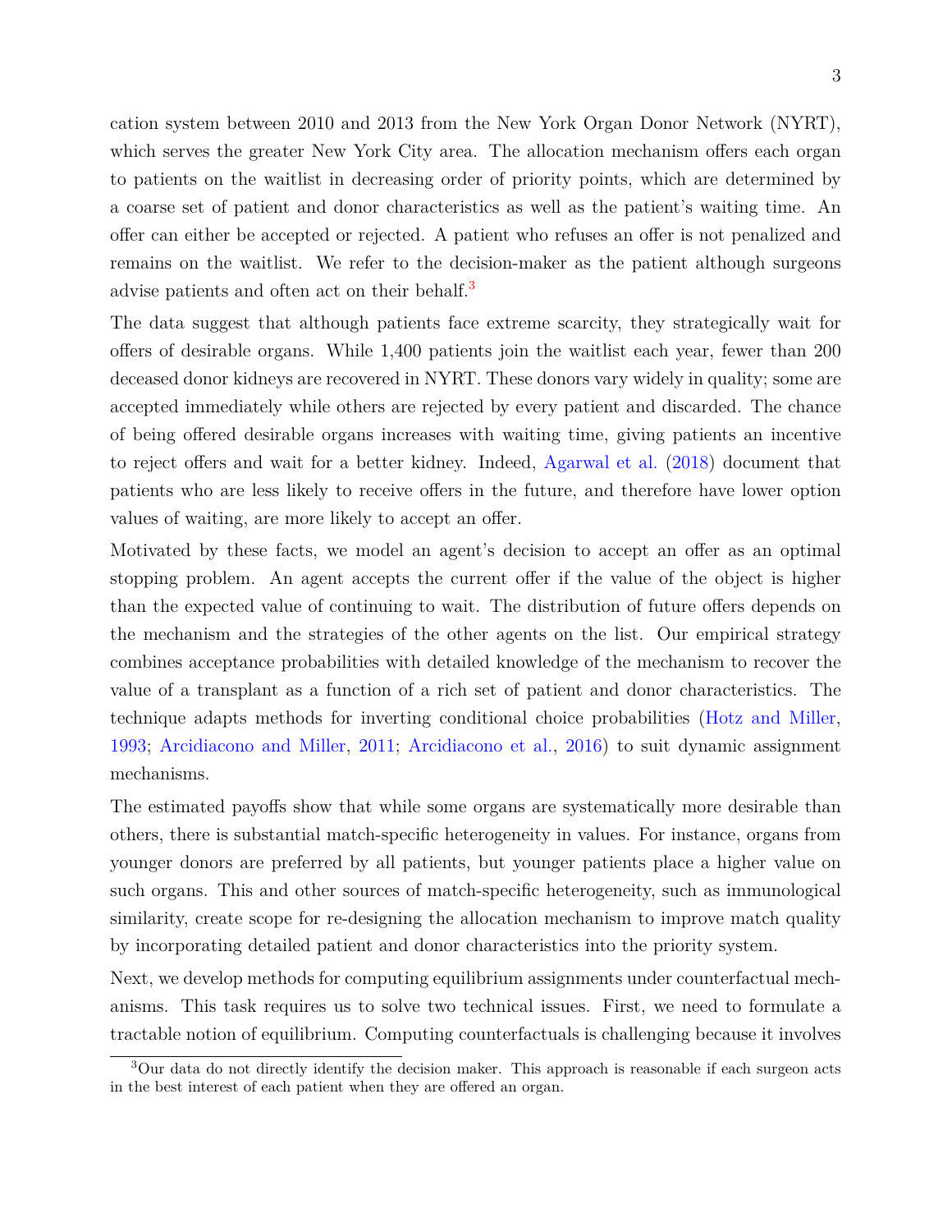cation system between 2010 and 2013 from the New York Organ Donor Network (NYRT), which serves the greater New York City area. The allocation mechanism offers each organ to patients on the waitlist in decreasing order of priority points, which are determined by a coarse set of patient and donor characteristics as well as the patient's waiting time. An offer can either be accepted or rejected. A patient who refuses an offer is not penalized and remains on the waitlist. We refer to the decision-maker as the patient although surgeons advise patients and often act on their behalf.[3]

The data suggest that although patients face extreme scarcity, they strategically wait for offers of desirable organs. While 1,400 patients join the waitlist each year, fewer than 200 deceased donor kidneys are recovered in NYRT. These donors vary widely in quality; some are accepted immediately while others are rejected by every patient and discarded. The chance of being offered desirable organs increases with waiting time, giving patients an incentive to reject offers and wait for a better kidney. Indeed, Agarwal et al. (2018) document that patients who are less likely to receive offers in the future, and therefore have lower option values of waiting, are more likely to accept an offer.

Motivated by these facts, we model an agent's decision to accept an offer as an optimal stopping problem. An agent accepts the current offer if the value of the object is higher than the expected value of continuing to wait. The distribution of future offers depends on the mechanism and the strategies of the other agents on the list. Our empirical strategy combines acceptance probabilities with detailed knowledge of the mechanism to recover the value of a transplant as a function of a rich set of patient and donor characteristics. The technique adapts methods for inverting conditional choice probabilities (Hotz and Miller, 1993; Arcidiacono and Miller, 2011; Arcidiacono et al., 2016) to suit dynamic assignment mechanisms.

The estimated payoffs show that while some organs are systematically more desirable than others, there is substantial match-specific heterogeneity in values. For instance, organs from younger donors are preferred by all patients, but younger patients place a higher value on such organs. This and other sources of match-specific heterogeneity, such as immunological similarity, create scope for re-designing the allocation mechanism to improve match quality by incorporating detailed patient and donor characteristics into the priority system.

Next, we develop methods for computing equilibrium assignments under counterfactual mechanisms. This task requires us to solve two technical issues. First, we need to formulate a tractable notion of equilibrium. Computing counterfactuals is challenging because it involves

[3] Our data do not directly identify the decision maker. This approach is reasonable if each surgeon acts in the best interest of each patient when they are offered an organ.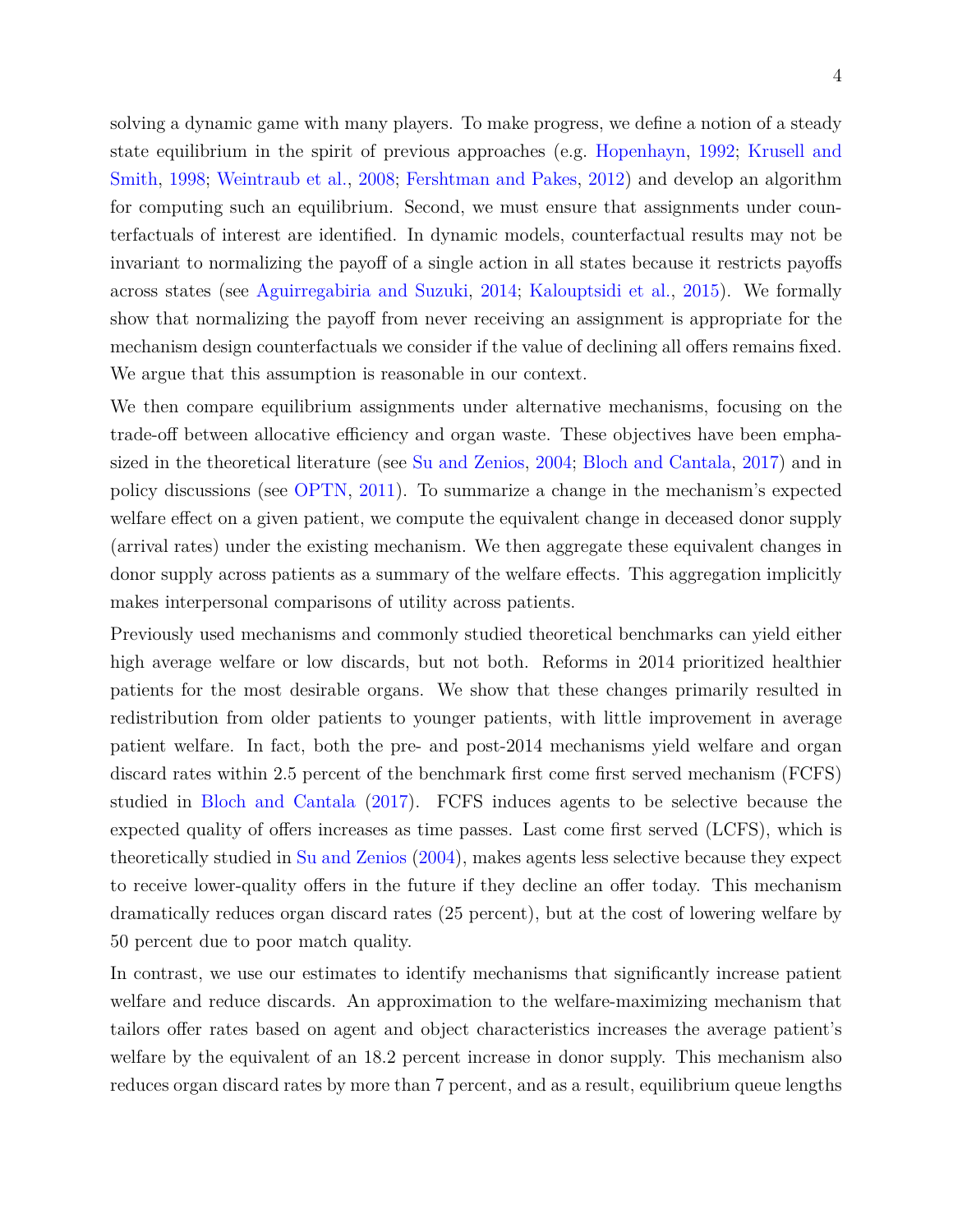solving a dynamic game with many players. To make progress, we define a notion of a steady state equilibrium in the spirit of previous approaches (e.g. Hopenhayn, 1992; Krusell and Smith, 1998; Weintraub et al., 2008; Fershtman and Pakes, 2012) and develop an algorithm for computing such an equilibrium. Second, we must ensure that assignments under counterfactuals of interest are identified. In dynamic models, counterfactual results may not be invariant to normalizing the payoff of a single action in all states because it restricts payoffs across states (see Aguirregabiria and Suzuki, 2014; Kalouptsidi et al., 2015). We formally show that normalizing the payoff from never receiving an assignment is appropriate for the mechanism design counterfactuals we consider if the value of declining all offers remains fixed. We argue that this assumption is reasonable in our context.

We then compare equilibrium assignments under alternative mechanisms, focusing on the trade-off between allocative efficiency and organ waste. These objectives have been emphasized in the theoretical literature (see Su and Zenios, 2004; Bloch and Cantala, 2017) and in policy discussions (see OPTN, 2011). To summarize a change in the mechanism's expected welfare effect on a given patient, we compute the equivalent change in deceased donor supply (arrival rates) under the existing mechanism. We then aggregate these equivalent changes in donor supply across patients as a summary of the welfare effects. This aggregation implicitly makes interpersonal comparisons of utility across patients.

Previously used mechanisms and commonly studied theoretical benchmarks can yield either high average welfare or low discards, but not both. Reforms in 2014 prioritized healthier patients for the most desirable organs. We show that these changes primarily resulted in redistribution from older patients to younger patients, with little improvement in average patient welfare. In fact, both the pre- and post-2014 mechanisms yield welfare and organ discard rates within 2.5 percent of the benchmark first come first served mechanism (FCFS) studied in Bloch and Cantala (2017). FCFS induces agents to be selective because the expected quality of offers increases as time passes. Last come first served (LCFS), which is theoretically studied in Su and Zenios (2004), makes agents less selective because they expect to receive lower-quality offers in the future if they decline an offer today. This mechanism dramatically reduces organ discard rates (25 percent), but at the cost of lowering welfare by 50 percent due to poor match quality.

In contrast, we use our estimates to identify mechanisms that significantly increase patient welfare and reduce discards. An approximation to the welfare-maximizing mechanism that tailors offer rates based on agent and object characteristics increases the average patient's welfare by the equivalent of an 18.2 percent increase in donor supply. This mechanism also reduces organ discard rates by more than 7 percent, and as a result, equilibrium queue lengths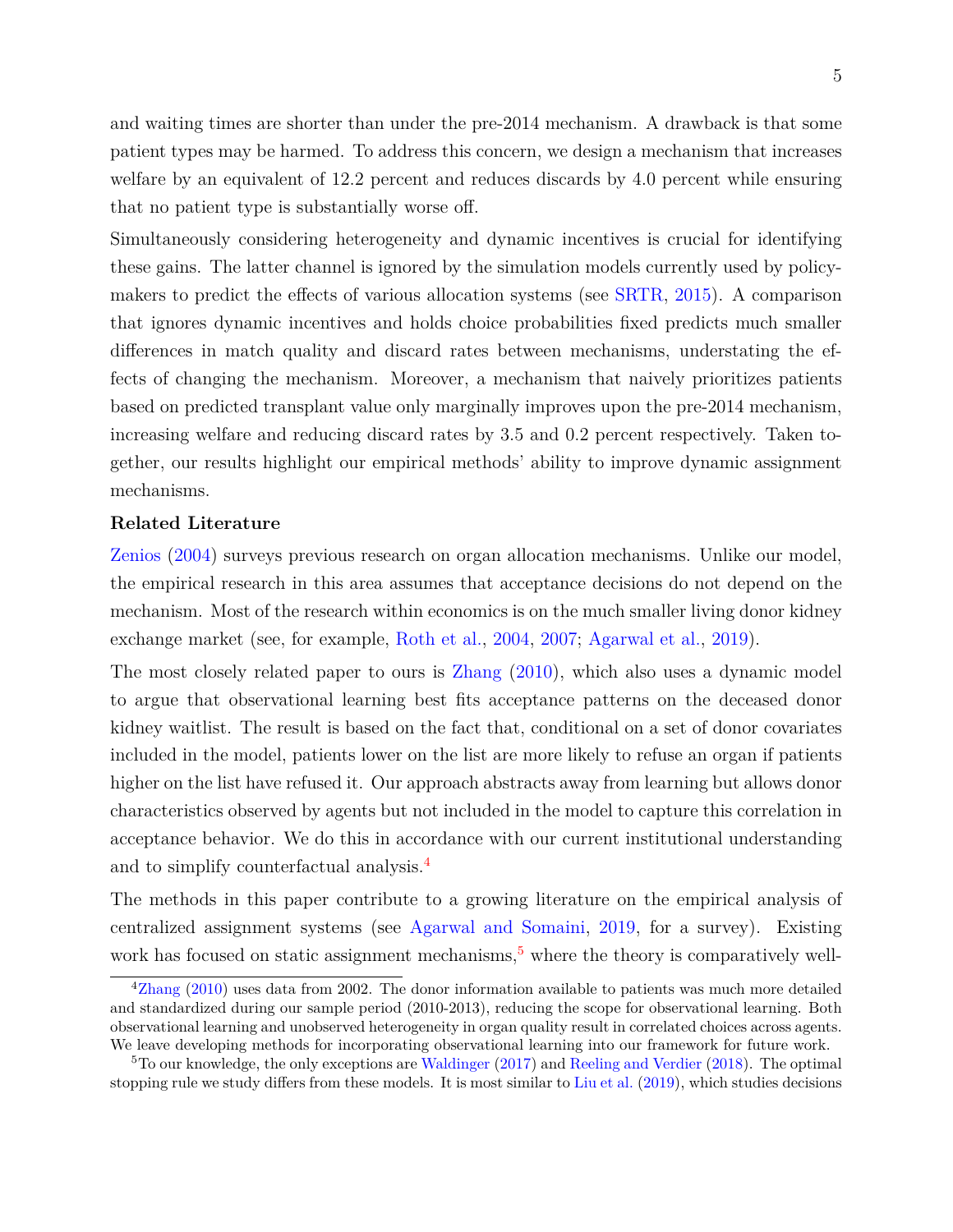and waiting times are shorter than under the pre-2014 mechanism. A drawback is that some patient types may be harmed. To address this concern, we design a mechanism that increases welfare by an equivalent of 12.2 percent and reduces discards by 4.0 percent while ensuring that no patient type is substantially worse off.

Simultaneously considering heterogeneity and dynamic incentives is crucial for identifying these gains. The latter channel is ignored by the simulation models currently used by policymakers to predict the effects of various allocation systems (see SRTR, 2015). A comparison that ignores dynamic incentives and holds choice probabilities fixed predicts much smaller differences in match quality and discard rates between mechanisms, understating the effects of changing the mechanism. Moreover, a mechanism that naively prioritizes patients based on predicted transplant value only marginally improves upon the pre-2014 mechanism, increasing welfare and reducing discard rates by 3.5 and 0.2 percent respectively. Taken together, our results highlight our empirical methods' ability to improve dynamic assignment mechanisms.

**Related Literature**

Zenios (2004) surveys previous research on organ allocation mechanisms. Unlike our model, the empirical research in this area assumes that acceptance decisions do not depend on the mechanism. Most of the research within economics is on the much smaller living donor kidney exchange market (see, for example, Roth et al., 2004, 2007; Agarwal et al., 2019).

The most closely related paper to ours is Zhang (2010), which also uses a dynamic model to argue that observational learning best fits acceptance patterns on the deceased donor kidney waitlist. The result is based on the fact that, conditional on a set of donor covariates included in the model, patients lower on the list are more likely to refuse an organ if patients higher on the list have refused it. Our approach abstracts away from learning but allows donor characteristics observed by agents but not included in the model to capture this correlation in acceptance behavior. We do this in accordance with our current institutional understanding and to simplify counterfactual analysis.[4]

The methods in this paper contribute to a growing literature on the empirical analysis of centralized assignment systems (see Agarwal and Somaini, 2019, for a survey). Existing work has focused on static assignment mechanisms,[5] where the theory is comparatively well-

---

[4] Zhang (2010) uses data from 2002. The donor information available to patients was much more detailed and standardized during our sample period (2010-2013), reducing the scope for observational learning. Both observational learning and unobserved heterogeneity in organ quality result in correlated choices across agents. We leave developing methods for incorporating observational learning into our framework for future work.

[5] To our knowledge, the only exceptions are Waldinger (2017) and Reeling and Verdier (2018). The optimal stopping rule we study differs from these models. It is most similar to Liu et al. (2019), which studies decisions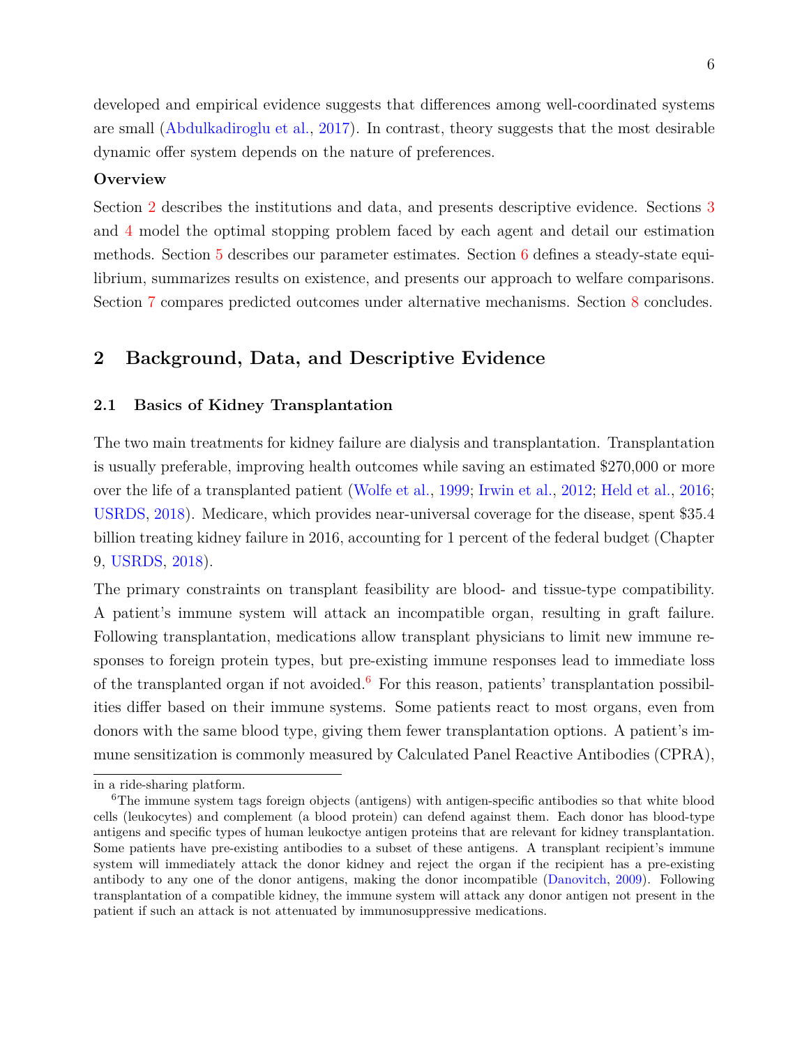developed and empirical evidence suggests that differences among well-coordinated systems are small (Abdulkadiroglu et al., 2017). In contrast, theory suggests that the most desirable dynamic offer system depends on the nature of preferences.

**Overview**

Section 2 describes the institutions and data, and presents descriptive evidence. Sections 3 and 4 model the optimal stopping problem faced by each agent and detail our estimation methods. Section 5 describes our parameter estimates. Section 6 defines a steady-state equilibrium, summarizes results on existence, and presents our approach to welfare comparisons. Section 7 compares predicted outcomes under alternative mechanisms. Section 8 concludes.

## 2 Background, Data, and Descriptive Evidence

### 2.1 Basics of Kidney Transplantation

The two main treatments for kidney failure are dialysis and transplantation. Transplantation is usually preferable, improving health outcomes while saving an estimated $270,000 or more over the life of a transplanted patient (Wolfe et al., 1999; Irwin et al., 2012; Held et al., 2016; USRDS, 2018). Medicare, which provides near-universal coverage for the disease, spent $35.4 billion treating kidney failure in 2016, accounting for 1 percent of the federal budget (Chapter 9, USRDS, 2018).

The primary constraints on transplant feasibility are blood- and tissue-type compatibility. A patient's immune system will attack an incompatible organ, resulting in graft failure. Following transplantation, medications allow transplant physicians to limit new immune responses to foreign protein types, but pre-existing immune responses lead to immediate loss of the transplanted organ if not avoided.[6] For this reason, patients' transplantation possibilities differ based on their immune systems. Some patients react to most organs, even from donors with the same blood type, giving them fewer transplantation options. A patient's immune sensitization is commonly measured by Calculated Panel Reactive Antibodies (CPRA),

---

in a ride-sharing platform.

[6] The immune system tags foreign objects (antigens) with antigen-specific antibodies so that white blood cells (leukocytes) and complement (a blood protein) can defend against them. Each donor has blood-type antigens and specific types of human leukoctye antigen proteins that are relevant for kidney transplantation. Some patients have pre-existing antibodies to a subset of these antigens. A transplant recipient's immune system will immediately attack the donor kidney and reject the organ if the recipient has a pre-existing antibody to any one of the donor antigens, making the donor incompatible (Danovitch, 2009). Following transplantation of a compatible kidney, the immune system will attack any donor antigen not present in the patient if such an attack is not attenuated by immunosuppressive medications.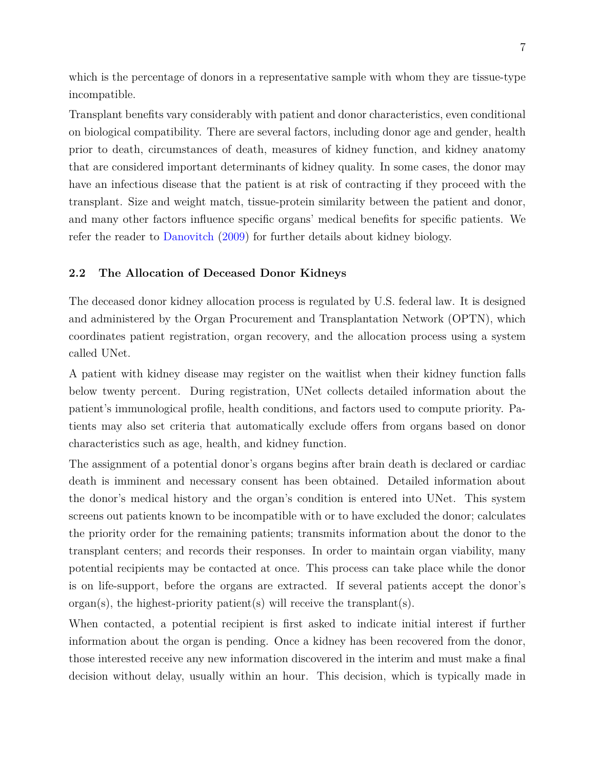which is the percentage of donors in a representative sample with whom they are tissue-type incompatible.

Transplant benefits vary considerably with patient and donor characteristics, even conditional on biological compatibility. There are several factors, including donor age and gender, health prior to death, circumstances of death, measures of kidney function, and kidney anatomy that are considered important determinants of kidney quality. In some cases, the donor may have an infectious disease that the patient is at risk of contracting if they proceed with the transplant. Size and weight match, tissue-protein similarity between the patient and donor, and many other factors influence specific organs' medical benefits for specific patients. We refer the reader to Danovitch (2009) for further details about kidney biology.

### 2.2 The Allocation of Deceased Donor Kidneys

The deceased donor kidney allocation process is regulated by U.S. federal law. It is designed and administered by the Organ Procurement and Transplantation Network (OPTN), which coordinates patient registration, organ recovery, and the allocation process using a system called UNet.

A patient with kidney disease may register on the waitlist when their kidney function falls below twenty percent. During registration, UNet collects detailed information about the patient's immunological profile, health conditions, and factors used to compute priority. Patients may also set criteria that automatically exclude offers from organs based on donor characteristics such as age, health, and kidney function.

The assignment of a potential donor's organs begins after brain death is declared or cardiac death is imminent and necessary consent has been obtained. Detailed information about the donor's medical history and the organ's condition is entered into UNet. This system screens out patients known to be incompatible with or to have excluded the donor; calculates the priority order for the remaining patients; transmits information about the donor to the transplant centers; and records their responses. In order to maintain organ viability, many potential recipients may be contacted at once. This process can take place while the donor is on life-support, before the organs are extracted. If several patients accept the donor's organ(s), the highest-priority patient(s) will receive the transplant(s).

When contacted, a potential recipient is first asked to indicate initial interest if further information about the organ is pending. Once a kidney has been recovered from the donor, those interested receive any new information discovered in the interim and must make a final decision without delay, usually within an hour. This decision, which is typically made in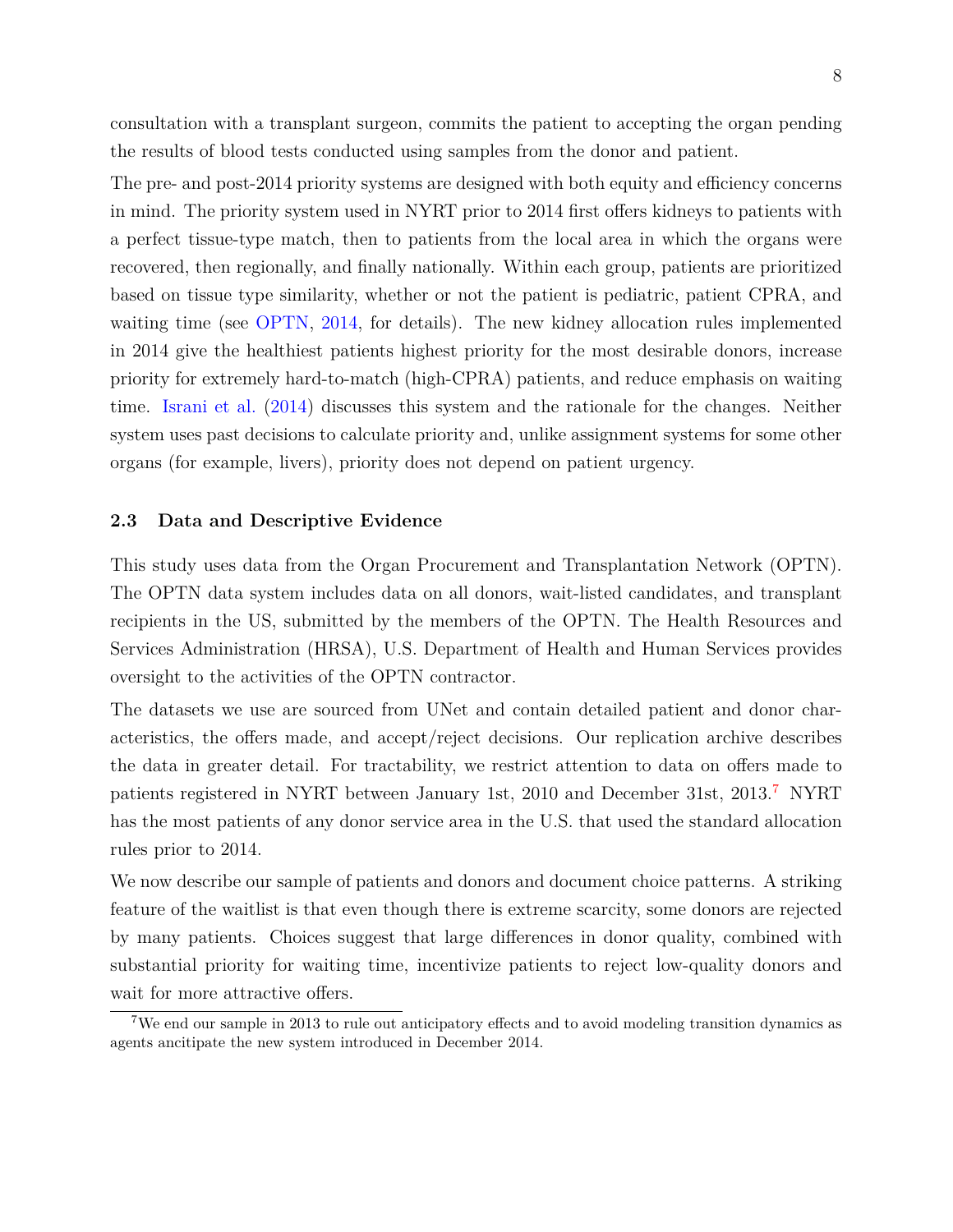consultation with a transplant surgeon, commits the patient to accepting the organ pending the results of blood tests conducted using samples from the donor and patient.

The pre- and post-2014 priority systems are designed with both equity and efficiency concerns in mind. The priority system used in NYRT prior to 2014 first offers kidneys to patients with a perfect tissue-type match, then to patients from the local area in which the organs were recovered, then regionally, and finally nationally. Within each group, patients are prioritized based on tissue type similarity, whether or not the patient is pediatric, patient CPRA, and waiting time (see OPTN, 2014, for details). The new kidney allocation rules implemented in 2014 give the healthiest patients highest priority for the most desirable donors, increase priority for extremely hard-to-match (high-CPRA) patients, and reduce emphasis on waiting time. Israni et al. (2014) discusses this system and the rationale for the changes. Neither system uses past decisions to calculate priority and, unlike assignment systems for some other organs (for example, livers), priority does not depend on patient urgency.

### 2.3 Data and Descriptive Evidence

This study uses data from the Organ Procurement and Transplantation Network (OPTN). The OPTN data system includes data on all donors, wait-listed candidates, and transplant recipients in the US, submitted by the members of the OPTN. The Health Resources and Services Administration (HRSA), U.S. Department of Health and Human Services provides oversight to the activities of the OPTN contractor.

The datasets we use are sourced from UNet and contain detailed patient and donor characteristics, the offers made, and accept/reject decisions. Our replication archive describes the data in greater detail. For tractability, we restrict attention to data on offers made to patients registered in NYRT between January 1st, 2010 and December 31st, 2013.[7] NYRT has the most patients of any donor service area in the U.S. that used the standard allocation rules prior to 2014.

We now describe our sample of patients and donors and document choice patterns. A striking feature of the waitlist is that even though there is extreme scarcity, some donors are rejected by many patients. Choices suggest that large differences in donor quality, combined with substantial priority for waiting time, incentivize patients to reject low-quality donors and wait for more attractive offers.

[7] We end our sample in 2013 to rule out anticipatory effects and to avoid modeling transition dynamics as agents ancitipate the new system introduced in December 2014.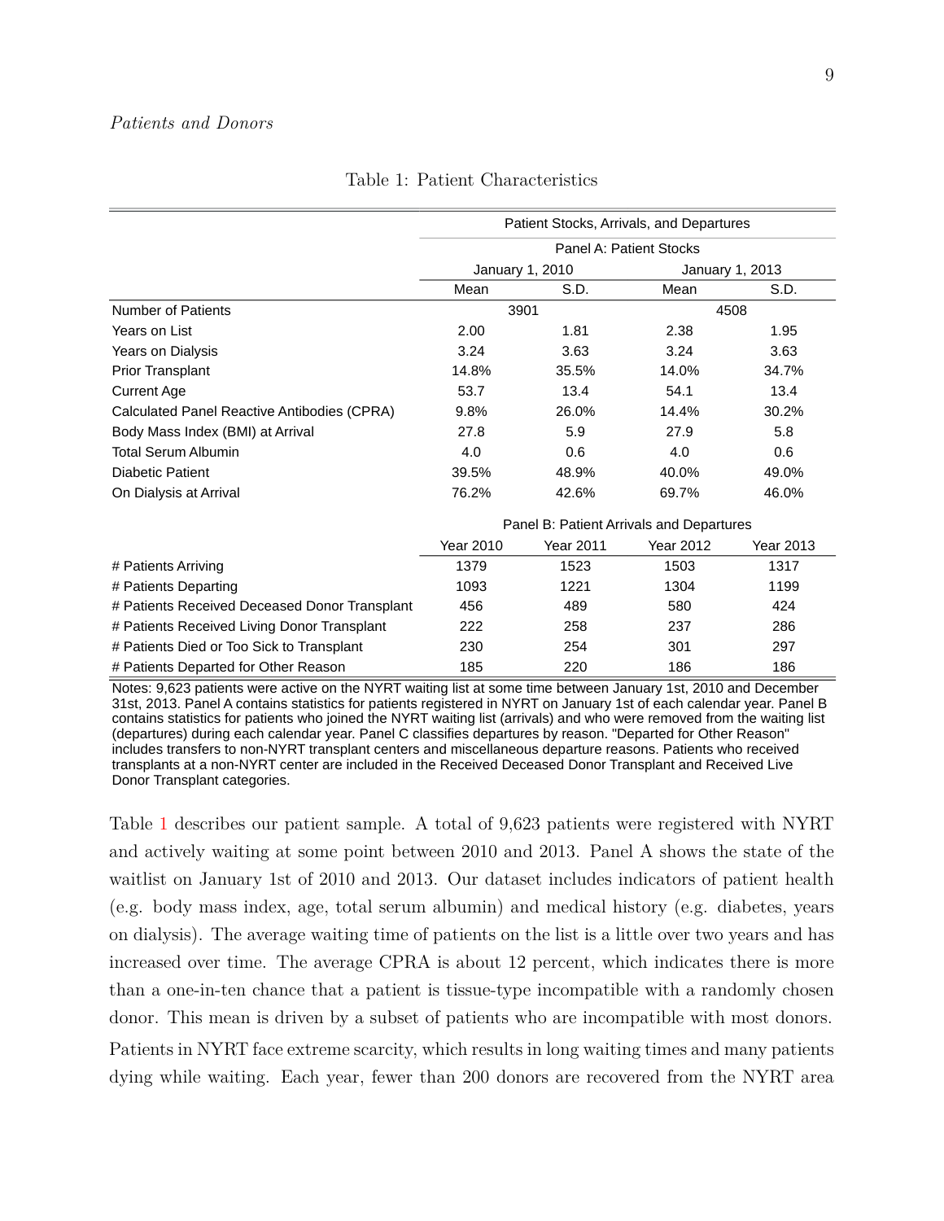*Patients and Donors*

Table 1: Patient Characteristics

| | Patient Stocks, Arrivals, and Departures | | | |
|---|---|---|---|---|
| | Panel A: Patient Stocks | | | |
| | January 1, 2010 | | January 1, 2013 | |
| | Mean | S.D. | Mean | S.D. |
| Number of Patients | 3901 | | 4508 | |
| Years on List | 2.00 | 1.81 | 2.38 | 1.95 |
| Years on Dialysis | 3.24 | 3.63 | 3.24 | 3.63 |
| Prior Transplant | 14.8% | 35.5% | 14.0% | 34.7% |
| Current Age | 53.7 | 13.4 | 54.1 | 13.4 |
| Calculated Panel Reactive Antibodies (CPRA) | 9.8% | 26.0% | 14.4% | 30.2% |
| Body Mass Index (BMI) at Arrival | 27.8 | 5.9 | 27.9 | 5.8 |
| Total Serum Albumin | 4.0 | 0.6 | 4.0 | 0.6 |
| Diabetic Patient | 39.5% | 48.9% | 40.0% | 49.0% |
| On Dialysis at Arrival | 76.2% | 42.6% | 69.7% | 46.0% |
| | Panel B: Patient Arrivals and Departures | | | |
| | Year 2010 | Year 2011 | Year 2012 | Year 2013 |
| # Patients Arriving | 1379 | 1523 | 1503 | 1317 |
| # Patients Departing | 1093 | 1221 | 1304 | 1199 |
| # Patients Received Deceased Donor Transplant | 456 | 489 | 580 | 424 |
| # Patients Received Living Donor Transplant | 222 | 258 | 237 | 286 |
| # Patients Died or Too Sick to Transplant | 230 | 254 | 301 | 297 |
| # Patients Departed for Other Reason | 185 | 220 | 186 | 186 |

Notes: 9,623 patients were active on the NYRT waiting list at some time between January 1st, 2010 and December 31st, 2013. Panel A contains statistics for patients registered in NYRT on January 1st of each calendar year. Panel B contains statistics for patients who joined the NYRT waiting list (arrivals) and who were removed from the waiting list (departures) during each calendar year. Panel C classifies departures by reason. "Departed for Other Reason" includes transfers to non-NYRT transplant centers and miscellaneous departure reasons. Patients who received transplants at a non-NYRT center are included in the Received Deceased Donor Transplant and Received Live Donor Transplant categories.

Table 1 describes our patient sample. A total of 9,623 patients were registered with NYRT and actively waiting at some point between 2010 and 2013. Panel A shows the state of the waitlist on January 1st of 2010 and 2013. Our dataset includes indicators of patient health (e.g. body mass index, age, total serum albumin) and medical history (e.g. diabetes, years on dialysis). The average waiting time of patients on the list is a little over two years and has increased over time. The average CPRA is about 12 percent, which indicates there is more than a one-in-ten chance that a patient is tissue-type incompatible with a randomly chosen donor. This mean is driven by a subset of patients who are incompatible with most donors.

Patients in NYRT face extreme scarcity, which results in long waiting times and many patients dying while waiting. Each year, fewer than 200 donors are recovered from the NYRT area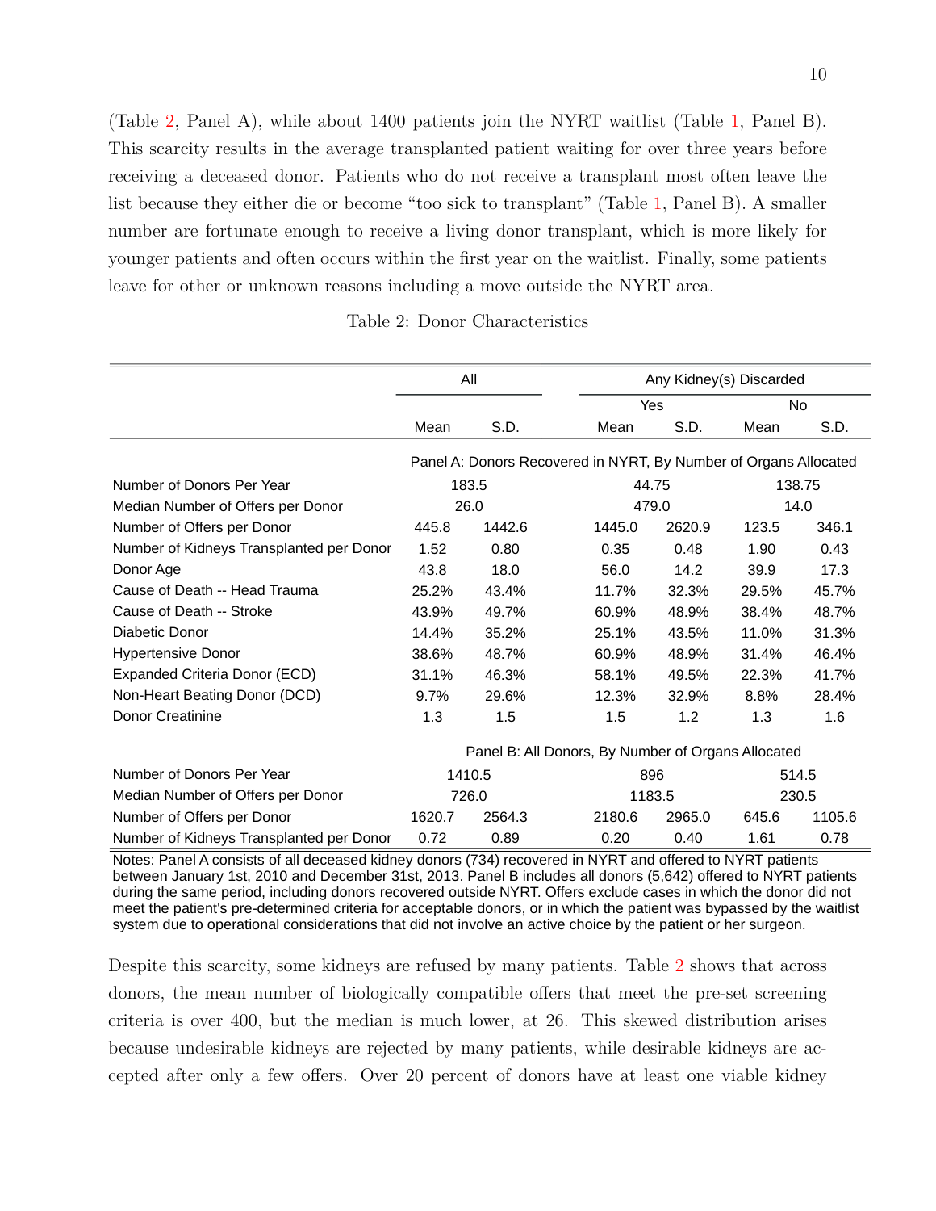(Table 2, Panel A), while about 1400 patients join the NYRT waitlist (Table 1, Panel B). This scarcity results in the average transplanted patient waiting for over three years before receiving a deceased donor. Patients who do not receive a transplant most often leave the list because they either die or become "too sick to transplant" (Table 1, Panel B). A smaller number are fortunate enough to receive a living donor transplant, which is more likely for younger patients and often occurs within the first year on the waitlist. Finally, some patients leave for other or unknown reasons including a move outside the NYRT area.

Table 2: Donor Characteristics

| | All | | Any Kidney(s) Discarded | | | |
|---|---|---|---|---|---|---|
| | | | Yes | | No | |
| | Mean | S.D. | Mean | S.D. | Mean | S.D. |
| **Panel A: Donors Recovered in NYRT, By Number of Organs Allocated** | | | | | | |
| Number of Donors Per Year | 183.5 | | 44.75 | | 138.75 | |
| Median Number of Offers per Donor | 26.0 | | 479.0 | | 14.0 | |
| Number of Offers per Donor | 445.8 | 1442.6 | 1445.0 | 2620.9 | 123.5 | 346.1 |
| Number of Kidneys Transplanted per Donor | 1.52 | 0.80 | 0.35 | 0.48 | 1.90 | 0.43 |
| Donor Age | 43.8 | 18.0 | 56.0 | 14.2 | 39.9 | 17.3 |
| Cause of Death -- Head Trauma | 25.2% | 43.4% | 11.7% | 32.3% | 29.5% | 45.7% |
| Cause of Death -- Stroke | 43.9% | 49.7% | 60.9% | 48.9% | 38.4% | 48.7% |
| Diabetic Donor | 14.4% | 35.2% | 25.1% | 43.5% | 11.0% | 31.3% |
| Hypertensive Donor | 38.6% | 48.7% | 60.9% | 48.9% | 31.4% | 46.4% |
| Expanded Criteria Donor (ECD) | 31.1% | 46.3% | 58.1% | 49.5% | 22.3% | 41.7% |
| Non-Heart Beating Donor (DCD) | 9.7% | 29.6% | 12.3% | 32.9% | 8.8% | 28.4% |
| Donor Creatinine | 1.3 | 1.5 | 1.5 | 1.2 | 1.3 | 1.6 |
| **Panel B: All Donors, By Number of Organs Allocated** | | | | | | |
| Number of Donors Per Year | 1410.5 | | 896 | | 514.5 | |
| Median Number of Offers per Donor | 726.0 | | 1183.5 | | 230.5 | |
| Number of Offers per Donor | 1620.7 | 2564.3 | 2180.6 | 2965.0 | 645.6 | 1105.6 |
| Number of Kidneys Transplanted per Donor | 0.72 | 0.89 | 0.20 | 0.40 | 1.61 | 0.78 |

Notes: Panel A consists of all deceased kidney donors (734) recovered in NYRT and offered to NYRT patients between January 1st, 2010 and December 31st, 2013. Panel B includes all donors (5,642) offered to NYRT patients during the same period, including donors recovered outside NYRT. Offers exclude cases in which the donor did not meet the patient's pre-determined criteria for acceptable donors, or in which the patient was bypassed by the waitlist system due to operational considerations that did not involve an active choice by the patient or her surgeon.

Despite this scarcity, some kidneys are refused by many patients. Table 2 shows that across donors, the mean number of biologically compatible offers that meet the pre-set screening criteria is over 400, but the median is much lower, at 26. This skewed distribution arises because undesirable kidneys are rejected by many patients, while desirable kidneys are accepted after only a few offers. Over 20 percent of donors have at least one viable kidney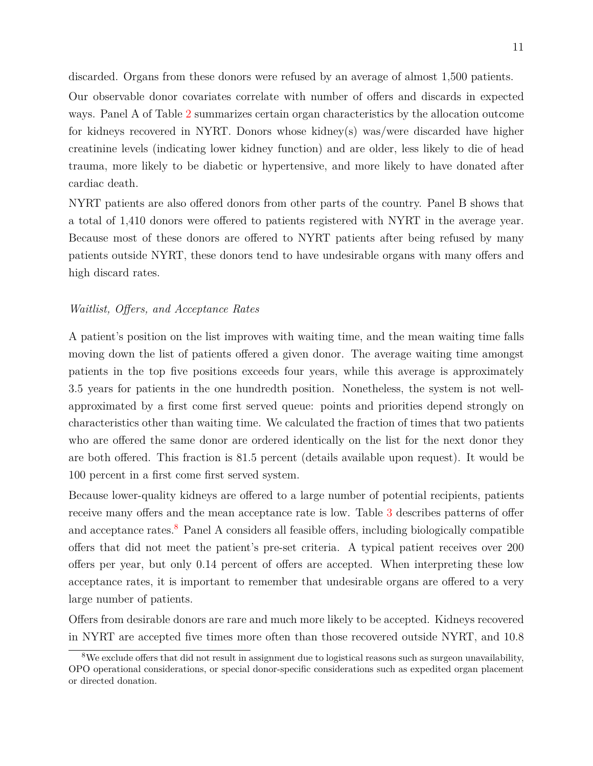discarded. Organs from these donors were refused by an average of almost 1,500 patients.

Our observable donor covariates correlate with number of offers and discards in expected ways. Panel A of Table 2 summarizes certain organ characteristics by the allocation outcome for kidneys recovered in NYRT. Donors whose kidney(s) was/were discarded have higher creatinine levels (indicating lower kidney function) and are older, less likely to die of head trauma, more likely to be diabetic or hypertensive, and more likely to have donated after cardiac death.

NYRT patients are also offered donors from other parts of the country. Panel B shows that a total of 1,410 donors were offered to patients registered with NYRT in the average year. Because most of these donors are offered to NYRT patients after being refused by many patients outside NYRT, these donors tend to have undesirable organs with many offers and high discard rates.

*Waitlist, Offers, and Acceptance Rates*

A patient's position on the list improves with waiting time, and the mean waiting time falls moving down the list of patients offered a given donor. The average waiting time amongst patients in the top five positions exceeds four years, while this average is approximately 3.5 years for patients in the one hundredth position. Nonetheless, the system is not well-approximated by a first come first served queue: points and priorities depend strongly on characteristics other than waiting time. We calculated the fraction of times that two patients who are offered the same donor are ordered identically on the list for the next donor they are both offered. This fraction is 81.5 percent (details available upon request). It would be 100 percent in a first come first served system.

Because lower-quality kidneys are offered to a large number of potential recipients, patients receive many offers and the mean acceptance rate is low. Table 3 describes patterns of offer and acceptance rates.[8] Panel A considers all feasible offers, including biologically compatible offers that did not meet the patient's pre-set criteria. A typical patient receives over 200 offers per year, but only 0.14 percent of offers are accepted. When interpreting these low acceptance rates, it is important to remember that undesirable organs are offered to a very large number of patients.

Offers from desirable donors are rare and much more likely to be accepted. Kidneys recovered in NYRT are accepted five times more often than those recovered outside NYRT, and 10.8

[8] We exclude offers that did not result in assignment due to logistical reasons such as surgeon unavailability, OPO operational considerations, or special donor-specific considerations such as expedited organ placement or directed donation.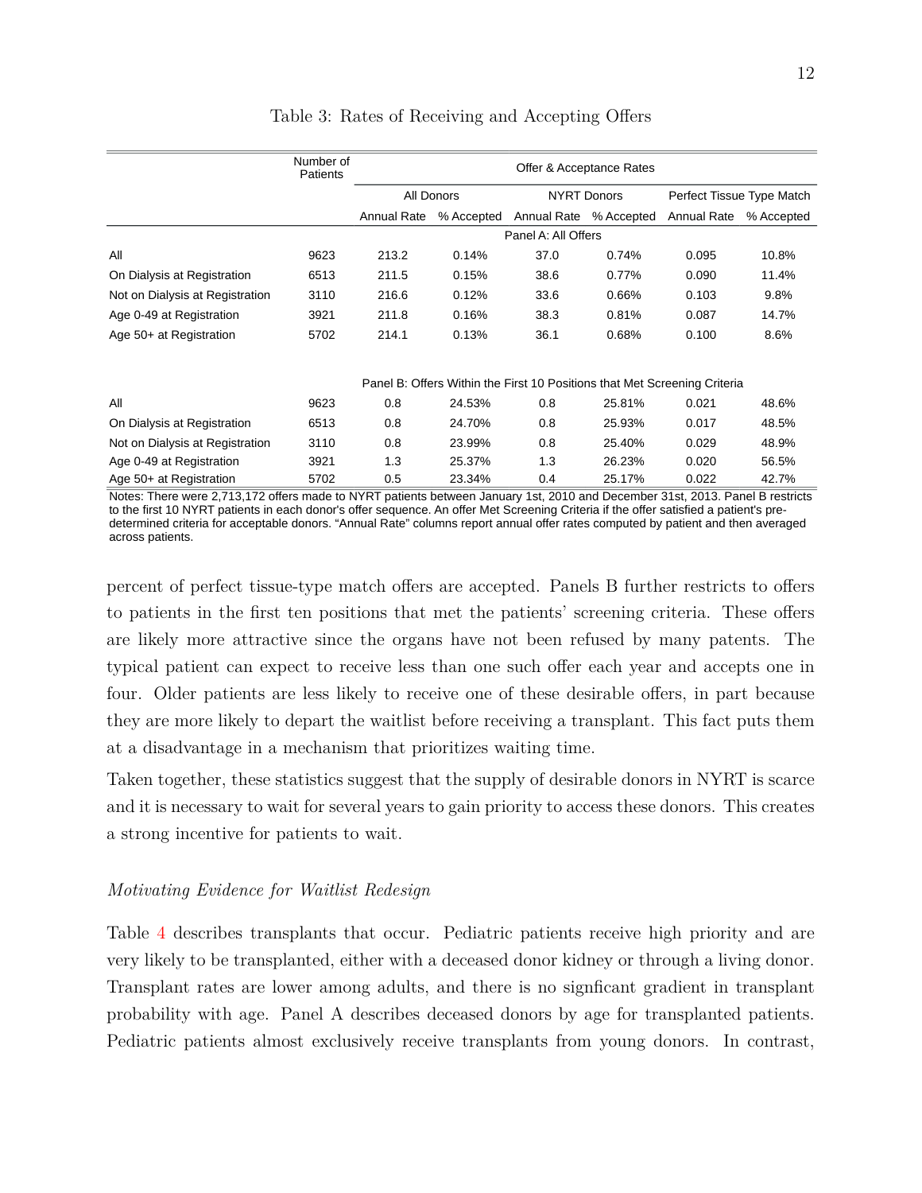Table 3: Rates of Receiving and Accepting Offers

| | Number of Patients | Offer & Acceptance Rates | | | | | |
|---|---|---|---|---|---|---|---|
| | | All Donors | | NYRT Donors | | Perfect Tissue Type Match | |
| | | Annual Rate | % Accepted | Annual Rate | % Accepted | Annual Rate | % Accepted |
| | | Panel A: All Offers | | | | | |
| All | 9623 | 213.2 | 0.14% | 37.0 | 0.74% | 0.095 | 10.8% |
| On Dialysis at Registration | 6513 | 211.5 | 0.15% | 38.6 | 0.77% | 0.090 | 11.4% |
| Not on Dialysis at Registration | 3110 | 216.6 | 0.12% | 33.6 | 0.66% | 0.103 | 9.8% |
| Age 0-49 at Registration | 3921 | 211.8 | 0.16% | 38.3 | 0.81% | 0.087 | 14.7% |
| Age 50+ at Registration | 5702 | 214.1 | 0.13% | 36.1 | 0.68% | 0.100 | 8.6% |
| | | Panel B: Offers Within the First 10 Positions that Met Screening Criteria | | | | | |
| All | 9623 | 0.8 | 24.53% | 0.8 | 25.81% | 0.021 | 48.6% |
| On Dialysis at Registration | 6513 | 0.8 | 24.70% | 0.8 | 25.93% | 0.017 | 48.5% |
| Not on Dialysis at Registration | 3110 | 0.8 | 23.99% | 0.8 | 25.40% | 0.029 | 48.9% |
| Age 0-49 at Registration | 3921 | 1.3 | 25.37% | 1.3 | 26.23% | 0.020 | 56.5% |
| Age 50+ at Registration | 5702 | 0.5 | 23.34% | 0.4 | 25.17% | 0.022 | 42.7% |

Notes: There were 2,713,172 offers made to NYRT patients between January 1st, 2010 and December 31st, 2013. Panel B restricts to the first 10 NYRT patients in each donor's offer sequence. An offer Met Screening Criteria if the offer satisfied a patient's pre-determined criteria for acceptable donors. "Annual Rate" columns report annual offer rates computed by patient and then averaged across patients.

percent of perfect tissue-type match offers are accepted. Panels B further restricts to offers to patients in the first ten positions that met the patients' screening criteria. These offers are likely more attractive since the organs have not been refused by many patents. The typical patient can expect to receive less than one such offer each year and accepts one in four. Older patients are less likely to receive one of these desirable offers, in part because they are more likely to depart the waitlist before receiving a transplant. This fact puts them at a disadvantage in a mechanism that prioritizes waiting time.

Taken together, these statistics suggest that the supply of desirable donors in NYRT is scarce and it is necessary to wait for several years to gain priority to access these donors. This creates a strong incentive for patients to wait.

*Motivating Evidence for Waitlist Redesign*

Table 4 describes transplants that occur. Pediatric patients receive high priority and are very likely to be transplanted, either with a deceased donor kidney or through a living donor. Transplant rates are lower among adults, and there is no signficant gradient in transplant probability with age. Panel A describes deceased donors by age for transplanted patients. Pediatric patients almost exclusively receive transplants from young donors. In contrast,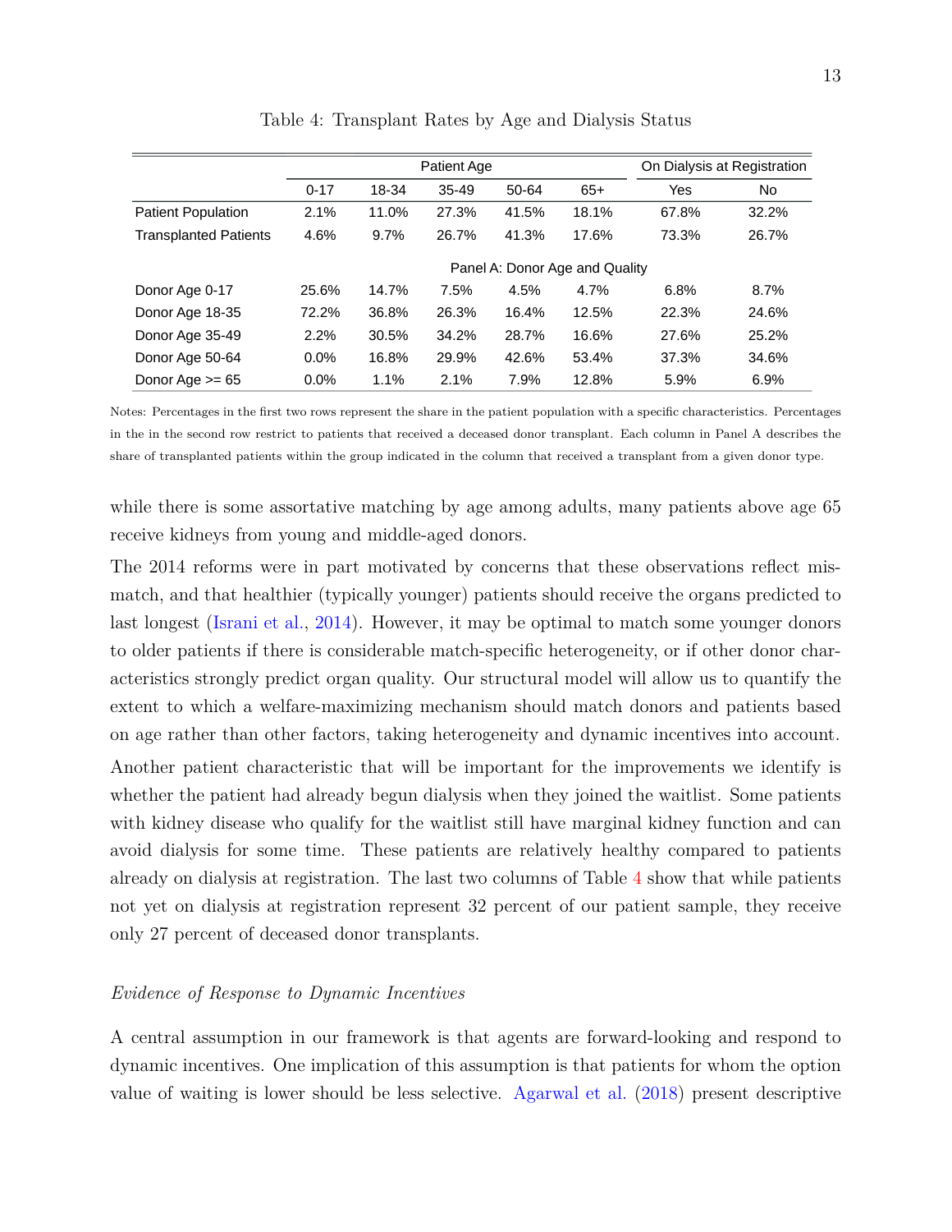Table 4: Transplant Rates by Age and Dialysis Status

| | Patient Age | | | | | On Dialysis at Registration | |
|---|---|---|---|---|---|---|---|
| | 0-17 | 18-34 | 35-49 | 50-64 | 65+ | Yes | No |
| Patient Population | 2.1% | 11.0% | 27.3% | 41.5% | 18.1% | 67.8% | 32.2% |
| Transplanted Patients | 4.6% | 9.7% | 26.7% | 41.3% | 17.6% | 73.3% | 26.7% |
| | Panel A: Donor Age and Quality | | | | | | |
| Donor Age 0-17 | 25.6% | 14.7% | 7.5% | 4.5% | 4.7% | 6.8% | 8.7% |
| Donor Age 18-35 | 72.2% | 36.8% | 26.3% | 16.4% | 12.5% | 22.3% | 24.6% |
| Donor Age 35-49 | 2.2% | 30.5% | 34.2% | 28.7% | 16.6% | 27.6% | 25.2% |
| Donor Age 50-64 | 0.0% | 16.8% | 29.9% | 42.6% | 53.4% | 37.3% | 34.6% |
| Donor Age >= 65 | 0.0% | 1.1% | 2.1% | 7.9% | 12.8% | 5.9% | 6.9% |

Notes: Percentages in the first two rows represent the share in the patient population with a specific characteristics. Percentages in the in the second row restrict to patients that received a deceased donor transplant. Each column in Panel A describes the share of transplanted patients within the group indicated in the column that received a transplant from a given donor type.

while there is some assortative matching by age among adults, many patients above age 65 receive kidneys from young and middle-aged donors.

The 2014 reforms were in part motivated by concerns that these observations reflect mismatch, and that healthier (typically younger) patients should receive the organs predicted to last longest (Israni et al., 2014). However, it may be optimal to match some younger donors to older patients if there is considerable match-specific heterogeneity, or if other donor characteristics strongly predict organ quality. Our structural model will allow us to quantify the extent to which a welfare-maximizing mechanism should match donors and patients based on age rather than other factors, taking heterogeneity and dynamic incentives into account.

Another patient characteristic that will be important for the improvements we identify is whether the patient had already begun dialysis when they joined the waitlist. Some patients with kidney disease who qualify for the waitlist still have marginal kidney function and can avoid dialysis for some time. These patients are relatively healthy compared to patients already on dialysis at registration. The last two columns of Table 4 show that while patients not yet on dialysis at registration represent 32 percent of our patient sample, they receive only 27 percent of deceased donor transplants.

*Evidence of Response to Dynamic Incentives*

A central assumption in our framework is that agents are forward-looking and respond to dynamic incentives. One implication of this assumption is that patients for whom the option value of waiting is lower should be less selective. Agarwal et al. (2018) present descriptive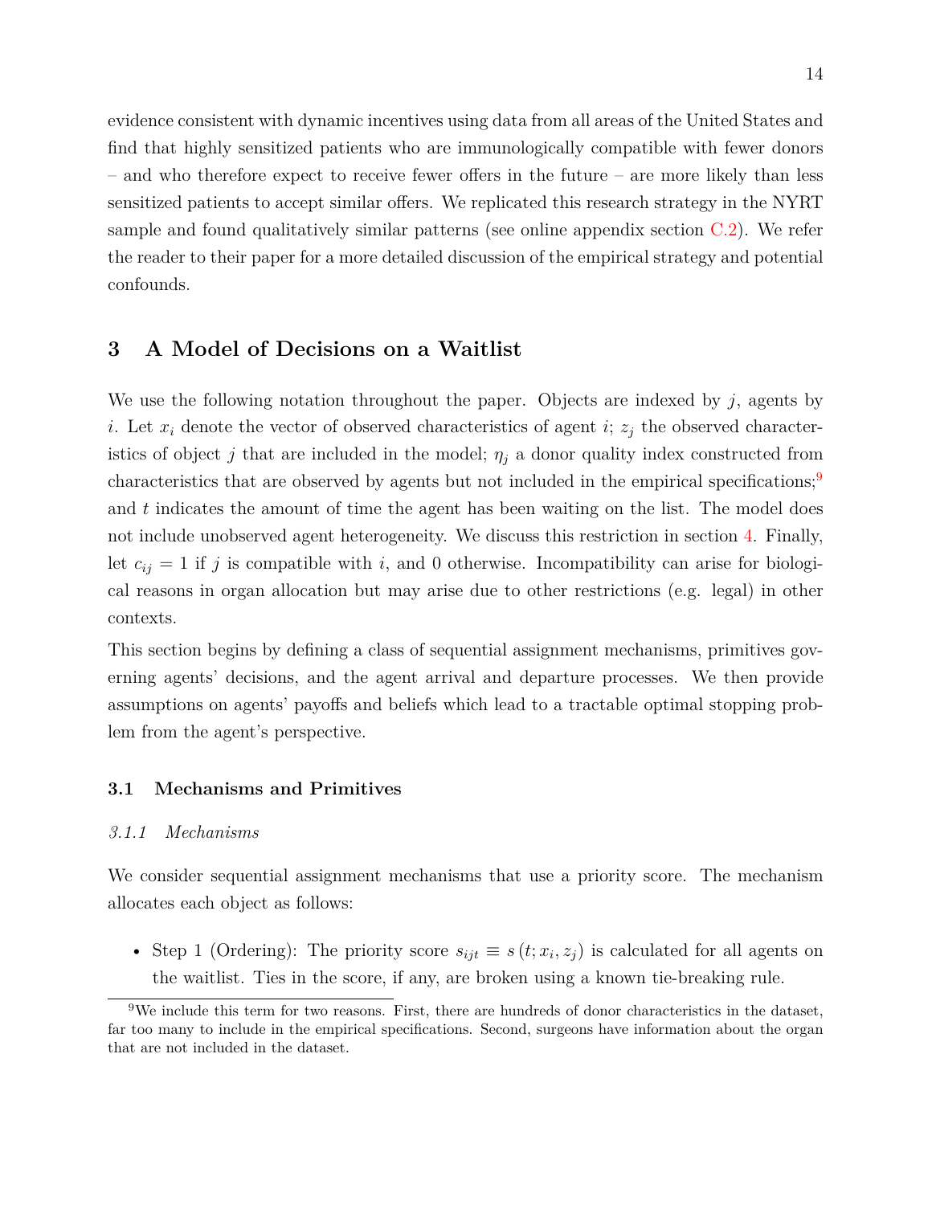evidence consistent with dynamic incentives using data from all areas of the United States and find that highly sensitized patients who are immunologically compatible with fewer donors – and who therefore expect to receive fewer offers in the future – are more likely than less sensitized patients to accept similar offers. We replicated this research strategy in the NYRT sample and found qualitatively similar patterns (see online appendix section C.2). We refer the reader to their paper for a more detailed discussion of the empirical strategy and potential confounds.

## 3 A Model of Decisions on a Waitlist

We use the following notation throughout the paper. Objects are indexed by $j$, agents by $i$. Let $x_i$ denote the vector of observed characteristics of agent $i$; $z_j$ the observed characteristics of object $j$ that are included in the model; $\eta_j$ a donor quality index constructed from characteristics that are observed by agents but not included in the empirical specifications;[9] and $t$ indicates the amount of time the agent has been waiting on the list. The model does not include unobserved agent heterogeneity. We discuss this restriction in section 4. Finally, let $c_{ij} = 1$ if $j$ is compatible with $i$, and 0 otherwise. Incompatibility can arise for biological reasons in organ allocation but may arise due to other restrictions (e.g. legal) in other contexts.

This section begins by defining a class of sequential assignment mechanisms, primitives governing agents' decisions, and the agent arrival and departure processes. We then provide assumptions on agents' payoffs and beliefs which lead to a tractable optimal stopping problem from the agent's perspective.

### 3.1 Mechanisms and Primitives

#### *3.1.1 Mechanisms*

We consider sequential assignment mechanisms that use a priority score. The mechanism allocates each object as follows:

- Step 1 (Ordering): The priority score $s_{ijt} \equiv s\left(t; x_i, z_j\right)$ is calculated for all agents on the waitlist. Ties in the score, if any, are broken using a known tie-breaking rule.

[9] We include this term for two reasons. First, there are hundreds of donor characteristics in the dataset, far too many to include in the empirical specifications. Second, surgeons have information about the organ that are not included in the dataset.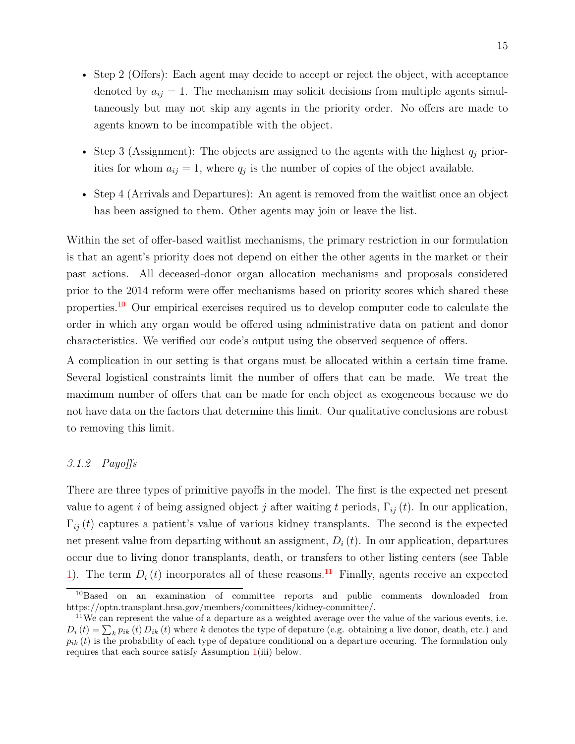- Step 2 (Offers): Each agent may decide to accept or reject the object, with acceptance denoted by $a_{ij} = 1$. The mechanism may solicit decisions from multiple agents simultaneously but may not skip any agents in the priority order. No offers are made to agents known to be incompatible with the object.
- Step 3 (Assignment): The objects are assigned to the agents with the highest $q_j$ priorities for whom $a_{ij} = 1$, where $q_j$ is the number of copies of the object available.
- Step 4 (Arrivals and Departures): An agent is removed from the waitlist once an object has been assigned to them. Other agents may join or leave the list.

Within the set of offer-based waitlist mechanisms, the primary restriction in our formulation is that an agent's priority does not depend on either the other agents in the market or their past actions. All deceased-donor organ allocation mechanisms and proposals considered prior to the 2014 reform were offer mechanisms based on priority scores which shared these properties.[10] Our empirical exercises required us to develop computer code to calculate the order in which any organ would be offered using administrative data on patient and donor characteristics. We verified our code's output using the observed sequence of offers.

A complication in our setting is that organs must be allocated within a certain time frame. Several logistical constraints limit the number of offers that can be made. We treat the maximum number of offers that can be made for each object as exogeneous because we do not have data on the factors that determine this limit. Our qualitative conclusions are robust to removing this limit.

### 3.1.2 *Payoffs*

There are three types of primitive payoffs in the model. The first is the expected net present value to agent $i$ of being assigned object $j$ after waiting $t$ periods, $\Gamma_{ij}(t)$. In our application, $\Gamma_{ij}(t)$ captures a patient's value of various kidney transplants. The second is the expected net present value from departing without an assigment, $D_i(t)$. In our application, departures occur due to living donor transplants, death, or transfers to other listing centers (see Table 1). The term $D_i(t)$ incorporates all of these reasons.[11] Finally, agents receive an expected

---

[10] Based on an examination of committee reports and public comments downloaded from https://optn.transplant.hrsa.gov/members/committees/kidney-committee/.

[11] We can represent the value of a departure as a weighted average over the value of the various events, i.e. $D_i(t) = \sum_k p_{ik}(t) D_{ik}(t)$ where $k$ denotes the type of depature (e.g. obtaining a live donor, death, etc.) and $p_{ik}(t)$ is the probability of each type of depature conditional on a departure occuring. The formulation only requires that each source satisfy Assumption 1(iii) below.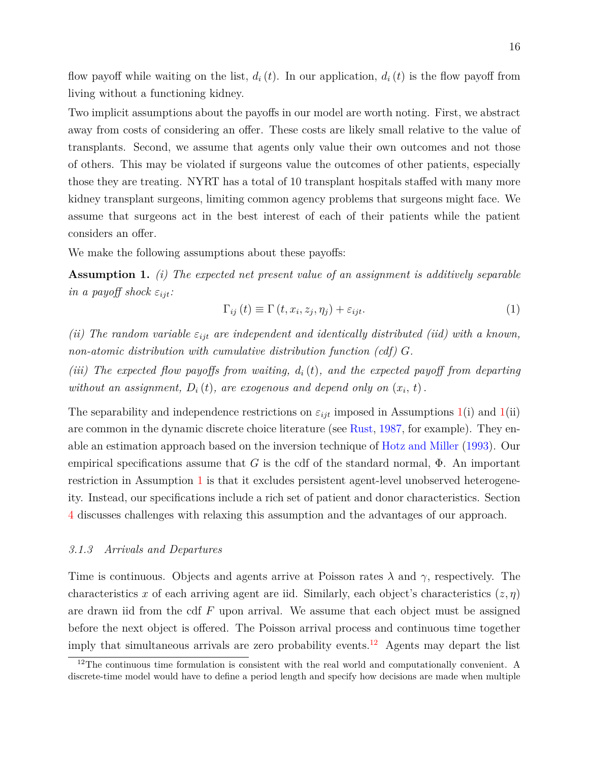flow payoff while waiting on the list, $d_i(t)$. In our application, $d_i(t)$ is the flow payoff from living without a functioning kidney.

Two implicit assumptions about the payoffs in our model are worth noting. First, we abstract away from costs of considering an offer. These costs are likely small relative to the value of transplants. Second, we assume that agents only value their own outcomes and not those of others. This may be violated if surgeons value the outcomes of other patients, especially those they are treating. NYRT has a total of 10 transplant hospitals staffed with many more kidney transplant surgeons, limiting common agency problems that surgeons might face. We assume that surgeons act in the best interest of each of their patients while the patient considers an offer.

We make the following assumptions about these payoffs:

**Assumption 1.** *(i) The expected net present value of an assignment is additively separable in a payoff shock $\varepsilon_{ijt}$:*

$$\Gamma_{ij}(t) \equiv \Gamma(t, x_i, z_j, \eta_j) + \varepsilon_{ijt}. \tag{1}$$

*(ii) The random variable $\varepsilon_{ijt}$ are independent and identically distributed (iid) with a known, non-atomic distribution with cumulative distribution function (cdf) $G$.*

*(iii) The expected flow payoffs from waiting, $d_i(t)$, and the expected payoff from departing without an assignment, $D_i(t)$, are exogenous and depend only on $(x_i, t)$.*

The separability and independence restrictions on $\varepsilon_{ijt}$ imposed in Assumptions 1(i) and 1(ii) are common in the dynamic discrete choice literature (see Rust, 1987, for example). They enable an estimation approach based on the inversion technique of Hotz and Miller (1993). Our empirical specifications assume that $G$ is the cdf of the standard normal, $\Phi$. An important restriction in Assumption 1 is that it excludes persistent agent-level unobserved heterogeneity. Instead, our specifications include a rich set of patient and donor characteristics. Section 4 discusses challenges with relaxing this assumption and the advantages of our approach.

#### *3.1.3 Arrivals and Departures*

Time is continuous. Objects and agents arrive at Poisson rates $\lambda$ and $\gamma$, respectively. The characteristics $x$ of each arriving agent are iid. Similarly, each object's characteristics $(z, \eta)$ are drawn iid from the cdf $F$ upon arrival. We assume that each object must be assigned before the next object is offered. The Poisson arrival process and continuous time together imply that simultaneous arrivals are zero probability events.[12] Agents may depart the list

[12] The continuous time formulation is consistent with the real world and computationally convenient. A discrete-time model would have to define a period length and specify how decisions are made when multiple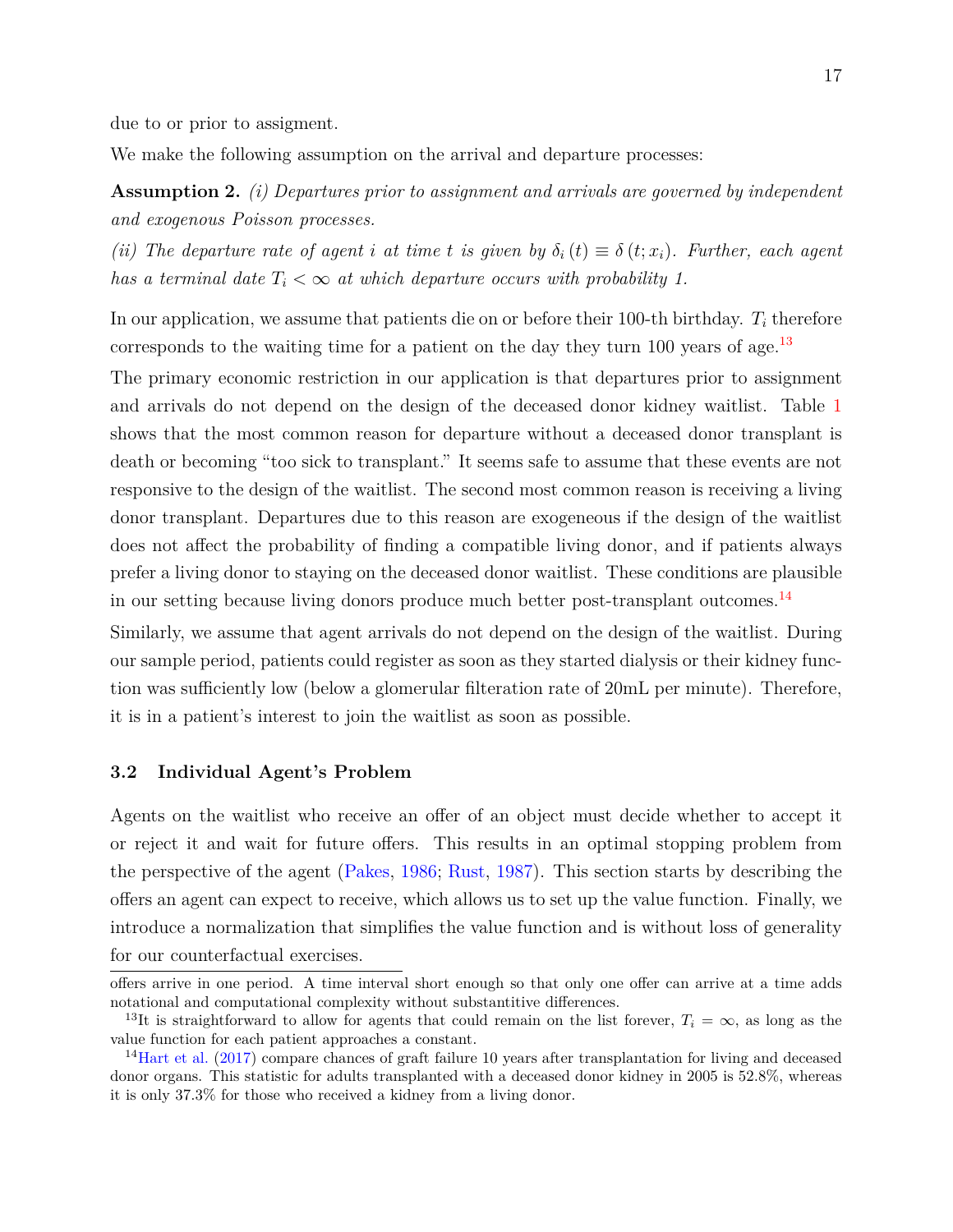due to or prior to assigment.

We make the following assumption on the arrival and departure processes:

**Assumption 2.** *(i) Departures prior to assignment and arrivals are governed by independent and exogenous Poisson processes.*

*(ii) The departure rate of agent $i$ at time $t$ is given by $\delta_i(t) \equiv \delta(t; x_i)$. Further, each agent has a terminal date $T_i < \infty$ at which departure occurs with probability 1.*

In our application, we assume that patients die on or before their 100-th birthday. $T_i$ therefore corresponds to the waiting time for a patient on the day they turn 100 years of age.[13]

The primary economic restriction in our application is that departures prior to assignment and arrivals do not depend on the design of the deceased donor kidney waitlist. Table 1 shows that the most common reason for departure without a deceased donor transplant is death or becoming "too sick to transplant." It seems safe to assume that these events are not responsive to the design of the waitlist. The second most common reason is receiving a living donor transplant. Departures due to this reason are exogeneous if the design of the waitlist does not affect the probability of finding a compatible living donor, and if patients always prefer a living donor to staying on the deceased donor waitlist. These conditions are plausible in our setting because living donors produce much better post-transplant outcomes.[14]

Similarly, we assume that agent arrivals do not depend on the design of the waitlist. During our sample period, patients could register as soon as they started dialysis or their kidney function was sufficiently low (below a glomerular filteration rate of 20mL per minute). Therefore, it is in a patient's interest to join the waitlist as soon as possible.

### 3.2 Individual Agent's Problem

Agents on the waitlist who receive an offer of an object must decide whether to accept it or reject it and wait for future offers. This results in an optimal stopping problem from the perspective of the agent (Pakes, 1986; Rust, 1987). This section starts by describing the offers an agent can expect to receive, which allows us to set up the value function. Finally, we introduce a normalization that simplifies the value function and is without loss of generality for our counterfactual exercises.

offers arrive in one period. A time interval short enough so that only one offer can arrive at a time adds notational and computational complexity without substantitive differences.

[13] It is straightforward to allow for agents that could remain on the list forever, $T_i = \infty$, as long as the value function for each patient approaches a constant.

[14] Hart et al. (2017) compare chances of graft failure 10 years after transplantation for living and deceased donor organs. This statistic for adults transplanted with a deceased donor kidney in 2005 is 52.8%, whereas it is only 37.3% for those who received a kidney from a living donor.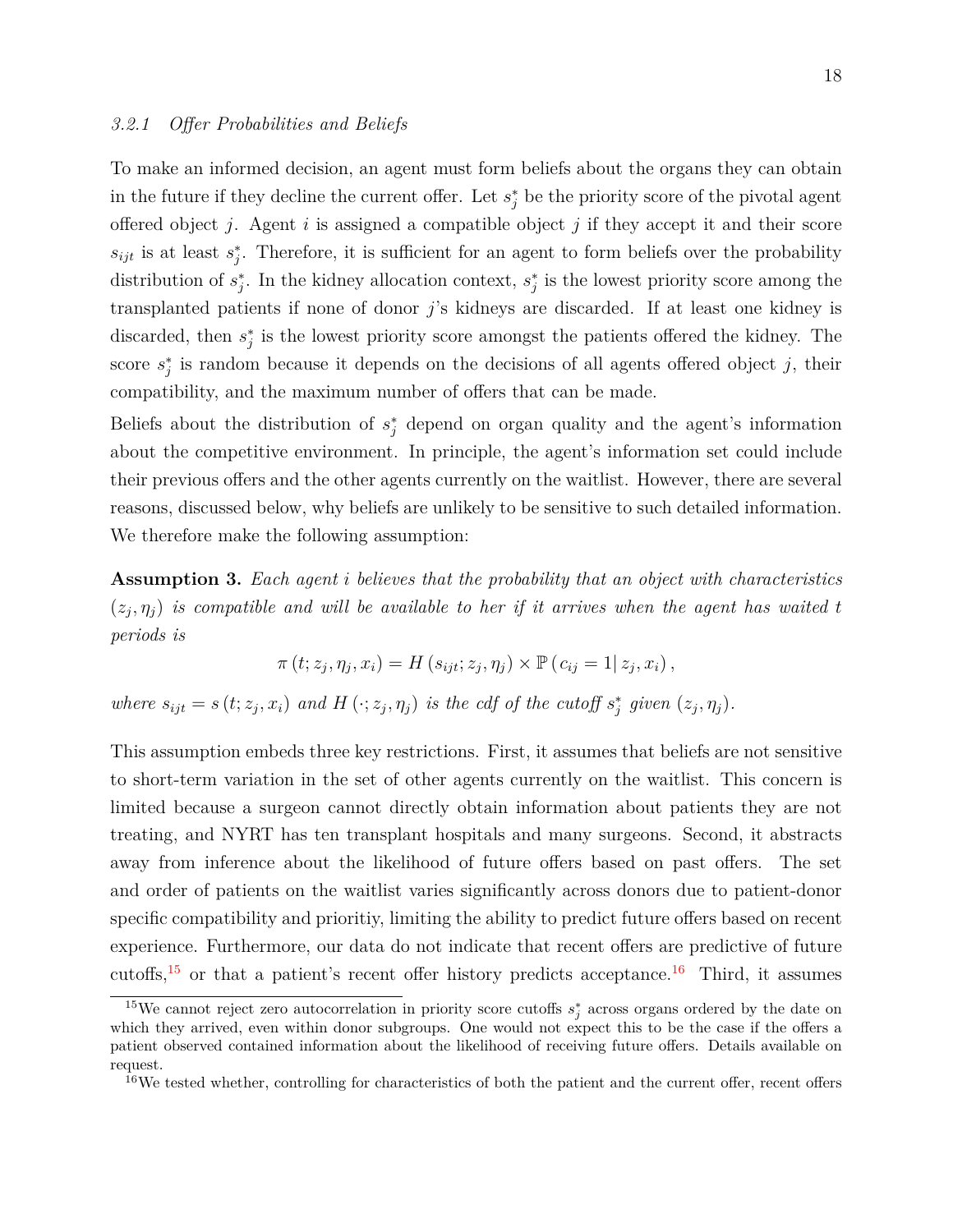#### 3.2.1 *Offer Probabilities and Beliefs*

To make an informed decision, an agent must form beliefs about the organs they can obtain in the future if they decline the current offer. Let $s_j^*$ be the priority score of the pivotal agent offered object $j$. Agent $i$ is assigned a compatible object $j$ if they accept it and their score $s_{ijt}$ is at least $s_j^*$. Therefore, it is sufficient for an agent to form beliefs over the probability distribution of $s_j^*$. In the kidney allocation context, $s_j^*$ is the lowest priority score among the transplanted patients if none of donor $j$'s kidneys are discarded. If at least one kidney is discarded, then $s_j^*$ is the lowest priority score amongst the patients offered the kidney. The score $s_j^*$ is random because it depends on the decisions of all agents offered object $j$, their compatibility, and the maximum number of offers that can be made.

Beliefs about the distribution of $s_j^*$ depend on organ quality and the agent's information about the competitive environment. In principle, the agent's information set could include their previous offers and the other agents currently on the waitlist. However, there are several reasons, discussed below, why beliefs are unlikely to be sensitive to such detailed information. We therefore make the following assumption:

**Assumption 3.** *Each agent $i$ believes that the probability that an object with characteristics $(z_j, \eta_j)$ is compatible and will be available to her if it arrives when the agent has waited $t$ periods is*

$$\pi(t; z_j, \eta_j, x_i) = H(s_{ijt}; z_j, \eta_j) \times \mathbb{P}(c_{ij} = 1 | z_j, x_i),$$

*where $s_{ijt} = s(t; z_j, x_i)$ and $H(\cdot; z_j, \eta_j)$ is the cdf of the cutoff $s_j^*$ given $(z_j, \eta_j)$.*

This assumption embeds three key restrictions. First, it assumes that beliefs are not sensitive to short-term variation in the set of other agents currently on the waitlist. This concern is limited because a surgeon cannot directly obtain information about patients they are not treating, and NYRT has ten transplant hospitals and many surgeons. Second, it abstracts away from inference about the likelihood of future offers based on past offers. The set and order of patients on the waitlist varies significantly across donors due to patient-donor specific compatibility and prioritiy, limiting the ability to predict future offers based on recent experience. Furthermore, our data do not indicate that recent offers are predictive of future cutoffs,[15] or that a patient's recent offer history predicts acceptance.[16] Third, it assumes

[15] We cannot reject zero autocorrelation in priority score cutoffs $s_j^*$ across organs ordered by the date on which they arrived, even within donor subgroups. One would not expect this to be the case if the offers a patient observed contained information about the likelihood of receiving future offers. Details available on request.

[16] We tested whether, controlling for characteristics of both the patient and the current offer, recent offers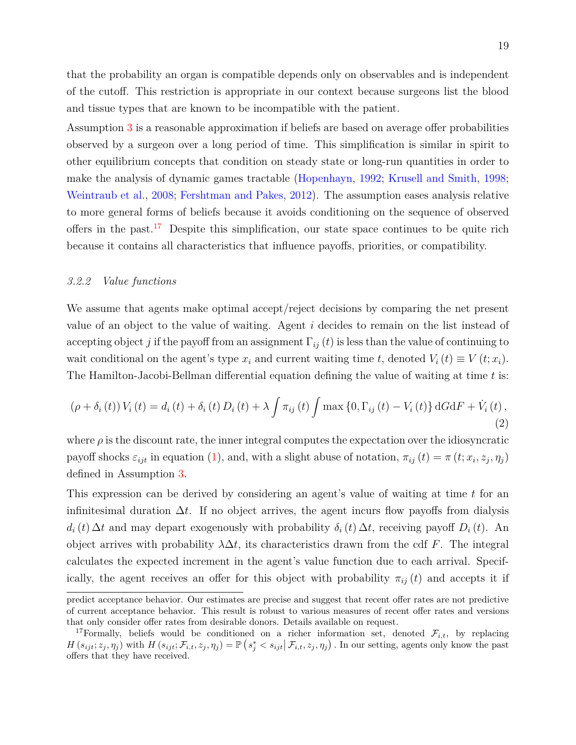that the probability an organ is compatible depends only on observables and is independent of the cutoff. This restriction is appropriate in our context because surgeons list the blood and tissue types that are known to be incompatible with the patient.

Assumption 3 is a reasonable approximation if beliefs are based on average offer probabilities observed by a surgeon over a long period of time. This simplification is similar in spirit to other equilibrium concepts that condition on steady state or long-run quantities in order to make the analysis of dynamic games tractable (Hopenhayn, 1992; Krusell and Smith, 1998; Weintraub et al., 2008; Fershtman and Pakes, 2012). The assumption eases analysis relative to more general forms of beliefs because it avoids conditioning on the sequence of observed offers in the past.[17] Despite this simplification, our state space continues to be quite rich because it contains all characteristics that influence payoffs, priorities, or compatibility.

### *3.2.2 Value functions*

We assume that agents make optimal accept/reject decisions by comparing the net present value of an object to the value of waiting. Agent $i$ decides to remain on the list instead of accepting object $j$ if the payoff from an assignment $\Gamma_{ij}(t)$ is less than the value of continuing to wait conditional on the agent's type $x_i$ and current waiting time $t$, denoted $V_i(t) \equiv V(t; x_i)$. The Hamilton-Jacobi-Bellman differential equation defining the value of waiting at time $t$ is:

$$(\rho + \delta_i(t)) V_i(t) = d_i(t) + \delta_i(t) D_i(t) + \lambda \int \pi_{ij}(t) \int \max\{0, \Gamma_{ij}(t) - V_i(t)\} \, \mathrm{d}G \mathrm{d}F + \dot{V}_i(t), \tag{2}$$

where $\rho$ is the discount rate, the inner integral computes the expectation over the idiosyncratic payoff shocks $\varepsilon_{ijt}$ in equation (1), and, with a slight abuse of notation, $\pi_{ij}(t) = \pi(t; x_i, z_j, \eta_j)$ defined in Assumption 3.

This expression can be derived by considering an agent's value of waiting at time $t$ for an infinitesimal duration $\Delta t$. If no object arrives, the agent incurs flow payoffs from dialysis $d_i(t)\Delta t$ and may depart exogenously with probability $\delta_i(t)\Delta t$, receiving payoff $D_i(t)$. An object arrives with probability $\lambda \Delta t$, its characteristics drawn from the cdf $F$. The integral calculates the expected increment in the agent's value function due to each arrival. Specifically, the agent receives an offer for this object with probability $\pi_{ij}(t)$ and accepts it if

predict acceptance behavior. Our estimates are precise and suggest that recent offer rates are not predictive of current acceptance behavior. This result is robust to various measures of recent offer rates and versions that only consider offer rates from desirable donors. Details available on request.

[17] Formally, beliefs would be conditioned on a richer information set, denoted $\mathcal{F}_{i,t}$, by replacing $H(s_{ijt}; z_j, \eta_j)$ with $H(s_{ijt}; \mathcal{F}_{i,t}, z_j, \eta_j) = \mathbb{P}\left(s_j^* < s_{ijt} \middle| \mathcal{F}_{i,t}, z_j, \eta_j\right)$. In our setting, agents only know the past offers that they have received.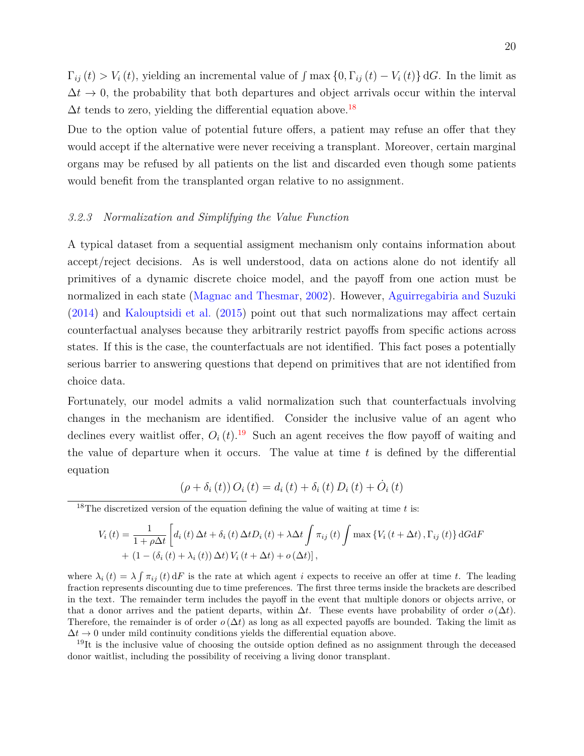$\Gamma_{ij}(t) > V_i(t)$, yielding an incremental value of $\int \max\{0, \Gamma_{ij}(t) - V_i(t)\} \mathrm{d}G$. In the limit as $\Delta t \to 0$, the probability that both departures and object arrivals occur within the interval $\Delta t$ tends to zero, yielding the differential equation above.[18]

Due to the option value of potential future offers, a patient may refuse an offer that they would accept if the alternative were never receiving a transplant. Moreover, certain marginal organs may be refused by all patients on the list and discarded even though some patients would benefit from the transplanted organ relative to no assignment.

#### *3.2.3 Normalization and Simplifying the Value Function*

A typical dataset from a sequential assigment mechanism only contains information about accept/reject decisions. As is well understood, data on actions alone do not identify all primitives of a dynamic discrete choice model, and the payoff from one action must be normalized in each state (Magnac and Thesmar, 2002). However, Aguirregabiria and Suzuki (2014) and Kalouptsidi et al. (2015) point out that such normalizations may affect certain counterfactual analyses because they arbitrarily restrict payoffs from specific actions across states. If this is the case, the counterfactuals are not identified. This fact poses a potentially serious barrier to answering questions that depend on primitives that are not identified from choice data.

Fortunately, our model admits a valid normalization such that counterfactuals involving changes in the mechanism are identified. Consider the inclusive value of an agent who declines every waitlist offer, $O_i(t)$.[19] Such an agent receives the flow payoff of waiting and the value of departure when it occurs. The value at time $t$ is defined by the differential equation

$$(\rho + \delta_i(t)) O_i(t) = d_i(t) + \delta_i(t) D_i(t) + \dot{O}_i(t)$$

---

[18] The discretized version of the equation defining the value of waiting at time $t$ is:

$$V_i(t) = \frac{1}{1+\rho\Delta t}\left[d_i(t)\Delta t + \delta_i(t)\Delta t D_i(t) + \lambda \Delta t \int \pi_{ij}(t) \int \max\{V_i(t+\Delta t), \Gamma_{ij}(t)\} \mathrm{d}G\mathrm{d}F \right.$$
$$\left. + (1 - (\delta_i(t) + \lambda_i(t))\Delta t) V_i(t+\Delta t) + o(\Delta t)\right],$$

where $\lambda_i(t) = \lambda \int \pi_{ij}(t) \mathrm{d}F$ is the rate at which agent $i$ expects to receive an offer at time $t$. The leading fraction represents discounting due to time preferences. The first three terms inside the brackets are described in the text. The remainder term includes the payoff in the event that multiple donors or objects arrive, or that a donor arrives and the patient departs, within $\Delta t$. These events have probability of order $o(\Delta t)$. Therefore, the remainder is of order $o(\Delta t)$ as long as all expected payoffs are bounded. Taking the limit as $\Delta t \to 0$ under mild continuity conditions yields the differential equation above.

[19] It is the inclusive value of choosing the outside option defined as no assignment through the deceased donor waitlist, including the possibility of receiving a living donor transplant.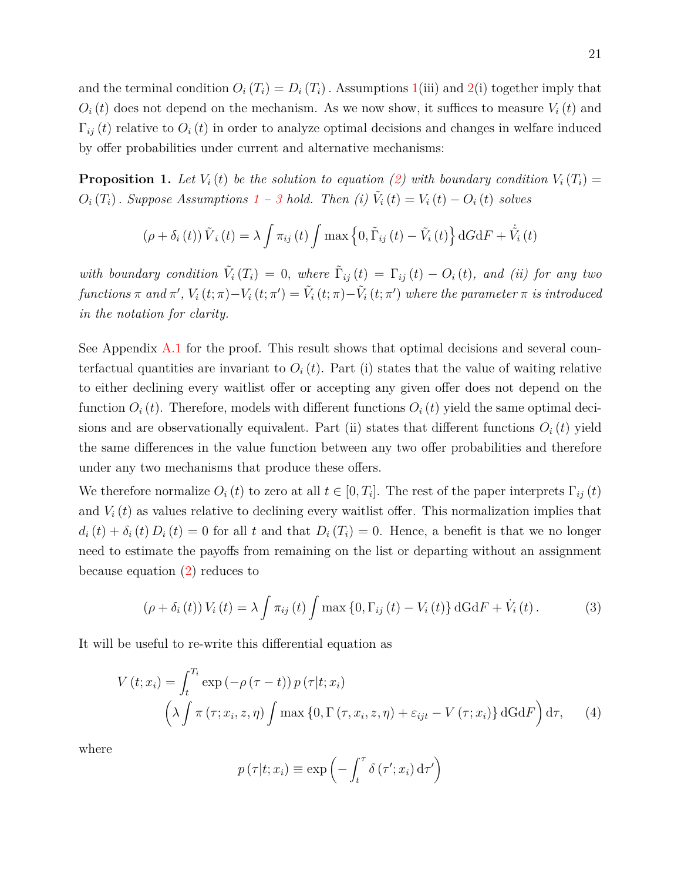and the terminal condition $O_i(T_i) = D_i(T_i)$. Assumptions 1(iii) and 2(i) together imply that $O_i(t)$ does not depend on the mechanism. As we now show, it suffices to measure $V_i(t)$ and $\Gamma_{ij}(t)$ relative to $O_i(t)$ in order to analyze optimal decisions and changes in welfare induced by offer probabilities under current and alternative mechanisms:

**Proposition 1.** *Let $V_i(t)$ be the solution to equation (2) with boundary condition $V_i(T_i) = O_i(T_i)$. Suppose Assumptions 1 – 3 hold. Then (i) $\tilde{V}_i(t) = V_i(t) - O_i(t)$ solves*

$$(\rho + \delta_i(t))\tilde{V}_i(t) = \lambda \int \pi_{ij}(t) \int \max\left\{0, \tilde{\Gamma}_{ij}(t) - \tilde{V}_i(t)\right\} \mathrm{d}G\mathrm{d}F + \dot{\tilde{V}}_i(t)$$

*with boundary condition $\tilde{V}_i(T_i) = 0$, where $\tilde{\Gamma}_{ij}(t) = \Gamma_{ij}(t) - O_i(t)$, and (ii) for any two functions $\pi$ and $\pi'$, $V_i(t;\pi) - V_i(t;\pi') = \tilde{V}_i(t;\pi) - \tilde{V}_i(t;\pi')$ where the parameter $\pi$ is introduced in the notation for clarity.*

See Appendix A.1 for the proof. This result shows that optimal decisions and several counterfactual quantities are invariant to $O_i(t)$. Part (i) states that the value of waiting relative to either declining every waitlist offer or accepting any given offer does not depend on the function $O_i(t)$. Therefore, models with different functions $O_i(t)$ yield the same optimal decisions and are observationally equivalent. Part (ii) states that different functions $O_i(t)$ yield the same differences in the value function between any two offer probabilities and therefore under any two mechanisms that produce these offers.

We therefore normalize $O_i(t)$ to zero at all $t \in [0, T_i]$. The rest of the paper interprets $\Gamma_{ij}(t)$ and $V_i(t)$ as values relative to declining every waitlist offer. This normalization implies that $d_i(t) + \delta_i(t) D_i(t) = 0$ for all $t$ and that $D_i(T_i) = 0$. Hence, a benefit is that we no longer need to estimate the payoffs from remaining on the list or departing without an assignment because equation (2) reduces to

$$(\rho + \delta_i(t)) V_i(t) = \lambda \int \pi_{ij}(t) \int \max\{0, \Gamma_{ij}(t) - V_i(t)\} \mathrm{dGd}F + \dot{V}_i(t). \tag{3}$$

It will be useful to re-write this differential equation as

$$V(t;x_i) = \int_t^{T_i} \exp(-\rho(\tau - t))\, p(\tau|t;x_i) \left(\lambda \int \pi(\tau;x_i,z,\eta) \int \max\{0, \Gamma(\tau,x_i,z,\eta) + \varepsilon_{ijt} - V(\tau;x_i)\} \mathrm{dGd}F\right) \mathrm{d}\tau, \tag{4}$$

where

$$p(\tau|t;x_i) \equiv \exp\left(-\int_t^{\tau} \delta(\tau';x_i)\, \mathrm{d}\tau'\right)$$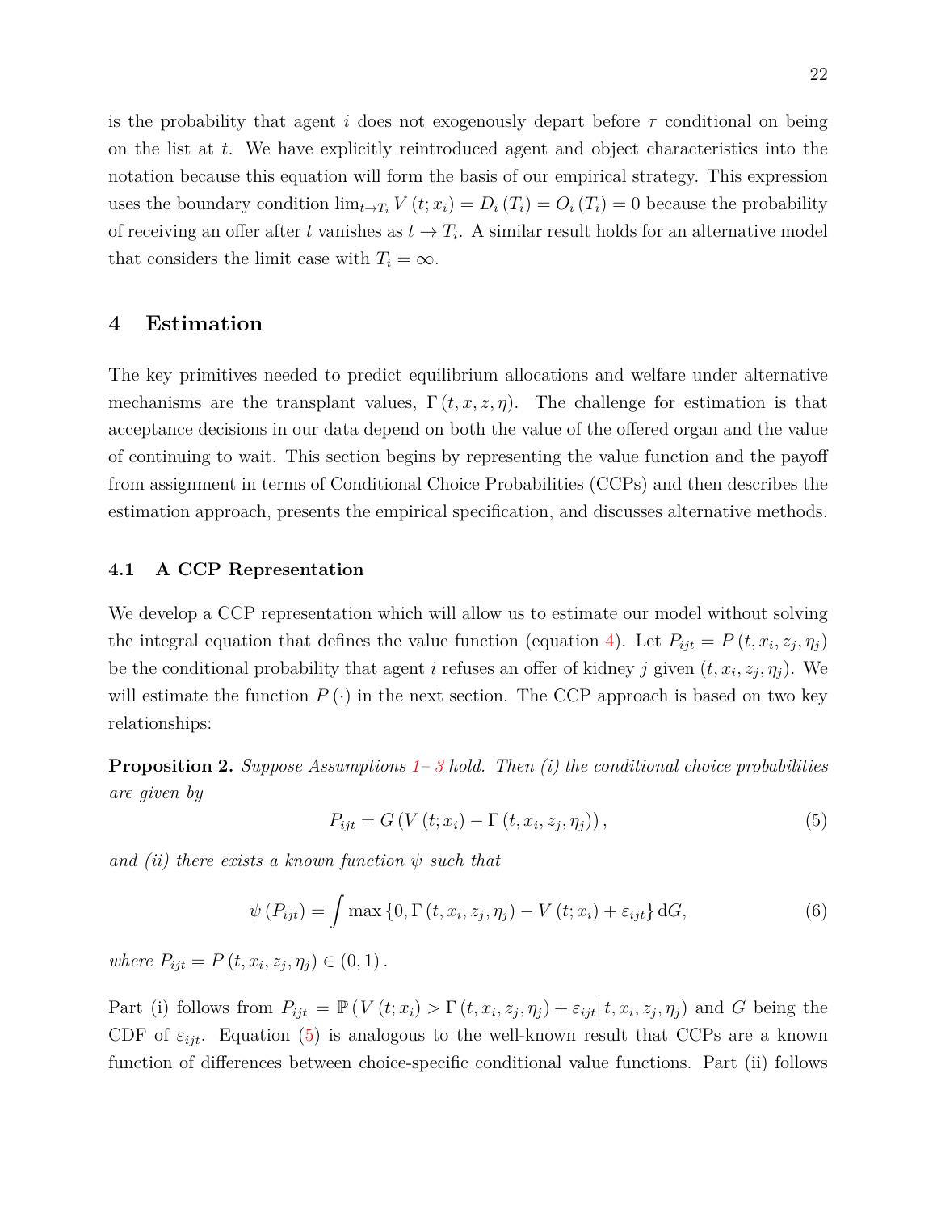is the probability that agent $i$ does not exogenously depart before $\tau$ conditional on being on the list at $t$. We have explicitly reintroduced agent and object characteristics into the notation because this equation will form the basis of our empirical strategy. This expression uses the boundary condition $\lim_{t \to T_i} V(t; x_i) = D_i(T_i) = O_i(T_i) = 0$ because the probability of receiving an offer after $t$ vanishes as $t \to T_i$. A similar result holds for an alternative model that considers the limit case with $T_i = \infty$.

## 4 Estimation

The key primitives needed to predict equilibrium allocations and welfare under alternative mechanisms are the transplant values, $\Gamma(t, x, z, \eta)$. The challenge for estimation is that acceptance decisions in our data depend on both the value of the offered organ and the value of continuing to wait. This section begins by representing the value function and the payoff from assignment in terms of Conditional Choice Probabilities (CCPs) and then describes the estimation approach, presents the empirical specification, and discusses alternative methods.

### 4.1 A CCP Representation

We develop a CCP representation which will allow us to estimate our model without solving the integral equation that defines the value function (equation 4). Let $P_{ijt} = P(t, x_i, z_j, \eta_j)$ be the conditional probability that agent $i$ refuses an offer of kidney $j$ given $(t, x_i, z_j, \eta_j)$. We will estimate the function $P(\cdot)$ in the next section. The CCP approach is based on two key relationships:

**Proposition 2.** *Suppose Assumptions 1– 3 hold. Then (i) the conditional choice probabilities are given by*

$$P_{ijt} = G\left(V(t; x_i) - \Gamma(t, x_i, z_j, \eta_j)\right), \tag{5}$$

*and (ii) there exists a known function $\psi$ such that*

$$\psi(P_{ijt}) = \int \max\{0, \Gamma(t, x_i, z_j, \eta_j) - V(t; x_i) + \varepsilon_{ijt}\} \, \mathrm{d}G, \tag{6}$$

*where $P_{ijt} = P(t, x_i, z_j, \eta_j) \in (0, 1)$.*

Part (i) follows from $P_{ijt} = \mathbb{P}\left(V(t; x_i) > \Gamma(t, x_i, z_j, \eta_j) + \varepsilon_{ijt} \middle| t, x_i, z_j, \eta_j\right)$ and $G$ being the CDF of $\varepsilon_{ijt}$. Equation (5) is analogous to the well-known result that CCPs are a known function of differences between choice-specific conditional value functions. Part (ii) follows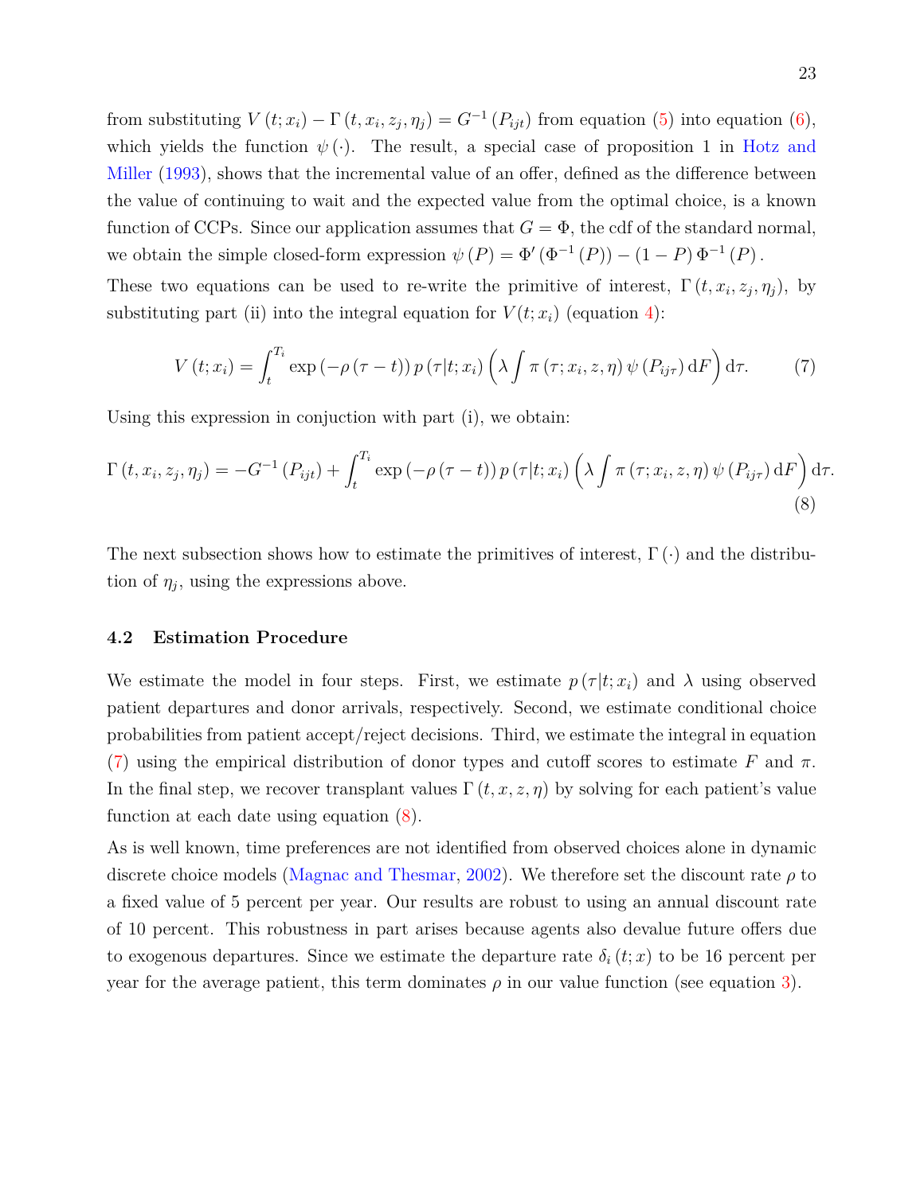from substituting $V(t;x_i) - \Gamma(t, x_i, z_j, \eta_j) = G^{-1}(P_{ijt})$ from equation (5) into equation (6), which yields the function $\psi(\cdot)$. The result, a special case of proposition 1 in Hotz and Miller (1993), shows that the incremental value of an offer, defined as the difference between the value of continuing to wait and the expected value from the optimal choice, is a known function of CCPs. Since our application assumes that $G = \Phi$, the cdf of the standard normal, we obtain the simple closed-form expression $\psi(P) = \Phi'(\Phi^{-1}(P)) - (1-P)\Phi^{-1}(P)$.

These two equations can be used to re-write the primitive of interest, $\Gamma(t, x_i, z_j, \eta_j)$, by substituting part (ii) into the integral equation for $V(t;x_i)$ (equation 4):

$$V(t;x_i) = \int_t^{T_i} \exp(-\rho(\tau - t))\, p(\tau|t;x_i) \left(\lambda \int \pi(\tau; x_i, z, \eta)\, \psi(P_{ij\tau})\, \mathrm{d}F\right) \mathrm{d}\tau. \tag{7}$$

Using this expression in conjuction with part (i), we obtain:

$$\Gamma(t, x_i, z_j, \eta_j) = -G^{-1}(P_{ijt}) + \int_t^{T_i} \exp(-\rho(\tau - t))\, p(\tau|t;x_i) \left(\lambda \int \pi(\tau; x_i, z, \eta)\, \psi(P_{ij\tau})\, \mathrm{d}F\right) \mathrm{d}\tau. \tag{8}$$

The next subsection shows how to estimate the primitives of interest, $\Gamma(\cdot)$ and the distribution of $\eta_j$, using the expressions above.

### 4.2 Estimation Procedure

We estimate the model in four steps. First, we estimate $p(\tau|t;x_i)$ and $\lambda$ using observed patient departures and donor arrivals, respectively. Second, we estimate conditional choice probabilities from patient accept/reject decisions. Third, we estimate the integral in equation (7) using the empirical distribution of donor types and cutoff scores to estimate $F$ and $\pi$. In the final step, we recover transplant values $\Gamma(t, x, z, \eta)$ by solving for each patient's value function at each date using equation (8).

As is well known, time preferences are not identified from observed choices alone in dynamic discrete choice models (Magnac and Thesmar, 2002). We therefore set the discount rate $\rho$ to a fixed value of 5 percent per year. Our results are robust to using an annual discount rate of 10 percent. This robustness in part arises because agents also devalue future offers due to exogenous departures. Since we estimate the departure rate $\delta_i(t;x)$ to be 16 percent per year for the average patient, this term dominates $\rho$ in our value function (see equation 3).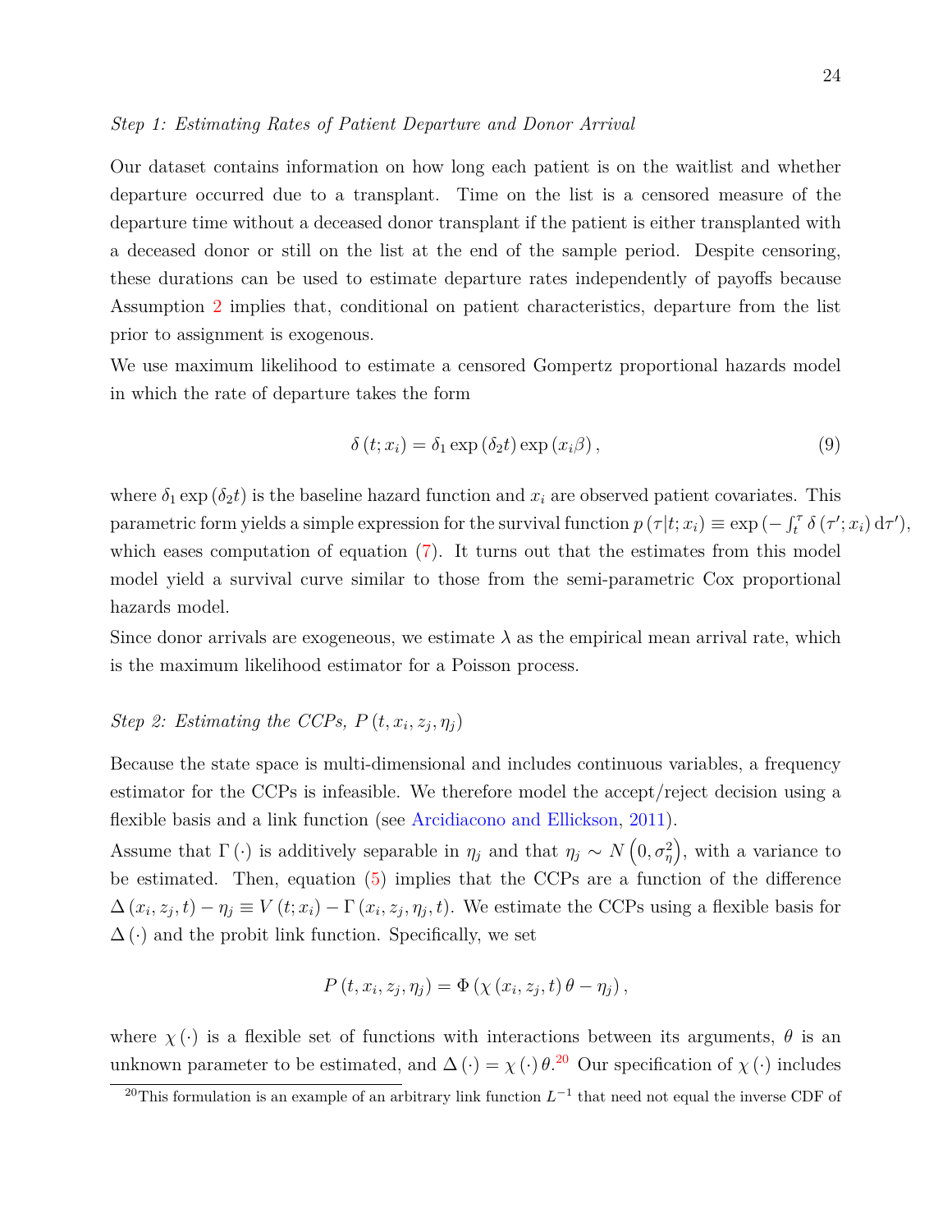*Step 1: Estimating Rates of Patient Departure and Donor Arrival*

Our dataset contains information on how long each patient is on the waitlist and whether departure occurred due to a transplant. Time on the list is a censored measure of the departure time without a deceased donor transplant if the patient is either transplanted with a deceased donor or still on the list at the end of the sample period. Despite censoring, these durations can be used to estimate departure rates independently of payoffs because Assumption 2 implies that, conditional on patient characteristics, departure from the list prior to assignment is exogenous.

We use maximum likelihood to estimate a censored Gompertz proportional hazards model in which the rate of departure takes the form

$$\delta\left(t;x_i\right)=\delta_1\exp\left(\delta_2 t\right)\exp\left(x_i\beta\right), \tag{9}$$

where $\delta_1\exp\left(\delta_2 t\right)$ is the baseline hazard function and $x_i$ are observed patient covariates. This parametric form yields a simple expression for the survival function $p\left(\tau|t;x_i\right)\equiv\exp\left(-\int_t^\tau \delta\left(\tau';x_i\right)\mathrm{d}\tau'\right)$, which eases computation of equation (7). It turns out that the estimates from this model model yield a survival curve similar to those from the semi-parametric Cox proportional hazards model.

Since donor arrivals are exogeneous, we estimate $\lambda$ as the empirical mean arrival rate, which is the maximum likelihood estimator for a Poisson process.

*Step 2: Estimating the CCPs, $P\left(t,x_i,z_j,\eta_j\right)$*

Because the state space is multi-dimensional and includes continuous variables, a frequency estimator for the CCPs is infeasible. We therefore model the accept/reject decision using a flexible basis and a link function (see Arcidiacono and Ellickson, 2011).

Assume that $\Gamma\left(\cdot\right)$ is additively separable in $\eta_j$ and that $\eta_j\sim N\left(0,\sigma_\eta^2\right)$, with a variance to be estimated. Then, equation (5) implies that the CCPs are a function of the difference $\Delta\left(x_i,z_j,t\right)-\eta_j\equiv V\left(t;x_i\right)-\Gamma\left(x_i,z_j,\eta_j,t\right)$. We estimate the CCPs using a flexible basis for $\Delta\left(\cdot\right)$ and the probit link function. Specifically, we set

$$P\left(t,x_i,z_j,\eta_j\right)=\Phi\left(\chi\left(x_i,z_j,t\right)\theta-\eta_j\right),$$

where $\chi\left(\cdot\right)$ is a flexible set of functions with interactions between its arguments, $\theta$ is an unknown parameter to be estimated, and $\Delta\left(\cdot\right)=\chi\left(\cdot\right)\theta$.[20] Our specification of $\chi\left(\cdot\right)$ includes

[20]This formulation is an example of an arbitrary link function $L^{-1}$ that need not equal the inverse CDF of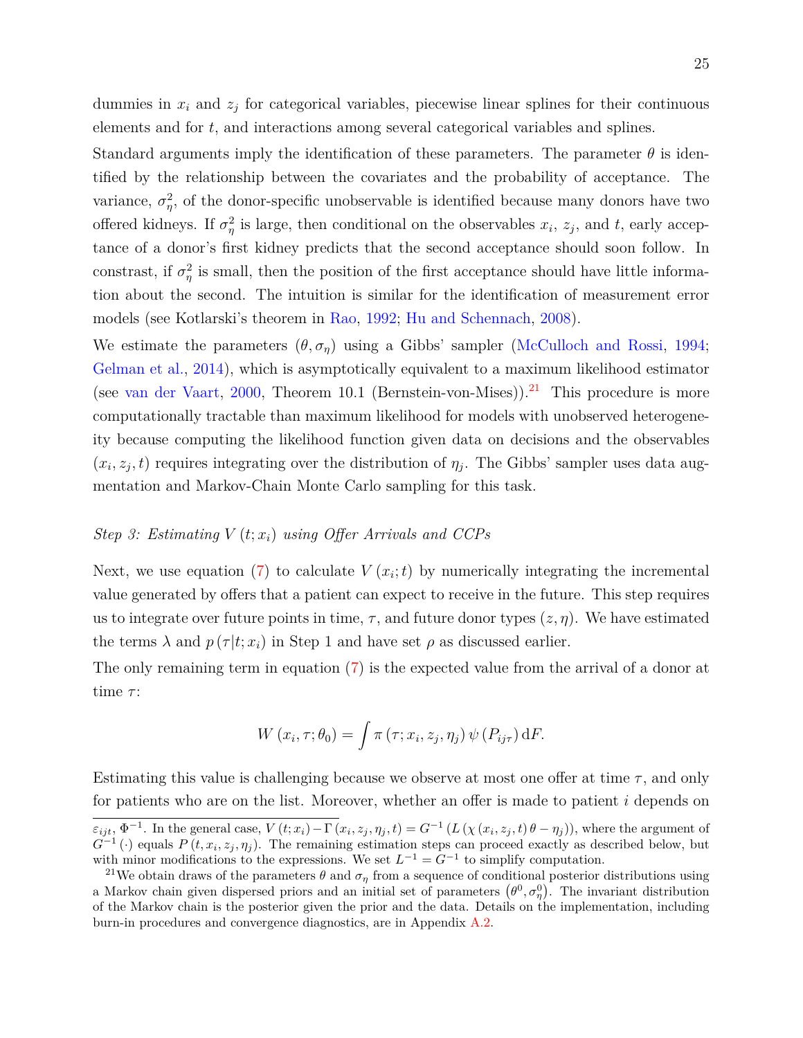dummies in $x_i$ and $z_j$ for categorical variables, piecewise linear splines for their continuous elements and for $t$, and interactions among several categorical variables and splines.

Standard arguments imply the identification of these parameters. The parameter $\theta$ is identified by the relationship between the covariates and the probability of acceptance. The variance, $\sigma_\eta^2$, of the donor-specific unobservable is identified because many donors have two offered kidneys. If $\sigma_\eta^2$ is large, then conditional on the observables $x_i$, $z_j$, and $t$, early acceptance of a donor's first kidney predicts that the second acceptance should soon follow. In constrast, if $\sigma_\eta^2$ is small, then the position of the first acceptance should have little information about the second. The intuition is similar for the identification of measurement error models (see Kotlarski's theorem in Rao, 1992; Hu and Schennach, 2008).

We estimate the parameters $(\theta, \sigma_\eta)$ using a Gibbs' sampler (McCulloch and Rossi, 1994; Gelman et al., 2014), which is asymptotically equivalent to a maximum likelihood estimator (see van der Vaart, 2000, Theorem 10.1 (Bernstein-von-Mises)).[21] This procedure is more computationally tractable than maximum likelihood for models with unobserved heterogeneity because computing the likelihood function given data on decisions and the observables $(x_i, z_j, t)$ requires integrating over the distribution of $\eta_j$. The Gibbs' sampler uses data augmentation and Markov-Chain Monte Carlo sampling for this task.

*Step 3: Estimating $V(t; x_i)$ using Offer Arrivals and CCPs*

Next, we use equation (7) to calculate $V(x_i; t)$ by numerically integrating the incremental value generated by offers that a patient can expect to receive in the future. This step requires us to integrate over future points in time, $\tau$, and future donor types $(z, \eta)$. We have estimated the terms $\lambda$ and $p(\tau|t; x_i)$ in Step 1 and have set $\rho$ as discussed earlier.

The only remaining term in equation (7) is the expected value from the arrival of a donor at time $\tau$:

$$W(x_i, \tau; \theta_0) = \int \pi(\tau; x_i, z_j, \eta_j)\, \psi(P_{ij\tau})\, \mathrm{d}F.$$

Estimating this value is challenging because we observe at most one offer at time $\tau$, and only for patients who are on the list. Moreover, whether an offer is made to patient $i$ depends on

$\varepsilon_{ijt}$, $\Phi^{-1}$. In the general case, $V(t; x_i) - \Gamma(x_i, z_j, \eta_j, t) = G^{-1}(L(\chi(x_i, z_j, t)\theta - \eta_j))$, where the argument of $G^{-1}(\cdot)$ equals $P(t, x_i, z_j, \eta_j)$. The remaining estimation steps can proceed exactly as described below, but with minor modifications to the expressions. We set $L^{-1} = G^{-1}$ to simplify computation.

[21] We obtain draws of the parameters $\theta$ and $\sigma_\eta$ from a sequence of conditional posterior distributions using a Markov chain given dispersed priors and an initial set of parameters $(\theta^0, \sigma_\eta^0)$. The invariant distribution of the Markov chain is the posterior given the prior and the data. Details on the implementation, including burn-in procedures and convergence diagnostics, are in Appendix A.2.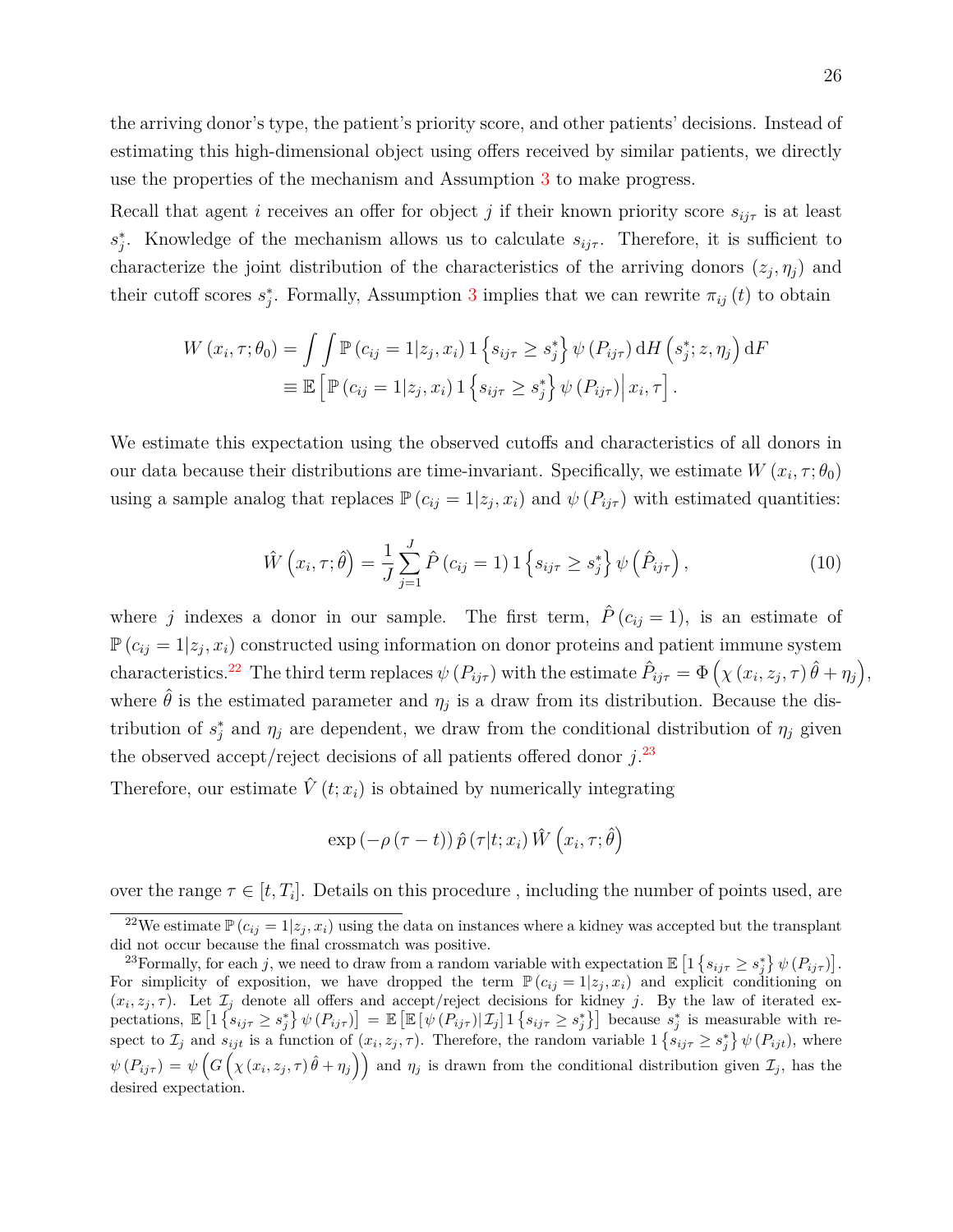the arriving donor's type, the patient's priority score, and other patients' decisions. Instead of estimating this high-dimensional object using offers received by similar patients, we directly use the properties of the mechanism and Assumption 3 to make progress.

Recall that agent $i$ receives an offer for object $j$ if their known priority score $s_{ij\tau}$ is at least $s_j^*$. Knowledge of the mechanism allows us to calculate $s_{ij\tau}$. Therefore, it is sufficient to characterize the joint distribution of the characteristics of the arriving donors $(z_j, \eta_j)$ and their cutoff scores $s_j^*$. Formally, Assumption 3 implies that we can rewrite $\pi_{ij}(t)$ to obtain

$$
\begin{aligned}
W(x_i, \tau; \theta_0) &= \int \int \mathbb{P}(c_{ij} = 1 | z_j, x_i) \, 1\left\{s_{ij\tau} \geq s_j^*\right\} \psi(P_{ij\tau}) \, \mathrm{d}H\left(s_j^*; z, \eta_j\right) \mathrm{d}F \\
&\equiv \mathbb{E}\left[\mathbb{P}(c_{ij} = 1 | z_j, x_i) \, 1\left\{s_{ij\tau} \geq s_j^*\right\} \psi(P_{ij\tau}) \Big| \, x_i, \tau\right].
\end{aligned}
$$

We estimate this expectation using the observed cutoffs and characteristics of all donors in our data because their distributions are time-invariant. Specifically, we estimate $W(x_i, \tau; \theta_0)$ using a sample analog that replaces $\mathbb{P}(c_{ij} = 1 | z_j, x_i)$ and $\psi(P_{ij\tau})$ with estimated quantities:

$$
\hat{W}\left(x_i, \tau; \hat{\theta}\right) = \frac{1}{J} \sum_{j=1}^{J} \hat{P}(c_{ij} = 1) \, 1\left\{s_{ij\tau} \geq s_j^*\right\} \psi\left(\hat{P}_{ij\tau}\right), \tag{10}
$$

where $j$ indexes a donor in our sample. The first term, $\hat{P}(c_{ij} = 1)$, is an estimate of $\mathbb{P}(c_{ij} = 1 | z_j, x_i)$ constructed using information on donor proteins and patient immune system characteristics.[22] The third term replaces $\psi(P_{ij\tau})$ with the estimate $\hat{P}_{ij\tau} = \Phi\left(\chi(x_i, z_j, \tau) \hat{\theta} + \eta_j\right)$, where $\hat{\theta}$ is the estimated parameter and $\eta_j$ is a draw from its distribution. Because the distribution of $s_j^*$ and $\eta_j$ are dependent, we draw from the conditional distribution of $\eta_j$ given the observed accept/reject decisions of all patients offered donor $j$.[23]

Therefore, our estimate $\hat{V}(t; x_i)$ is obtained by numerically integrating

$$
\exp(-\rho(\tau - t)) \, \hat{p}(\tau | t; x_i) \, \hat{W}\left(x_i, \tau; \hat{\theta}\right)
$$

over the range $\tau \in [t, T_i]$. Details on this procedure , including the number of points used, are

---

[22] We estimate $\mathbb{P}(c_{ij} = 1 | z_j, x_i)$ using the data on instances where a kidney was accepted but the transplant did not occur because the final crossmatch was positive.

[23] Formally, for each $j$, we need to draw from a random variable with expectation $\mathbb{E}\left[1\left\{s_{ij\tau} \geq s_j^*\right\} \psi(P_{ij\tau})\right]$. For simplicity of exposition, we have dropped the term $\mathbb{P}(c_{ij} = 1 | z_j, x_i)$ and explicit conditioning on $(x_i, z_j, \tau)$. Let $\mathcal{I}_j$ denote all offers and accept/reject decisions for kidney $j$. By the law of iterated expectations, $\mathbb{E}\left[1\left\{s_{ij\tau} \geq s_j^*\right\} \psi(P_{ij\tau})\right] = \mathbb{E}\left[\mathbb{E}\left[\psi(P_{ij\tau}) | \mathcal{I}_j\right] 1\left\{s_{ij\tau} \geq s_j^*\right\}\right]$ because $s_j^*$ is measurable with respect to $\mathcal{I}_j$ and $s_{ijt}$ is a function of $(x_i, z_j, \tau)$. Therefore, the random variable $1\left\{s_{ij\tau} \geq s_j^*\right\} \psi(P_{ijt})$, where $\psi(P_{ij\tau}) = \psi\left(G\left(\chi(x_i, z_j, \tau) \hat{\theta} + \eta_j\right)\right)$ and $\eta_j$ is drawn from the conditional distribution given $\mathcal{I}_j$, has the desired expectation.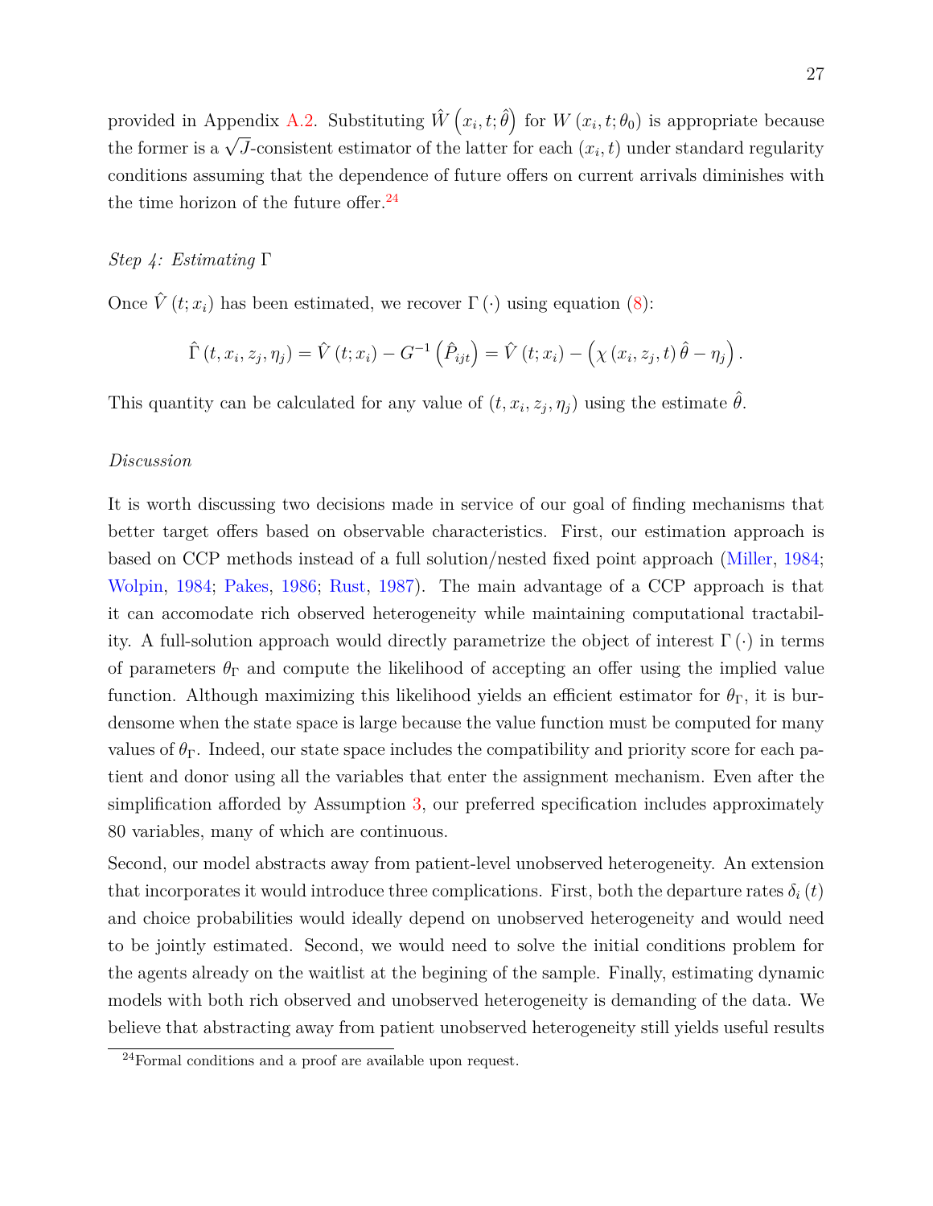provided in Appendix A.2. Substituting $\hat{W}\left(x_i, t; \hat{\theta}\right)$ for $W\left(x_i, t; \theta_0\right)$ is appropriate because the former is a $\sqrt{J}$-consistent estimator of the latter for each $(x_i, t)$ under standard regularity conditions assuming that the dependence of future offers on current arrivals diminishes with the time horizon of the future offer.[24]

*Step 4: Estimating* $\Gamma$

Once $\hat{V}\left(t; x_i\right)$ has been estimated, we recover $\Gamma\left(\cdot\right)$ using equation (8):

$$\hat{\Gamma}\left(t, x_i, z_j, \eta_j\right) = \hat{V}\left(t; x_i\right) - G^{-1}\left(\hat{P}_{ijt}\right) = \hat{V}\left(t; x_i\right) - \left(\chi\left(x_i, z_j, t\right)\hat{\theta} - \eta_j\right).$$

This quantity can be calculated for any value of $(t, x_i, z_j, \eta_j)$ using the estimate $\hat{\theta}$.

*Discussion*

It is worth discussing two decisions made in service of our goal of finding mechanisms that better target offers based on observable characteristics. First, our estimation approach is based on CCP methods instead of a full solution/nested fixed point approach (Miller, 1984; Wolpin, 1984; Pakes, 1986; Rust, 1987). The main advantage of a CCP approach is that it can accomodate rich observed heterogeneity while maintaining computational tractability. A full-solution approach would directly parametrize the object of interest $\Gamma\left(\cdot\right)$ in terms of parameters $\theta_\Gamma$ and compute the likelihood of accepting an offer using the implied value function. Although maximizing this likelihood yields an efficient estimator for $\theta_\Gamma$, it is burdensome when the state space is large because the value function must be computed for many values of $\theta_\Gamma$. Indeed, our state space includes the compatibility and priority score for each patient and donor using all the variables that enter the assignment mechanism. Even after the simplification afforded by Assumption 3, our preferred specification includes approximately 80 variables, many of which are continuous.

Second, our model abstracts away from patient-level unobserved heterogeneity. An extension that incorporates it would introduce three complications. First, both the departure rates $\delta_i\left(t\right)$ and choice probabilities would ideally depend on unobserved heterogeneity and would need to be jointly estimated. Second, we would need to solve the initial conditions problem for the agents already on the waitlist at the begining of the sample. Finally, estimating dynamic models with both rich observed and unobserved heterogeneity is demanding of the data. We believe that abstracting away from patient unobserved heterogeneity still yields useful results

[24] Formal conditions and a proof are available upon request.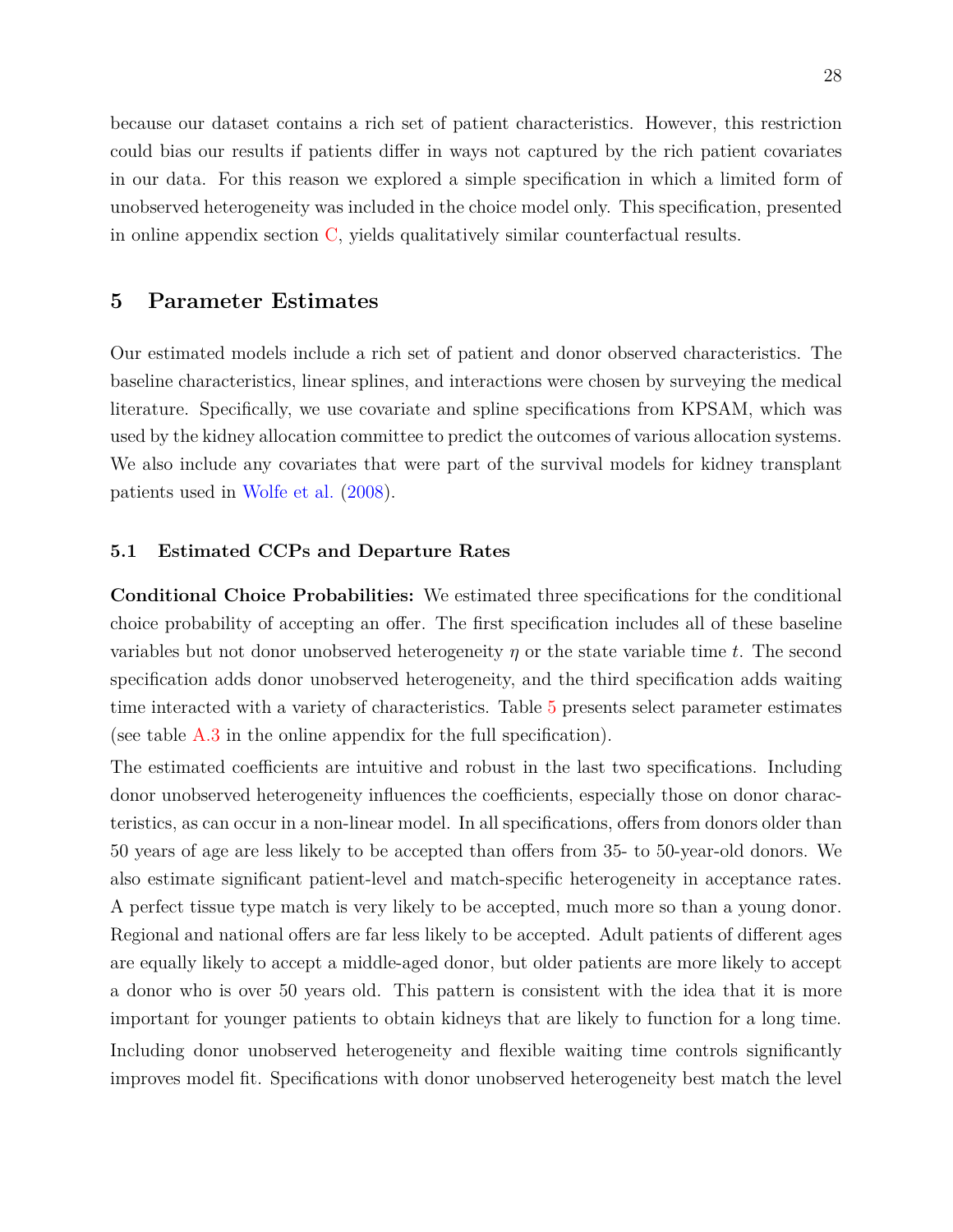because our dataset contains a rich set of patient characteristics. However, this restriction could bias our results if patients differ in ways not captured by the rich patient covariates in our data. For this reason we explored a simple specification in which a limited form of unobserved heterogeneity was included in the choice model only. This specification, presented in online appendix section C, yields qualitatively similar counterfactual results.

## 5 Parameter Estimates

Our estimated models include a rich set of patient and donor observed characteristics. The baseline characteristics, linear splines, and interactions were chosen by surveying the medical literature. Specifically, we use covariate and spline specifications from KPSAM, which was used by the kidney allocation committee to predict the outcomes of various allocation systems. We also include any covariates that were part of the survival models for kidney transplant patients used in Wolfe et al. (2008).

### 5.1 Estimated CCPs and Departure Rates

**Conditional Choice Probabilities:** We estimated three specifications for the conditional choice probability of accepting an offer. The first specification includes all of these baseline variables but not donor unobserved heterogeneity $\eta$ or the state variable time $t$. The second specification adds donor unobserved heterogeneity, and the third specification adds waiting time interacted with a variety of characteristics. Table 5 presents select parameter estimates (see table A.3 in the online appendix for the full specification).

The estimated coefficients are intuitive and robust in the last two specifications. Including donor unobserved heterogeneity influences the coefficients, especially those on donor characteristics, as can occur in a non-linear model. In all specifications, offers from donors older than 50 years of age are less likely to be accepted than offers from 35- to 50-year-old donors. We also estimate significant patient-level and match-specific heterogeneity in acceptance rates. A perfect tissue type match is very likely to be accepted, much more so than a young donor. Regional and national offers are far less likely to be accepted. Adult patients of different ages are equally likely to accept a middle-aged donor, but older patients are more likely to accept a donor who is over 50 years old. This pattern is consistent with the idea that it is more important for younger patients to obtain kidneys that are likely to function for a long time.

Including donor unobserved heterogeneity and flexible waiting time controls significantly improves model fit. Specifications with donor unobserved heterogeneity best match the level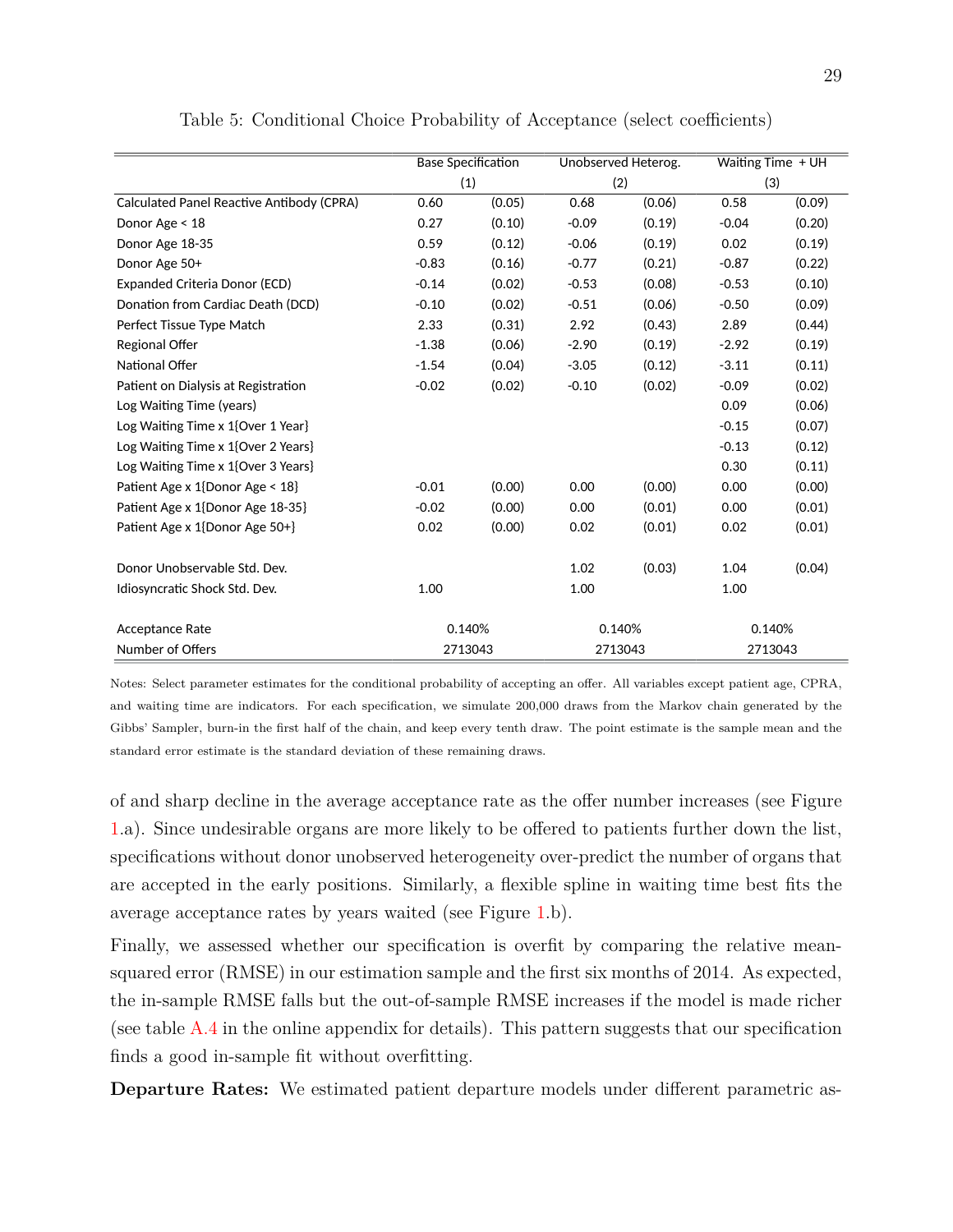Table 5: Conditional Choice Probability of Acceptance (select coefficients)

| | Base Specification | | Unobserved Heterog. | | Waiting Time + UH | |
|---|---|---|---|---|---|---|
| | (1) | | (2) | | (3) | |
| Calculated Panel Reactive Antibody (CPRA) | 0.60 | (0.05) | 0.68 | (0.06) | 0.58 | (0.09) |
| Donor Age < 18 | 0.27 | (0.10) | -0.09 | (0.19) | -0.04 | (0.20) |
| Donor Age 18-35 | 0.59 | (0.12) | -0.06 | (0.19) | 0.02 | (0.19) |
| Donor Age 50+ | -0.83 | (0.16) | -0.77 | (0.21) | -0.87 | (0.22) |
| Expanded Criteria Donor (ECD) | -0.14 | (0.02) | -0.53 | (0.08) | -0.53 | (0.10) |
| Donation from Cardiac Death (DCD) | -0.10 | (0.02) | -0.51 | (0.06) | -0.50 | (0.09) |
| Perfect Tissue Type Match | 2.33 | (0.31) | 2.92 | (0.43) | 2.89 | (0.44) |
| Regional Offer | -1.38 | (0.06) | -2.90 | (0.19) | -2.92 | (0.19) |
| National Offer | -1.54 | (0.04) | -3.05 | (0.12) | -3.11 | (0.11) |
| Patient on Dialysis at Registration | -0.02 | (0.02) | -0.10 | (0.02) | -0.09 | (0.02) |
| Log Waiting Time (years) | | | | | 0.09 | (0.06) |
| Log Waiting Time x 1{Over 1 Year} | | | | | -0.15 | (0.07) |
| Log Waiting Time x 1{Over 2 Years} | | | | | -0.13 | (0.12) |
| Log Waiting Time x 1{Over 3 Years} | | | | | 0.30 | (0.11) |
| Patient Age x 1{Donor Age < 18} | -0.01 | (0.00) | 0.00 | (0.00) | 0.00 | (0.00) |
| Patient Age x 1{Donor Age 18-35} | -0.02 | (0.00) | 0.00 | (0.01) | 0.00 | (0.01) |
| Patient Age x 1{Donor Age 50+} | 0.02 | (0.00) | 0.02 | (0.01) | 0.02 | (0.01) |
| | | | | | | |
| Donor Unobservable Std. Dev. | | | 1.02 | (0.03) | 1.04 | (0.04) |
| Idiosyncratic Shock Std. Dev. | 1.00 | | 1.00 | | 1.00 | |
| | | | | | | |
| Acceptance Rate | 0.140% | | 0.140% | | 0.140% | |
| Number of Offers | 2713043 | | 2713043 | | 2713043 | |

Notes: Select parameter estimates for the conditional probability of accepting an offer. All variables except patient age, CPRA, and waiting time are indicators. For each specification, we simulate 200,000 draws from the Markov chain generated by the Gibbs' Sampler, burn-in the first half of the chain, and keep every tenth draw. The point estimate is the sample mean and the standard error estimate is the standard deviation of these remaining draws.

of and sharp decline in the average acceptance rate as the offer number increases (see Figure 1.a). Since undesirable organs are more likely to be offered to patients further down the list, specifications without donor unobserved heterogeneity over-predict the number of organs that are accepted in the early positions. Similarly, a flexible spline in waiting time best fits the average acceptance rates by years waited (see Figure 1.b).

Finally, we assessed whether our specification is overfit by comparing the relative mean-squared error (RMSE) in our estimation sample and the first six months of 2014. As expected, the in-sample RMSE falls but the out-of-sample RMSE increases if the model is made richer (see table A.4 in the online appendix for details). This pattern suggests that our specification finds a good in-sample fit without overfitting.

**Departure Rates:** We estimated patient departure models under different parametric as-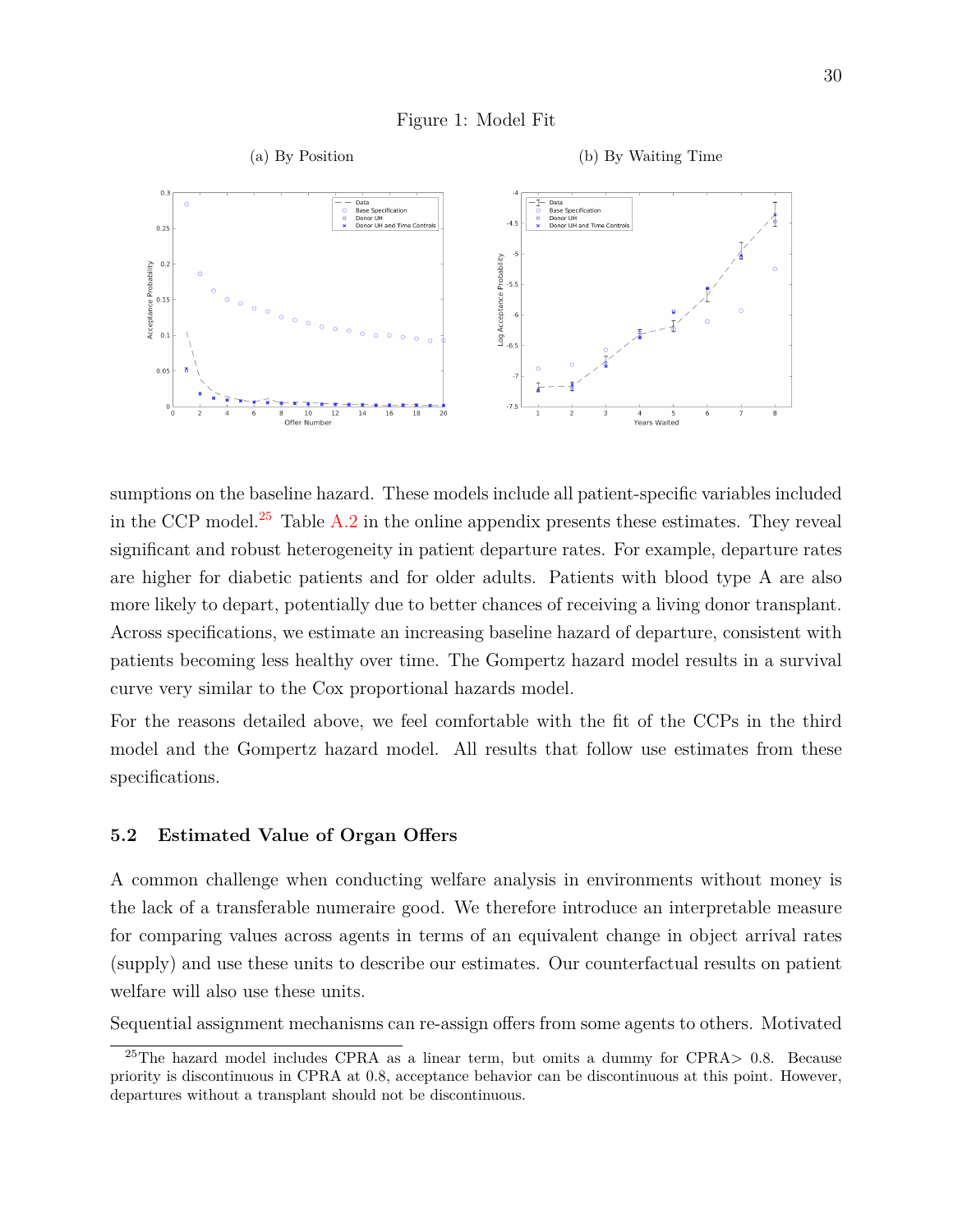Figure 1: Model Fit

(a) By Position

(b) By Waiting Time

sumptions on the baseline hazard. These models include all patient-specific variables included in the CCP model.[25] Table A.2 in the online appendix presents these estimates. They reveal significant and robust heterogeneity in patient departure rates. For example, departure rates are higher for diabetic patients and for older adults. Patients with blood type A are also more likely to depart, potentially due to better chances of receiving a living donor transplant. Across specifications, we estimate an increasing baseline hazard of departure, consistent with patients becoming less healthy over time. The Gompertz hazard model results in a survival curve very similar to the Cox proportional hazards model.

For the reasons detailed above, we feel comfortable with the fit of the CCPs in the third model and the Gompertz hazard model. All results that follow use estimates from these specifications.

### 5.2 Estimated Value of Organ Offers

A common challenge when conducting welfare analysis in environments without money is the lack of a transferable numeraire good. We therefore introduce an interpretable measure for comparing values across agents in terms of an equivalent change in object arrival rates (supply) and use these units to describe our estimates. Our counterfactual results on patient welfare will also use these units.

Sequential assignment mechanisms can re-assign offers from some agents to others. Motivated

[25] The hazard model includes CPRA as a linear term, but omits a dummy for CPRA> 0.8. Because priority is discontinuous in CPRA at 0.8, acceptance behavior can be discontinuous at this point. However, departures without a transplant should not be discontinuous.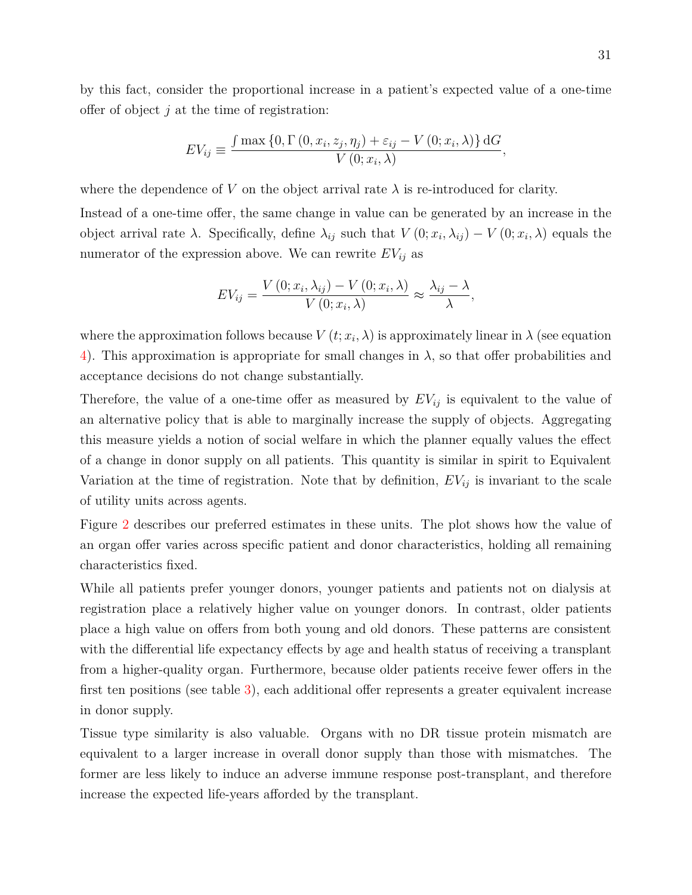by this fact, consider the proportional increase in a patient's expected value of a one-time offer of object $j$ at the time of registration:

$$EV_{ij} \equiv \frac{\int \max\left\{0, \Gamma\left(0, x_i, z_j, \eta_j\right) + \varepsilon_{ij} - V\left(0; x_i, \lambda\right)\right\} \mathrm{d}G}{V\left(0; x_i, \lambda\right)},$$

where the dependence of $V$ on the object arrival rate $\lambda$ is re-introduced for clarity.

Instead of a one-time offer, the same change in value can be generated by an increase in the object arrival rate $\lambda$. Specifically, define $\lambda_{ij}$ such that $V\left(0; x_i, \lambda_{ij}\right) - V\left(0; x_i, \lambda\right)$ equals the numerator of the expression above. We can rewrite $EV_{ij}$ as

$$EV_{ij} = \frac{V\left(0; x_i, \lambda_{ij}\right) - V\left(0; x_i, \lambda\right)}{V\left(0; x_i, \lambda\right)} \approx \frac{\lambda_{ij} - \lambda}{\lambda},$$

where the approximation follows because $V\left(t; x_i, \lambda\right)$ is approximately linear in $\lambda$ (see equation 4). This approximation is appropriate for small changes in $\lambda$, so that offer probabilities and acceptance decisions do not change substantially.

Therefore, the value of a one-time offer as measured by $EV_{ij}$ is equivalent to the value of an alternative policy that is able to marginally increase the supply of objects. Aggregating this measure yields a notion of social welfare in which the planner equally values the effect of a change in donor supply on all patients. This quantity is similar in spirit to Equivalent Variation at the time of registration. Note that by definition, $EV_{ij}$ is invariant to the scale of utility units across agents.

Figure 2 describes our preferred estimates in these units. The plot shows how the value of an organ offer varies across specific patient and donor characteristics, holding all remaining characteristics fixed.

While all patients prefer younger donors, younger patients and patients not on dialysis at registration place a relatively higher value on younger donors. In contrast, older patients place a high value on offers from both young and old donors. These patterns are consistent with the differential life expectancy effects by age and health status of receiving a transplant from a higher-quality organ. Furthermore, because older patients receive fewer offers in the first ten positions (see table 3), each additional offer represents a greater equivalent increase in donor supply.

Tissue type similarity is also valuable. Organs with no DR tissue protein mismatch are equivalent to a larger increase in overall donor supply than those with mismatches. The former are less likely to induce an adverse immune response post-transplant, and therefore increase the expected life-years afforded by the transplant.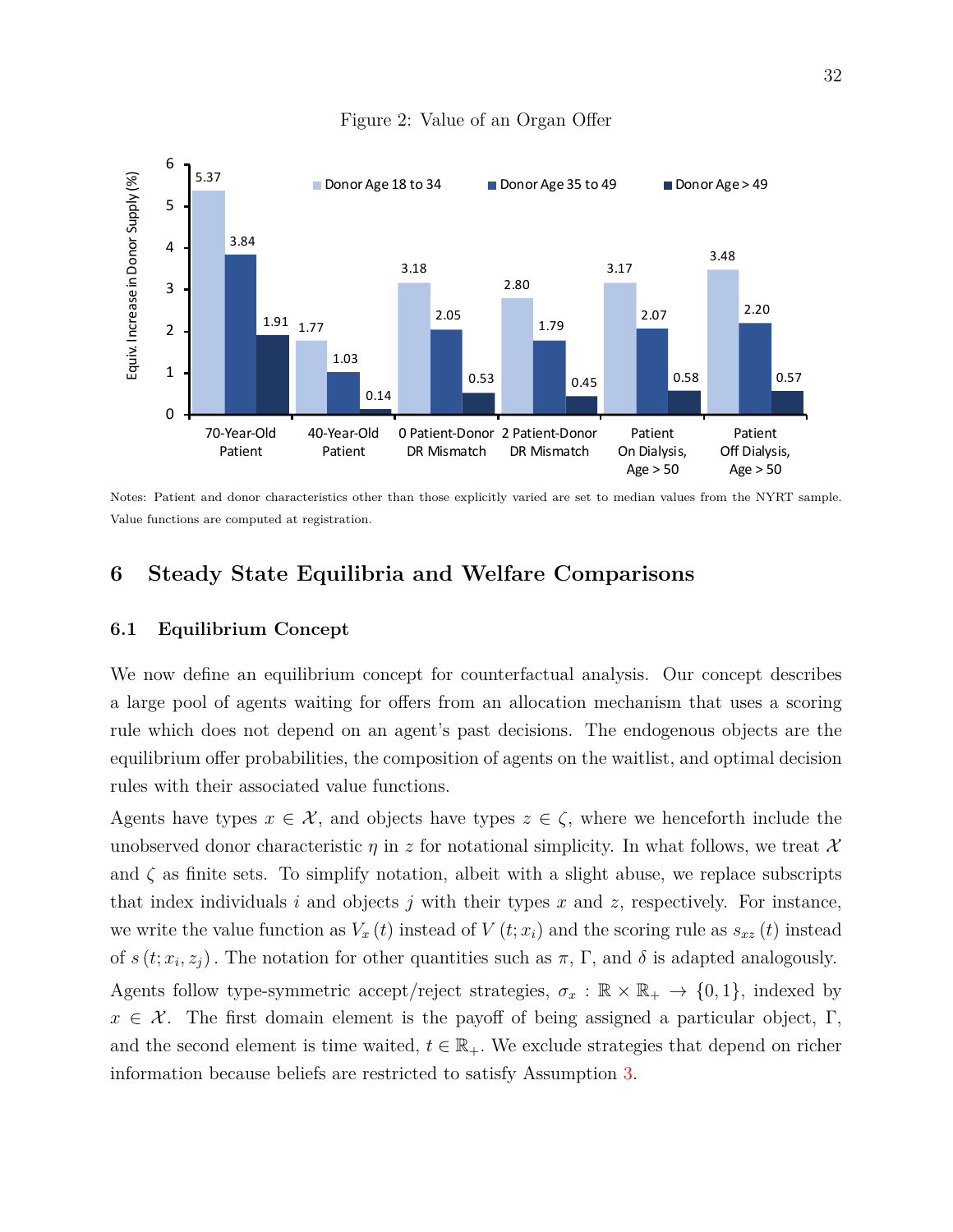Figure 2: Value of an Organ Offer

| | Donor Age 18 to 34 | Donor Age 35 to 49 | Donor Age > 49 |
|---|---|---|---|
| 70-Year-Old Patient | 5.37 | 3.84 | 1.91 |
| 40-Year-Old Patient | 1.77 | 1.03 | 0.14 |
| 0 Patient-Donor DR Mismatch | 3.18 | 2.05 | 0.53 |
| 2 Patient-Donor DR Mismatch | 2.80 | 1.79 | 0.45 |
| Patient On Dialysis, Age > 50 | 3.17 | 2.07 | 0.58 |
| Patient Off Dialysis, Age > 50 | 3.48 | 2.20 | 0.57 |

Equiv. Increase in Donor Supply (%)

Notes: Patient and donor characteristics other than those explicitly varied are set to median values from the NYRT sample. Value functions are computed at registration.

## 6 Steady State Equilibria and Welfare Comparisons

### 6.1 Equilibrium Concept

We now define an equilibrium concept for counterfactual analysis. Our concept describes a large pool of agents waiting for offers from an allocation mechanism that uses a scoring rule which does not depend on an agent's past decisions. The endogenous objects are the equilibrium offer probabilities, the composition of agents on the waitlist, and optimal decision rules with their associated value functions.

Agents have types $x \in \mathcal{X}$, and objects have types $z \in \zeta$, where we henceforth include the unobserved donor characteristic $\eta$ in $z$ for notational simplicity. In what follows, we treat $\mathcal{X}$ and $\zeta$ as finite sets. To simplify notation, albeit with a slight abuse, we replace subscripts that index individuals $i$ and objects $j$ with their types $x$ and $z$, respectively. For instance, we write the value function as $V_x(t)$ instead of $V(t; x_i)$ and the scoring rule as $s_{xz}(t)$ instead of $s(t; x_i, z_j)$. The notation for other quantities such as $\pi$, $\Gamma$, and $\delta$ is adapted analogously.

Agents follow type-symmetric accept/reject strategies, $\sigma_x : \mathbb{R} \times \mathbb{R}_+ \to \{0, 1\}$, indexed by $x \in \mathcal{X}$. The first domain element is the payoff of being assigned a particular object, $\Gamma$, and the second element is time waited, $t \in \mathbb{R}_+$. We exclude strategies that depend on richer information because beliefs are restricted to satisfy Assumption 3.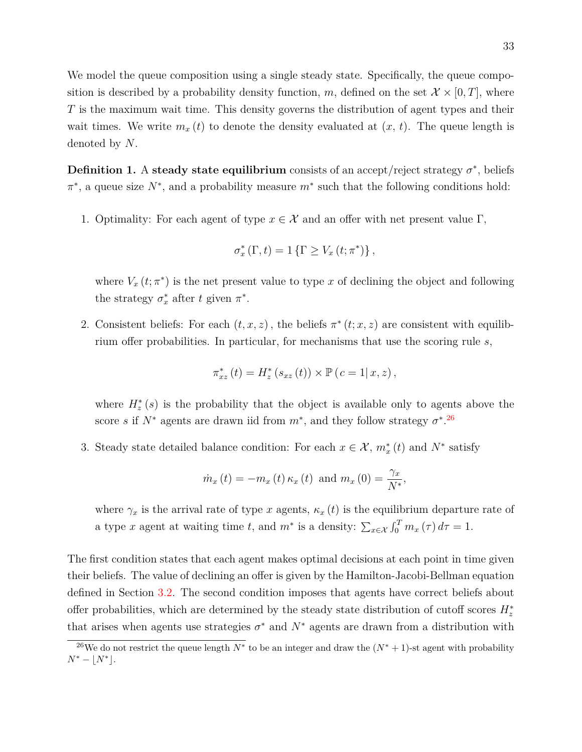We model the queue composition using a single steady state. Specifically, the queue composition is described by a probability density function, $m$, defined on the set $\mathcal{X} \times [0, T]$, where $T$ is the maximum wait time. This density governs the distribution of agent types and their wait times. We write $m_x(t)$ to denote the density evaluated at $(x, t)$. The queue length is denoted by $N$.

**Definition 1.** A **steady state equilibrium** consists of an accept/reject strategy $\sigma^*$, beliefs $\pi^*$, a queue size $N^*$, and a probability measure $m^*$ such that the following conditions hold:

1. Optimality: For each agent of type $x \in \mathcal{X}$ and an offer with net present value $\Gamma$,

$$\sigma_x^*(\Gamma, t) = 1\{\Gamma \geq V_x(t; \pi^*)\},$$

   where $V_x(t; \pi^*)$ is the net present value to type $x$ of declining the object and following the strategy $\sigma_x^*$ after $t$ given $\pi^*$.

2. Consistent beliefs: For each $(t, x, z)$, the beliefs $\pi^*(t; x, z)$ are consistent with equilibrium offer probabilities. In particular, for mechanisms that use the scoring rule $s$,

$$\pi_{xz}^*(t) = H_z^*(s_{xz}(t)) \times \mathbb{P}(c = 1 | x, z),$$

   where $H_z^*(s)$ is the probability that the object is available only to agents above the score $s$ if $N^*$ agents are drawn iid from $m^*$, and they follow strategy $\sigma^*$.[26]

3. Steady state detailed balance condition: For each $x \in \mathcal{X}$, $m_x^*(t)$ and $N^*$ satisfy

$$\dot{m}_x(t) = -m_x(t)\kappa_x(t) \text{ and } m_x(0) = \frac{\gamma_x}{N^*},$$

   where $\gamma_x$ is the arrival rate of type $x$ agents, $\kappa_x(t)$ is the equilibrium departure rate of a type $x$ agent at waiting time $t$, and $m^*$ is a density: $\sum_{x \in \mathcal{X}} \int_0^T m_x(\tau)\, d\tau = 1$.

The first condition states that each agent makes optimal decisions at each point in time given their beliefs. The value of declining an offer is given by the Hamilton-Jacobi-Bellman equation defined in Section 3.2. The second condition imposes that agents have correct beliefs about offer probabilities, which are determined by the steady state distribution of cutoff scores $H_z^*$ that arises when agents use strategies $\sigma^*$ and $N^*$ agents are drawn from a distribution with

[26] We do not restrict the queue length $N^*$ to be an integer and draw the $(N^* + 1)$-st agent with probability $N^* - \lfloor N^* \rfloor$.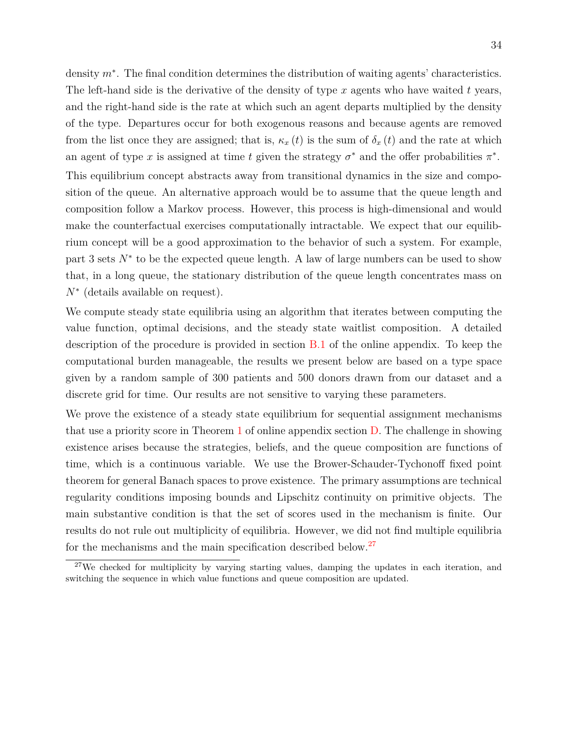density $m^*$. The final condition determines the distribution of waiting agents' characteristics. The left-hand side is the derivative of the density of type $x$ agents who have waited $t$ years, and the right-hand side is the rate at which such an agent departs multiplied by the density of the type. Departures occur for both exogenous reasons and because agents are removed from the list once they are assigned; that is, $\kappa_x(t)$ is the sum of $\delta_x(t)$ and the rate at which an agent of type $x$ is assigned at time $t$ given the strategy $\sigma^*$ and the offer probabilities $\pi^*$.

This equilibrium concept abstracts away from transitional dynamics in the size and composition of the queue. An alternative approach would be to assume that the queue length and composition follow a Markov process. However, this process is high-dimensional and would make the counterfactual exercises computationally intractable. We expect that our equilibrium concept will be a good approximation to the behavior of such a system. For example, part 3 sets $N^*$ to be the expected queue length. A law of large numbers can be used to show that, in a long queue, the stationary distribution of the queue length concentrates mass on $N^*$ (details available on request).

We compute steady state equilibria using an algorithm that iterates between computing the value function, optimal decisions, and the steady state waitlist composition. A detailed description of the procedure is provided in section B.1 of the online appendix. To keep the computational burden manageable, the results we present below are based on a type space given by a random sample of 300 patients and 500 donors drawn from our dataset and a discrete grid for time. Our results are not sensitive to varying these parameters.

We prove the existence of a steady state equilibrium for sequential assignment mechanisms that use a priority score in Theorem 1 of online appendix section D. The challenge in showing existence arises because the strategies, beliefs, and the queue composition are functions of time, which is a continuous variable. We use the Brower-Schauder-Tychonoff fixed point theorem for general Banach spaces to prove existence. The primary assumptions are technical regularity conditions imposing bounds and Lipschitz continuity on primitive objects. The main substantive condition is that the set of scores used in the mechanism is finite. Our results do not rule out multiplicity of equilibria. However, we did not find multiple equilibria for the mechanisms and the main specification described below.[27]

[27] We checked for multiplicity by varying starting values, damping the updates in each iteration, and switching the sequence in which value functions and queue composition are updated.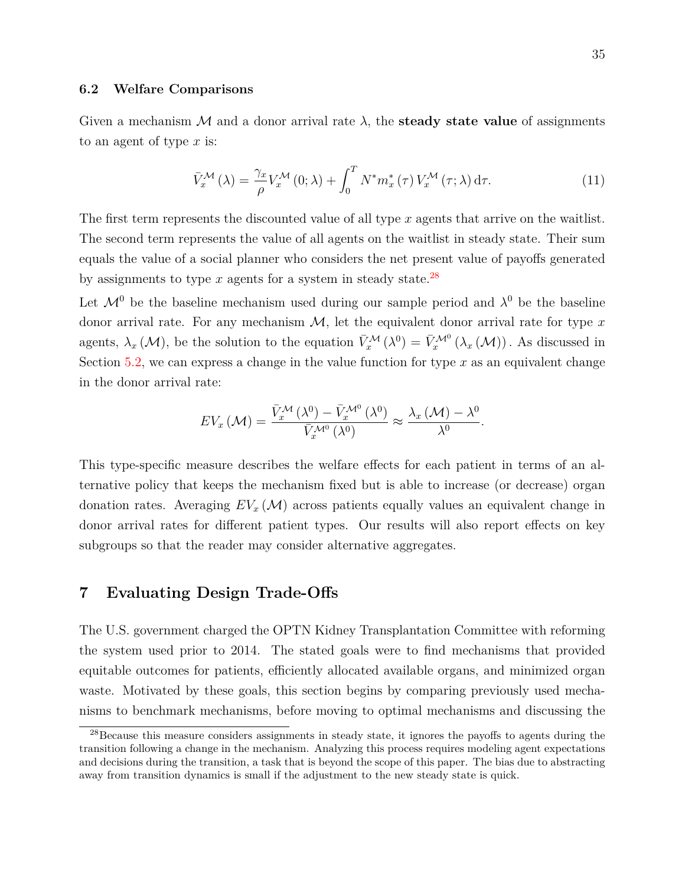### 6.2 Welfare Comparisons

Given a mechanism $\mathcal{M}$ and a donor arrival rate $\lambda$, the **steady state value** of assignments to an agent of type $x$ is:

$$\bar{V}_x^{\mathcal{M}}(\lambda) = \frac{\gamma_x}{\rho} V_x^{\mathcal{M}}(0;\lambda) + \int_0^T N^* m_x^*(\tau)\, V_x^{\mathcal{M}}(\tau;\lambda)\, \mathrm{d}\tau. \tag{11}$$

The first term represents the discounted value of all type $x$ agents that arrive on the waitlist. The second term represents the value of all agents on the waitlist in steady state. Their sum equals the value of a social planner who considers the net present value of payoffs generated by assignments to type $x$ agents for a system in steady state.[28]

Let $\mathcal{M}^0$ be the baseline mechanism used during our sample period and $\lambda^0$ be the baseline donor arrival rate. For any mechanism $\mathcal{M}$, let the equivalent donor arrival rate for type $x$ agents, $\lambda_x(\mathcal{M})$, be the solution to the equation $\bar{V}_x^{\mathcal{M}}(\lambda^0) = \bar{V}_x^{\mathcal{M}^0}(\lambda_x(\mathcal{M}))$. As discussed in Section 5.2, we can express a change in the value function for type $x$ as an equivalent change in the donor arrival rate:

$$EV_x(\mathcal{M}) = \frac{\bar{V}_x^{\mathcal{M}}(\lambda^0) - \bar{V}_x^{\mathcal{M}^0}(\lambda^0)}{\bar{V}_x^{\mathcal{M}^0}(\lambda^0)} \approx \frac{\lambda_x(\mathcal{M}) - \lambda^0}{\lambda^0}.$$

This type-specific measure describes the welfare effects for each patient in terms of an alternative policy that keeps the mechanism fixed but is able to increase (or decrease) organ donation rates. Averaging $EV_x(\mathcal{M})$ across patients equally values an equivalent change in donor arrival rates for different patient types. Our results will also report effects on key subgroups so that the reader may consider alternative aggregates.

## 7 Evaluating Design Trade-Offs

The U.S. government charged the OPTN Kidney Transplantation Committee with reforming the system used prior to 2014. The stated goals were to find mechanisms that provided equitable outcomes for patients, efficiently allocated available organs, and minimized organ waste. Motivated by these goals, this section begins by comparing previously used mechanisms to benchmark mechanisms, before moving to optimal mechanisms and discussing the

[28] Because this measure considers assignments in steady state, it ignores the payoffs to agents during the transition following a change in the mechanism. Analyzing this process requires modeling agent expectations and decisions during the transition, a task that is beyond the scope of this paper. The bias due to abstracting away from transition dynamics is small if the adjustment to the new steady state is quick.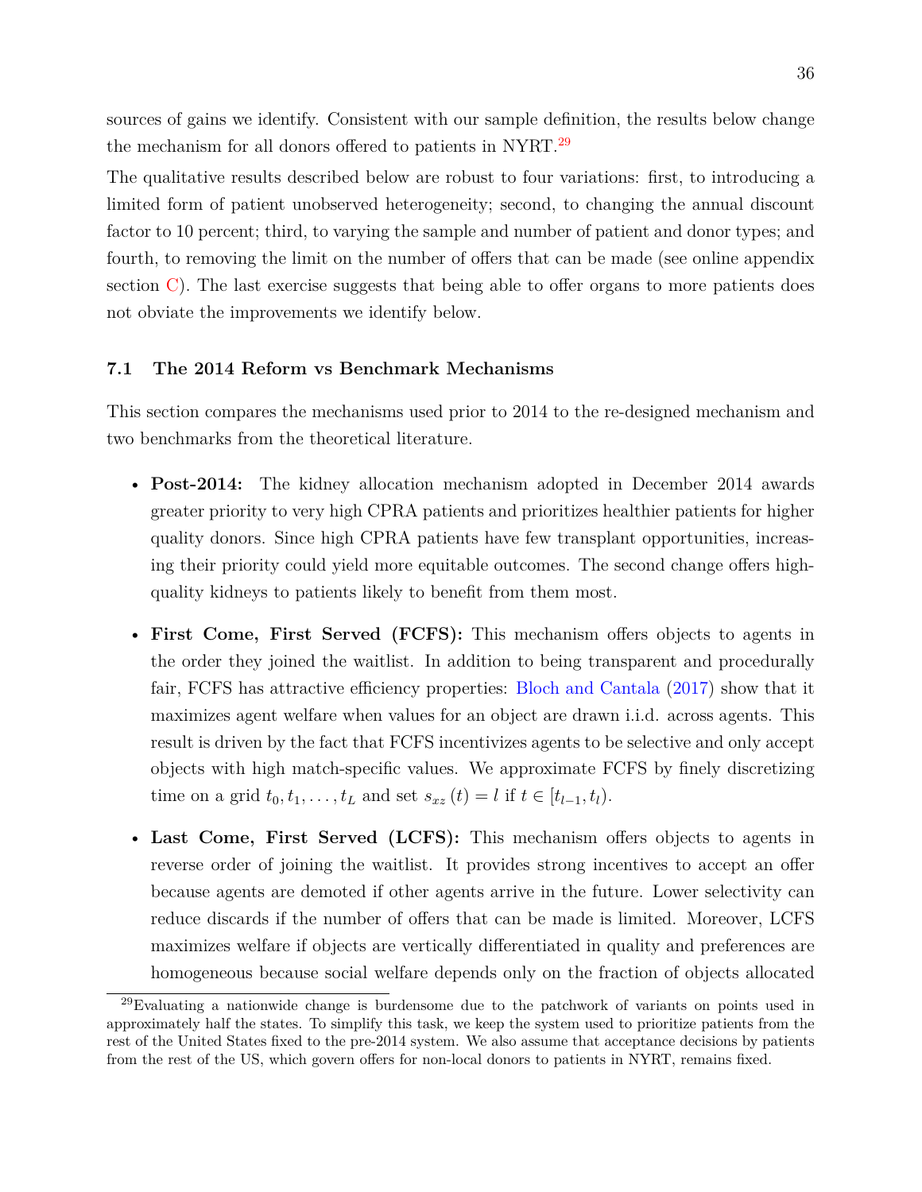sources of gains we identify. Consistent with our sample definition, the results below change the mechanism for all donors offered to patients in NYRT.[29]

The qualitative results described below are robust to four variations: first, to introducing a limited form of patient unobserved heterogeneity; second, to changing the annual discount factor to 10 percent; third, to varying the sample and number of patient and donor types; and fourth, to removing the limit on the number of offers that can be made (see online appendix section C). The last exercise suggests that being able to offer organs to more patients does not obviate the improvements we identify below.

### 7.1 The 2014 Reform vs Benchmark Mechanisms

This section compares the mechanisms used prior to 2014 to the re-designed mechanism and two benchmarks from the theoretical literature.

- **Post-2014:** The kidney allocation mechanism adopted in December 2014 awards greater priority to very high CPRA patients and prioritizes healthier patients for higher quality donors. Since high CPRA patients have few transplant opportunities, increasing their priority could yield more equitable outcomes. The second change offers high-quality kidneys to patients likely to benefit from them most.
- **First Come, First Served (FCFS):** This mechanism offers objects to agents in the order they joined the waitlist. In addition to being transparent and procedurally fair, FCFS has attractive efficiency properties: Bloch and Cantala (2017) show that it maximizes agent welfare when values for an object are drawn i.i.d. across agents. This result is driven by the fact that FCFS incentivizes agents to be selective and only accept objects with high match-specific values. We approximate FCFS by finely discretizing time on a grid $t_0, t_1, \ldots, t_L$ and set $s_{xz}(t) = l$ if $t \in [t_{l-1}, t_l)$.
- **Last Come, First Served (LCFS):** This mechanism offers objects to agents in reverse order of joining the waitlist. It provides strong incentives to accept an offer because agents are demoted if other agents arrive in the future. Lower selectivity can reduce discards if the number of offers that can be made is limited. Moreover, LCFS maximizes welfare if objects are vertically differentiated in quality and preferences are homogeneous because social welfare depends only on the fraction of objects allocated

[29] Evaluating a nationwide change is burdensome due to the patchwork of variants on points used in approximately half the states. To simplify this task, we keep the system used to prioritize patients from the rest of the United States fixed to the pre-2014 system. We also assume that acceptance decisions by patients from the rest of the US, which govern offers for non-local donors to patients in NYRT, remains fixed.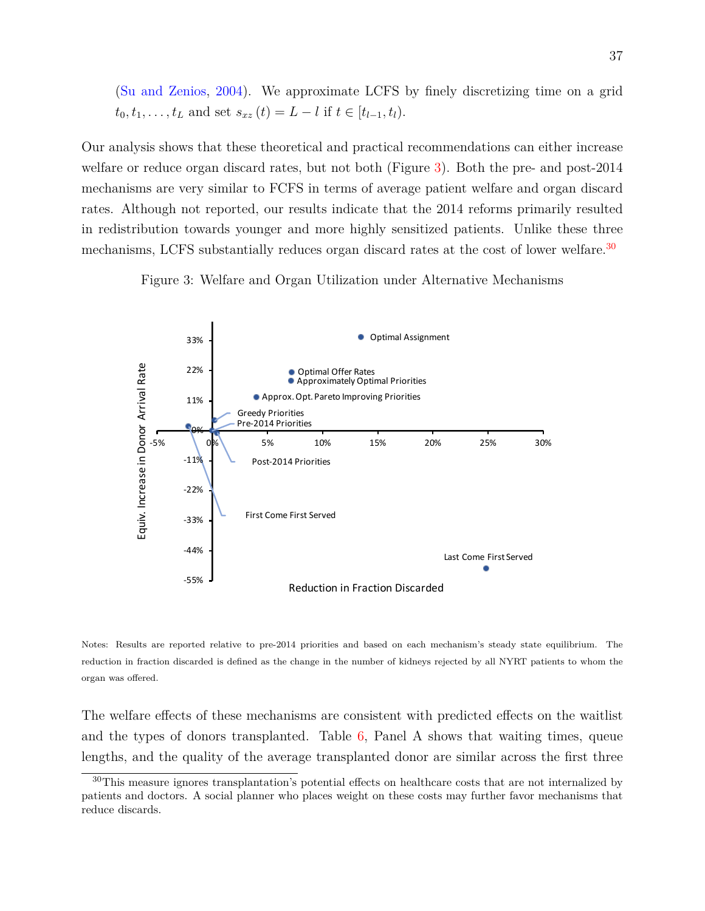(Su and Zenios, 2004). We approximate LCFS by finely discretizing time on a grid $t_0, t_1, \ldots, t_L$ and set $s_{xz}(t) = L - l$ if $t \in [t_{l-1}, t_l)$.

Our analysis shows that these theoretical and practical recommendations can either increase welfare or reduce organ discard rates, but not both (Figure 3). Both the pre- and post-2014 mechanisms are very similar to FCFS in terms of average patient welfare and organ discard rates. Although not reported, our results indicate that the 2014 reforms primarily resulted in redistribution towards younger and more highly sensitized patients. Unlike these three mechanisms, LCFS substantially reduces organ discard rates at the cost of lower welfare.[30]

Figure 3: Welfare and Organ Utilization under Alternative Mechanisms

Notes: Results are reported relative to pre-2014 priorities and based on each mechanism's steady state equilibrium. The reduction in fraction discarded is defined as the change in the number of kidneys rejected by all NYRT patients to whom the organ was offered.

The welfare effects of these mechanisms are consistent with predicted effects on the waitlist and the types of donors transplanted. Table 6, Panel A shows that waiting times, queue lengths, and the quality of the average transplanted donor are similar across the first three

[30] This measure ignores transplantation's potential effects on healthcare costs that are not internalized by patients and doctors. A social planner who places weight on these costs may further favor mechanisms that reduce discards.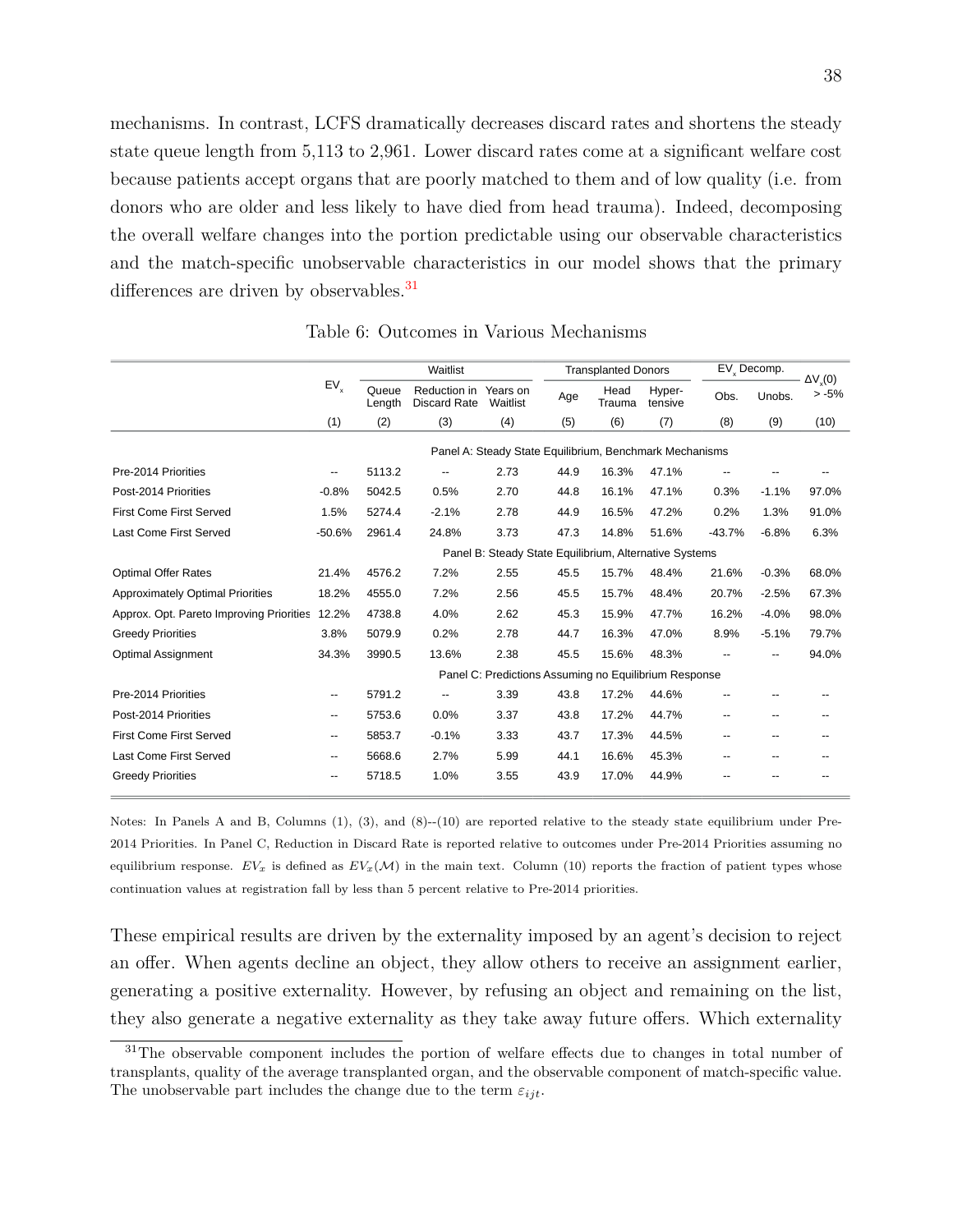mechanisms. In contrast, LCFS dramatically decreases discard rates and shortens the steady state queue length from 5,113 to 2,961. Lower discard rates come at a significant welfare cost because patients accept organs that are poorly matched to them and of low quality (i.e. from donors who are older and less likely to have died from head trauma). Indeed, decomposing the overall welfare changes into the portion predictable using our observable characteristics and the match-specific unobservable characteristics in our model shows that the primary differences are driven by observables.[31]

Table 6: Outcomes in Various Mechanisms

| | $EV_x$ | Waitlist | | | Transplanted Donors | | | $EV_x$ Decomp. | | $\Delta V_x(0)$ > -5% |
|---|---|---|---|---|---|---|---|---|---|---|
| | | Queue Length | Reduction in Discard Rate | Years on Waitlist | Age | Head Trauma | Hyper-tensive | Obs. | Unobs. | |
| | (1) | (2) | (3) | (4) | (5) | (6) | (7) | (8) | (9) | (10) |
| **Panel A: Steady State Equilibrium, Benchmark Mechanisms** | | | | | | | | | | |
| Pre-2014 Priorities | -- | 5113.2 | -- | 2.73 | 44.9 | 16.3% | 47.1% | -- | -- | -- |
| Post-2014 Priorities | -0.8% | 5042.5 | 0.5% | 2.70 | 44.8 | 16.1% | 47.1% | 0.3% | -1.1% | 97.0% |
| First Come First Served | 1.5% | 5274.4 | -2.1% | 2.78 | 44.9 | 16.5% | 47.2% | 0.2% | 1.3% | 91.0% |
| Last Come First Served | -50.6% | 2961.4 | 24.8% | 3.73 | 47.3 | 14.8% | 51.6% | -43.7% | -6.8% | 6.3% |
| **Panel B: Steady State Equilibrium, Alternative Systems** | | | | | | | | | | |
| Optimal Offer Rates | 21.4% | 4576.2 | 7.2% | 2.55 | 45.5 | 15.7% | 48.4% | 21.6% | -0.3% | 68.0% |
| Approximately Optimal Priorities | 18.2% | 4555.0 | 7.2% | 2.56 | 45.5 | 15.7% | 48.4% | 20.7% | -2.5% | 67.3% |
| Approx. Opt. Pareto Improving Priorities | 12.2% | 4738.8 | 4.0% | 2.62 | 45.3 | 15.9% | 47.7% | 16.2% | -4.0% | 98.0% |
| Greedy Priorities | 3.8% | 5079.9 | 0.2% | 2.78 | 44.7 | 16.3% | 47.0% | 8.9% | -5.1% | 79.7% |
| Optimal Assignment | 34.3% | 3990.5 | 13.6% | 2.38 | 45.5 | 15.6% | 48.3% | -- | -- | 94.0% |
| **Panel C: Predictions Assuming no Equilibrium Response** | | | | | | | | | | |
| Pre-2014 Priorities | -- | 5791.2 | -- | 3.39 | 43.8 | 17.2% | 44.6% | -- | -- | -- |
| Post-2014 Priorities | -- | 5753.6 | 0.0% | 3.37 | 43.8 | 17.2% | 44.7% | -- | -- | -- |
| First Come First Served | -- | 5853.7 | -0.1% | 3.33 | 43.7 | 17.3% | 44.5% | -- | -- | -- |
| Last Come First Served | -- | 5668.6 | 2.7% | 5.99 | 44.1 | 16.6% | 45.3% | -- | -- | -- |
| Greedy Priorities | -- | 5718.5 | 1.0% | 3.55 | 43.9 | 17.0% | 44.9% | -- | -- | -- |

Notes: In Panels A and B, Columns (1), (3), and (8)--(10) are reported relative to the steady state equilibrium under Pre-2014 Priorities. In Panel C, Reduction in Discard Rate is reported relative to outcomes under Pre-2014 Priorities assuming no equilibrium response. $EV_x$ is defined as $EV_x(\mathcal{M})$ in the main text. Column (10) reports the fraction of patient types whose continuation values at registration fall by less than 5 percent relative to Pre-2014 priorities.

These empirical results are driven by the externality imposed by an agent's decision to reject an offer. When agents decline an object, they allow others to receive an assignment earlier, generating a positive externality. However, by refusing an object and remaining on the list, they also generate a negative externality as they take away future offers. Which externality

[31] The observable component includes the portion of welfare effects due to changes in total number of transplants, quality of the average transplanted organ, and the observable component of match-specific value. The unobservable part includes the change due to the term $\varepsilon_{ijt}$.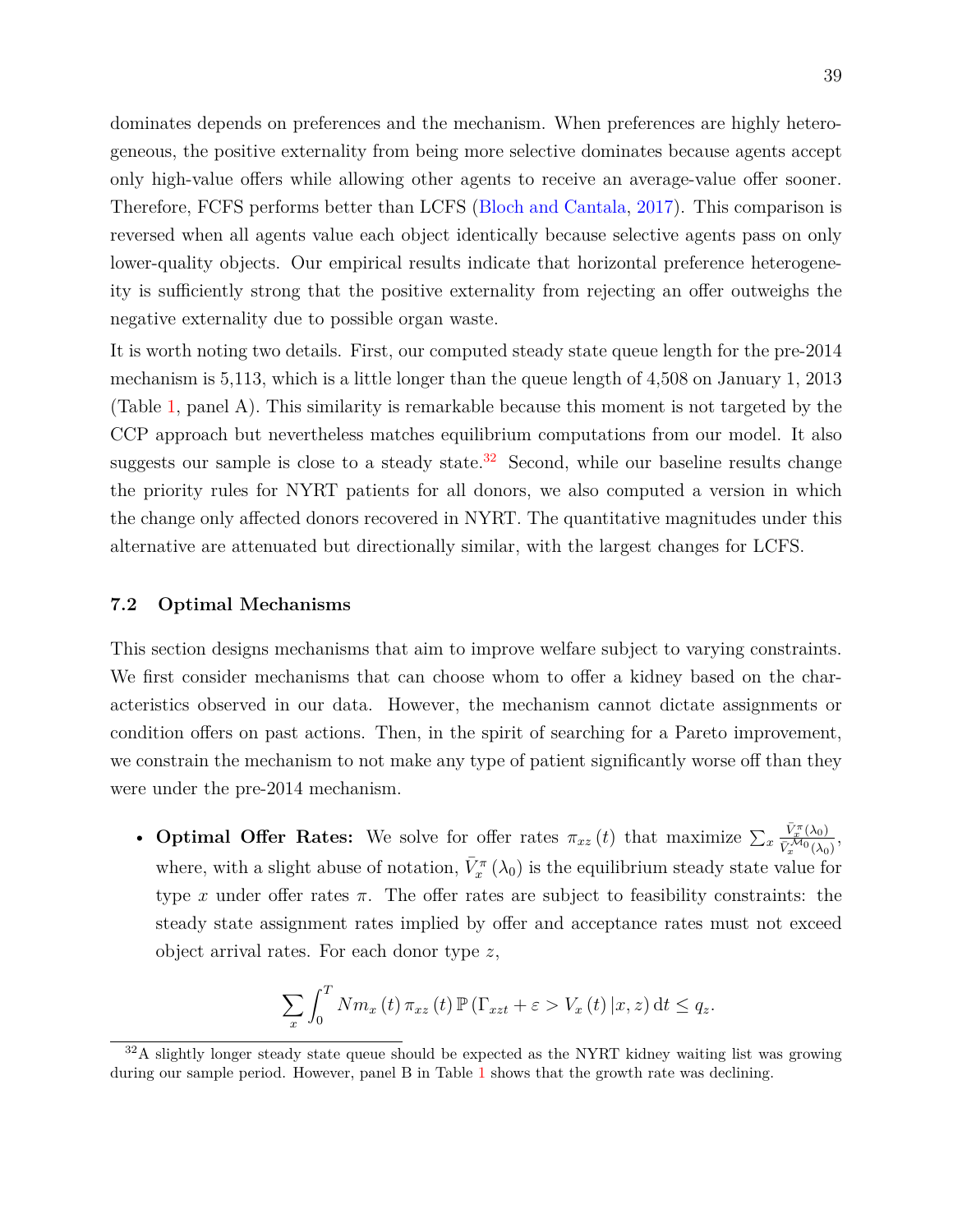dominates depends on preferences and the mechanism. When preferences are highly heterogeneous, the positive externality from being more selective dominates because agents accept only high-value offers while allowing other agents to receive an average-value offer sooner. Therefore, FCFS performs better than LCFS (Bloch and Cantala, 2017). This comparison is reversed when all agents value each object identically because selective agents pass on only lower-quality objects. Our empirical results indicate that horizontal preference heterogeneity is sufficiently strong that the positive externality from rejecting an offer outweighs the negative externality due to possible organ waste.

It is worth noting two details. First, our computed steady state queue length for the pre-2014 mechanism is 5,113, which is a little longer than the queue length of 4,508 on January 1, 2013 (Table 1, panel A). This similarity is remarkable because this moment is not targeted by the CCP approach but nevertheless matches equilibrium computations from our model. It also suggests our sample is close to a steady state.[32] Second, while our baseline results change the priority rules for NYRT patients for all donors, we also computed a version in which the change only affected donors recovered in NYRT. The quantitative magnitudes under this alternative are attenuated but directionally similar, with the largest changes for LCFS.

### 7.2 Optimal Mechanisms

This section designs mechanisms that aim to improve welfare subject to varying constraints. We first consider mechanisms that can choose whom to offer a kidney based on the characteristics observed in our data. However, the mechanism cannot dictate assignments or condition offers on past actions. Then, in the spirit of searching for a Pareto improvement, we constrain the mechanism to not make any type of patient significantly worse off than they were under the pre-2014 mechanism.

- **Optimal Offer Rates:** We solve for offer rates $\pi_{xz}(t)$ that maximize $\sum_x \frac{\bar{V}_x^{\pi}(\lambda_0)}{\bar{V}_x^{\mathcal{M}_0}(\lambda_0)}$, where, with a slight abuse of notation, $\bar{V}_x^{\pi}(\lambda_0)$ is the equilibrium steady state value for type $x$ under offer rates $\pi$. The offer rates are subject to feasibility constraints: the steady state assignment rates implied by offer and acceptance rates must not exceed object arrival rates. For each donor type $z$,

$$\sum_x \int_0^T N m_x(t)\, \pi_{xz}(t)\, \mathbb{P}\left(\Gamma_{xzt} + \varepsilon > V_x(t)\,|x, z\right) \mathrm{d}t \leq q_z.$$

[32] A slightly longer steady state queue should be expected as the NYRT kidney waiting list was growing during our sample period. However, panel B in Table 1 shows that the growth rate was declining.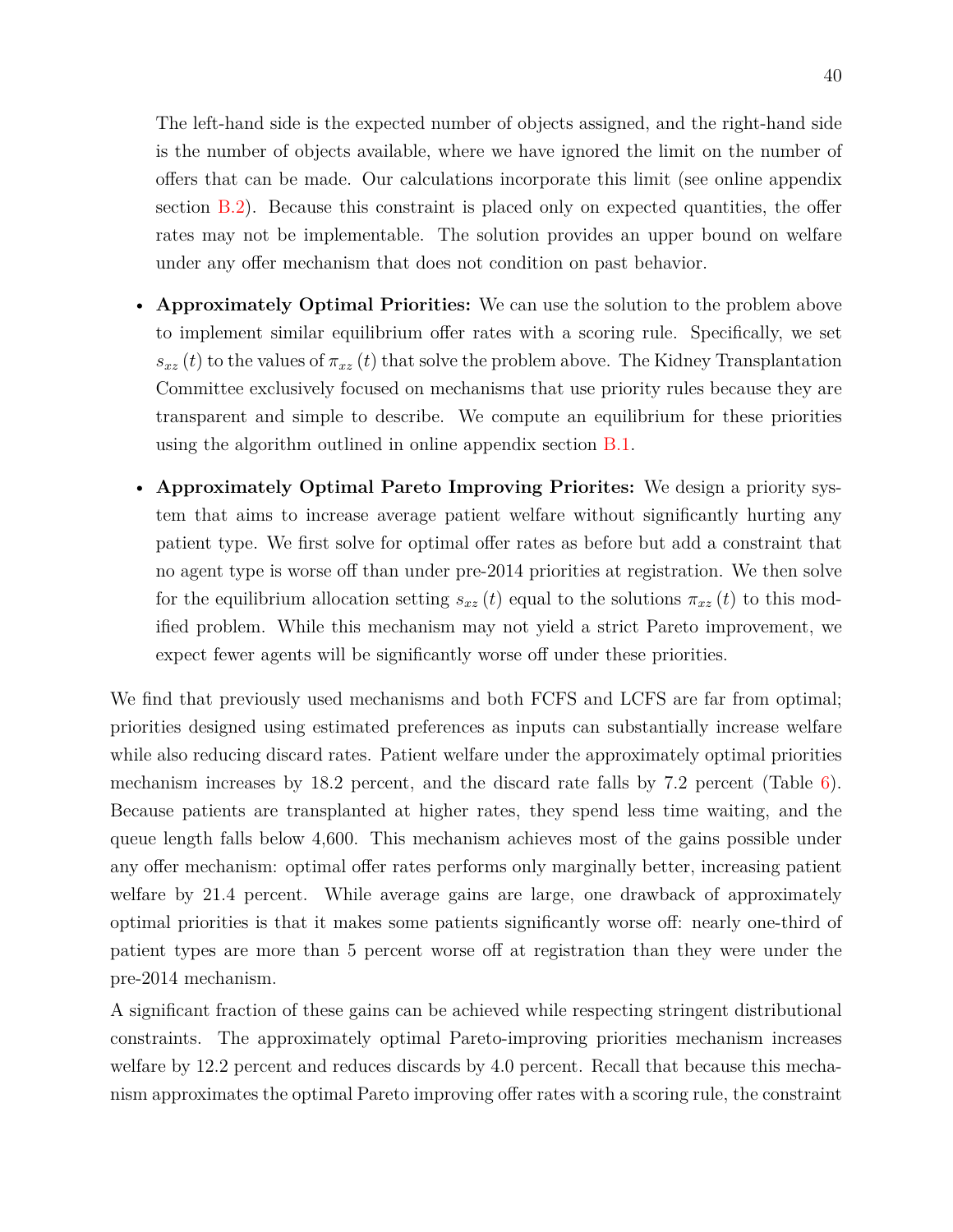The left-hand side is the expected number of objects assigned, and the right-hand side is the number of objects available, where we have ignored the limit on the number of offers that can be made. Our calculations incorporate this limit (see online appendix section B.2). Because this constraint is placed only on expected quantities, the offer rates may not be implementable. The solution provides an upper bound on welfare under any offer mechanism that does not condition on past behavior.

- **Approximately Optimal Priorities:** We can use the solution to the problem above to implement similar equilibrium offer rates with a scoring rule. Specifically, we set $s_{xz}(t)$ to the values of $\pi_{xz}(t)$ that solve the problem above. The Kidney Transplantation Committee exclusively focused on mechanisms that use priority rules because they are transparent and simple to describe. We compute an equilibrium for these priorities using the algorithm outlined in online appendix section B.1.
- **Approximately Optimal Pareto Improving Priorites:** We design a priority system that aims to increase average patient welfare without significantly hurting any patient type. We first solve for optimal offer rates as before but add a constraint that no agent type is worse off than under pre-2014 priorities at registration. We then solve for the equilibrium allocation setting $s_{xz}(t)$ equal to the solutions $\pi_{xz}(t)$ to this modified problem. While this mechanism may not yield a strict Pareto improvement, we expect fewer agents will be significantly worse off under these priorities.

We find that previously used mechanisms and both FCFS and LCFS are far from optimal; priorities designed using estimated preferences as inputs can substantially increase welfare while also reducing discard rates. Patient welfare under the approximately optimal priorities mechanism increases by 18.2 percent, and the discard rate falls by 7.2 percent (Table 6). Because patients are transplanted at higher rates, they spend less time waiting, and the queue length falls below 4,600. This mechanism achieves most of the gains possible under any offer mechanism: optimal offer rates performs only marginally better, increasing patient welfare by 21.4 percent. While average gains are large, one drawback of approximately optimal priorities is that it makes some patients significantly worse off: nearly one-third of patient types are more than 5 percent worse off at registration than they were under the pre-2014 mechanism.

A significant fraction of these gains can be achieved while respecting stringent distributional constraints. The approximately optimal Pareto-improving priorities mechanism increases welfare by 12.2 percent and reduces discards by 4.0 percent. Recall that because this mechanism approximates the optimal Pareto improving offer rates with a scoring rule, the constraint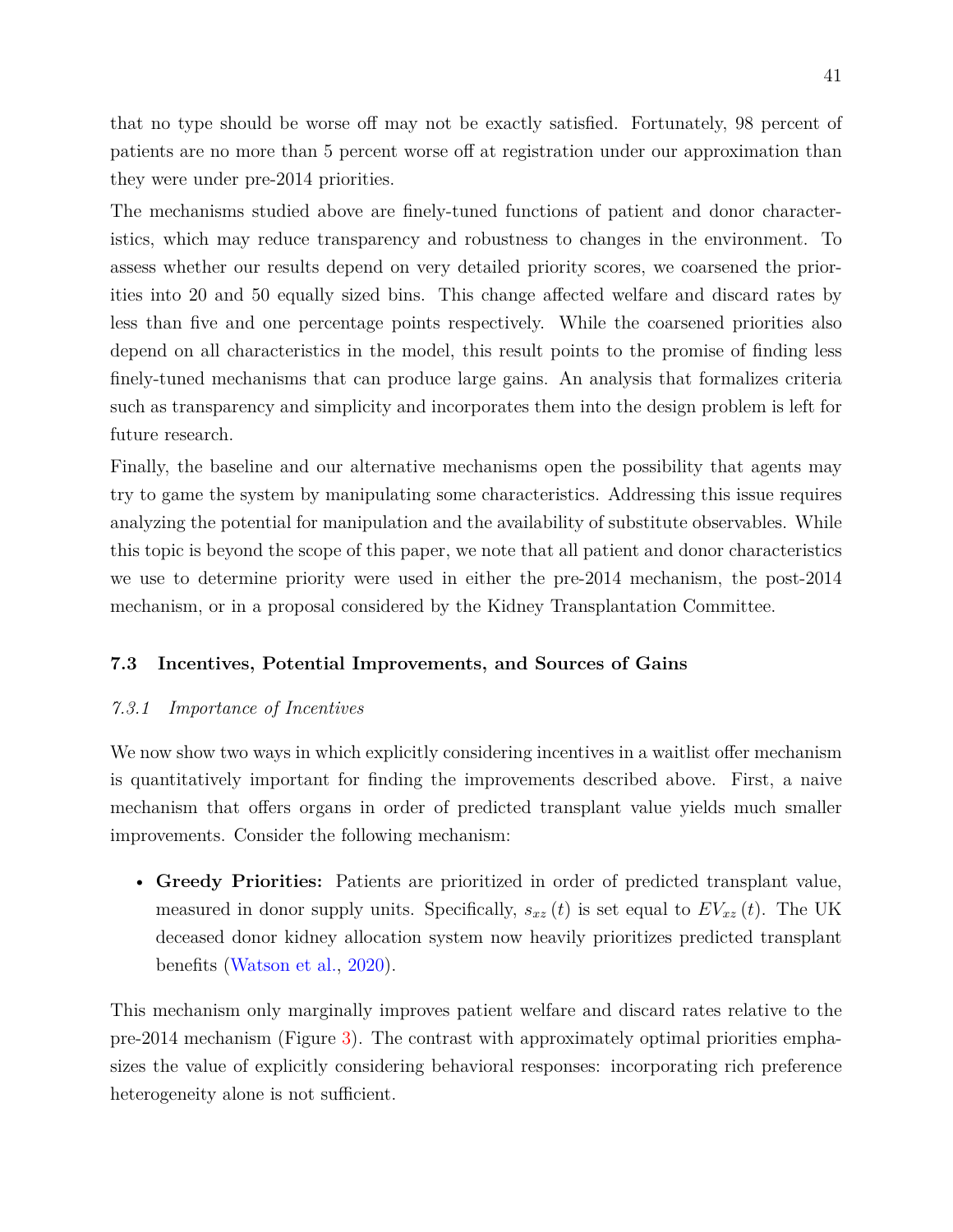that no type should be worse off may not be exactly satisfied. Fortunately, 98 percent of patients are no more than 5 percent worse off at registration under our approximation than they were under pre-2014 priorities.

The mechanisms studied above are finely-tuned functions of patient and donor characteristics, which may reduce transparency and robustness to changes in the environment. To assess whether our results depend on very detailed priority scores, we coarsened the priorities into 20 and 50 equally sized bins. This change affected welfare and discard rates by less than five and one percentage points respectively. While the coarsened priorities also depend on all characteristics in the model, this result points to the promise of finding less finely-tuned mechanisms that can produce large gains. An analysis that formalizes criteria such as transparency and simplicity and incorporates them into the design problem is left for future research.

Finally, the baseline and our alternative mechanisms open the possibility that agents may try to game the system by manipulating some characteristics. Addressing this issue requires analyzing the potential for manipulation and the availability of substitute observables. While this topic is beyond the scope of this paper, we note that all patient and donor characteristics we use to determine priority were used in either the pre-2014 mechanism, the post-2014 mechanism, or in a proposal considered by the Kidney Transplantation Committee.

### 7.3 Incentives, Potential Improvements, and Sources of Gains

#### *7.3.1 Importance of Incentives*

We now show two ways in which explicitly considering incentives in a waitlist offer mechanism is quantitatively important for finding the improvements described above. First, a naive mechanism that offers organs in order of predicted transplant value yields much smaller improvements. Consider the following mechanism:

- **Greedy Priorities:** Patients are prioritized in order of predicted transplant value, measured in donor supply units. Specifically, $s_{xz}(t)$ is set equal to $EV_{xz}(t)$. The UK deceased donor kidney allocation system now heavily prioritizes predicted transplant benefits (Watson et al., 2020).

This mechanism only marginally improves patient welfare and discard rates relative to the pre-2014 mechanism (Figure 3). The contrast with approximately optimal priorities emphasizes the value of explicitly considering behavioral responses: incorporating rich preference heterogeneity alone is not sufficient.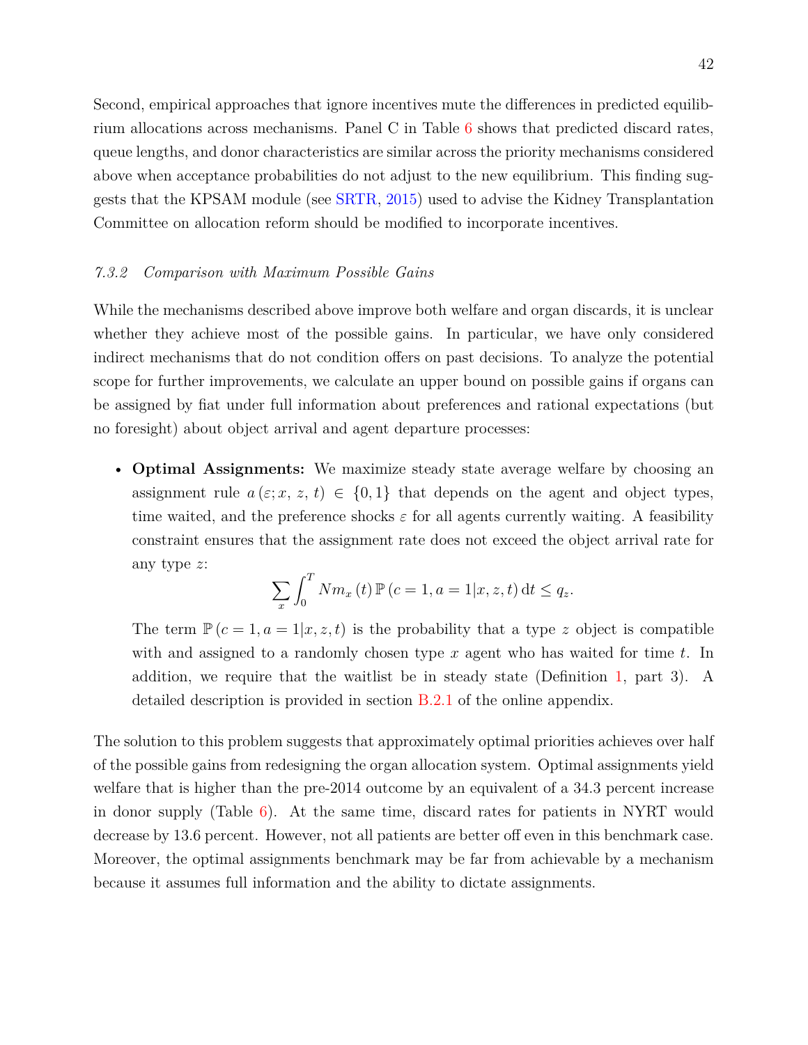Second, empirical approaches that ignore incentives mute the differences in predicted equilibrium allocations across mechanisms. Panel C in Table 6 shows that predicted discard rates, queue lengths, and donor characteristics are similar across the priority mechanisms considered above when acceptance probabilities do not adjust to the new equilibrium. This finding suggests that the KPSAM module (see SRTR, 2015) used to advise the Kidney Transplantation Committee on allocation reform should be modified to incorporate incentives.

### *7.3.2 Comparison with Maximum Possible Gains*

While the mechanisms described above improve both welfare and organ discards, it is unclear whether they achieve most of the possible gains. In particular, we have only considered indirect mechanisms that do not condition offers on past decisions. To analyze the potential scope for further improvements, we calculate an upper bound on possible gains if organs can be assigned by fiat under full information about preferences and rational expectations (but no foresight) about object arrival and agent departure processes:

- **Optimal Assignments:** We maximize steady state average welfare by choosing an assignment rule $a(\varepsilon; x, z, t) \in \{0, 1\}$ that depends on the agent and object types, time waited, and the preference shocks $\varepsilon$ for all agents currently waiting. A feasibility constraint ensures that the assignment rate does not exceed the object arrival rate for any type $z$:

$$\sum_x \int_0^T N m_x(t)\, \mathbb{P}(c = 1, a = 1 | x, z, t)\, \mathrm{d}t \le q_z.$$

  The term $\mathbb{P}(c = 1, a = 1 | x, z, t)$ is the probability that a type $z$ object is compatible with and assigned to a randomly chosen type $x$ agent who has waited for time $t$. In addition, we require that the waitlist be in steady state (Definition 1, part 3). A detailed description is provided in section B.2.1 of the online appendix.

The solution to this problem suggests that approximately optimal priorities achieves over half of the possible gains from redesigning the organ allocation system. Optimal assignments yield welfare that is higher than the pre-2014 outcome by an equivalent of a 34.3 percent increase in donor supply (Table 6). At the same time, discard rates for patients in NYRT would decrease by 13.6 percent. However, not all patients are better off even in this benchmark case. Moreover, the optimal assignments benchmark may be far from achievable by a mechanism because it assumes full information and the ability to dictate assignments.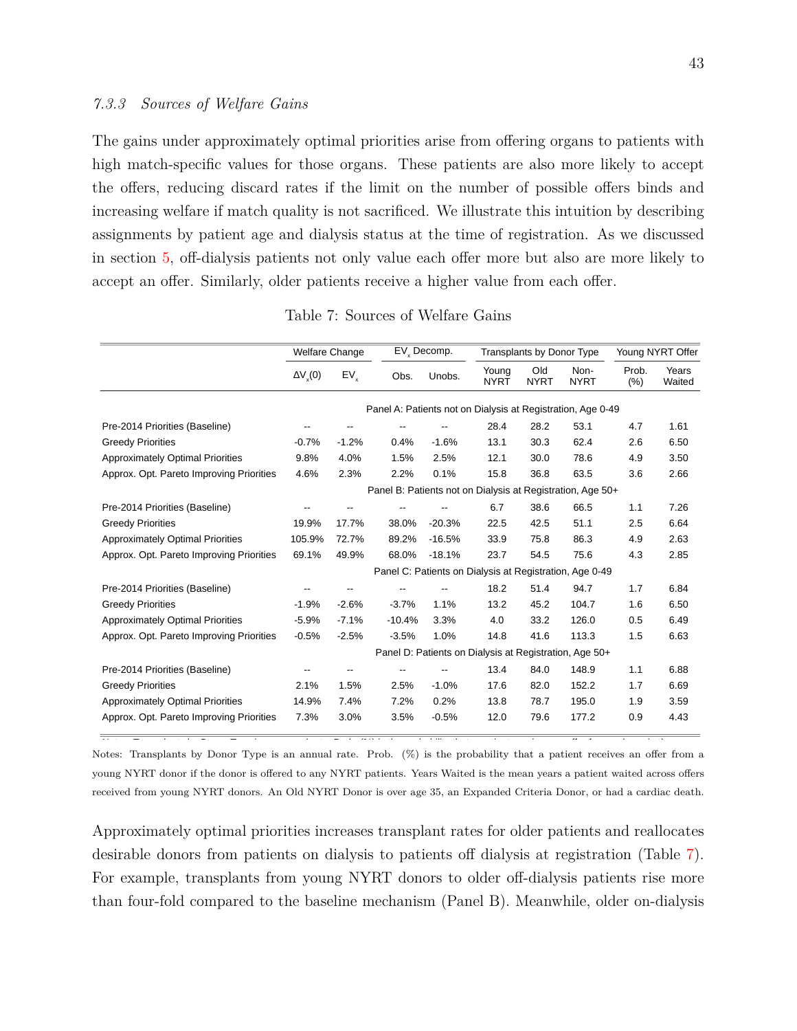### 7.3.3 Sources of Welfare Gains

The gains under approximately optimal priorities arise from offering organs to patients with high match-specific values for those organs. These patients are also more likely to accept the offers, reducing discard rates if the limit on the number of possible offers binds and increasing welfare if match quality is not sacrificed. We illustrate this intuition by describing assignments by patient age and dialysis status at the time of registration. As we discussed in section 5, off-dialysis patients not only value each offer more but also are more likely to accept an offer. Similarly, older patients receive a higher value from each offer.

Table 7: Sources of Welfare Gains

| | Welfare Change | | $EV_x$ Decomp. | | Transplants by Donor Type | | | Young NYRT Offer | |
|---|---|---|---|---|---|---|---|---|---|
| | $\Delta V_x(0)$ | $EV_x$ | Obs. | Unobs. | Young NYRT | Old NYRT | Non-NYRT | Prob. (%) | Years Waited |
| **Panel A: Patients not on Dialysis at Registration, Age 0-49** | | | | | | | | | |
| Pre-2014 Priorities (Baseline) | -- | -- | -- | -- | 28.4 | 28.2 | 53.1 | 4.7 | 1.61 |
| Greedy Priorities | -0.7% | -1.2% | 0.4% | -1.6% | 13.1 | 30.3 | 62.4 | 2.6 | 6.50 |
| Approximately Optimal Priorities | 9.8% | 4.0% | 1.5% | 2.5% | 12.1 | 30.0 | 78.6 | 4.9 | 3.50 |
| Approx. Opt. Pareto Improving Priorities | 4.6% | 2.3% | 2.2% | 0.1% | 15.8 | 36.8 | 63.5 | 3.6 | 2.66 |
| **Panel B: Patients not on Dialysis at Registration, Age 50+** | | | | | | | | | |
| Pre-2014 Priorities (Baseline) | -- | -- | -- | -- | 6.7 | 38.6 | 66.5 | 1.1 | 7.26 |
| Greedy Priorities | 19.9% | 17.7% | 38.0% | -20.3% | 22.5 | 42.5 | 51.1 | 2.5 | 6.64 |
| Approximately Optimal Priorities | 105.9% | 72.7% | 89.2% | -16.5% | 33.9 | 75.8 | 86.3 | 4.9 | 2.63 |
| Approx. Opt. Pareto Improving Priorities | 69.1% | 49.9% | 68.0% | -18.1% | 23.7 | 54.5 | 75.6 | 4.3 | 2.85 |
| **Panel C: Patients on Dialysis at Registration, Age 0-49** | | | | | | | | | |
| Pre-2014 Priorities (Baseline) | -- | -- | -- | -- | 18.2 | 51.4 | 94.7 | 1.7 | 6.84 |
| Greedy Priorities | -1.9% | -2.6% | -3.7% | 1.1% | 13.2 | 45.2 | 104.7 | 1.6 | 6.50 |
| Approximately Optimal Priorities | -5.9% | -7.1% | -10.4% | 3.3% | 4.0 | 33.2 | 126.0 | 0.5 | 6.49 |
| Approx. Opt. Pareto Improving Priorities | -0.5% | -2.5% | -3.5% | 1.0% | 14.8 | 41.6 | 113.3 | 1.5 | 6.63 |
| **Panel D: Patients on Dialysis at Registration, Age 50+** | | | | | | | | | |
| Pre-2014 Priorities (Baseline) | -- | -- | -- | -- | 13.4 | 84.0 | 148.9 | 1.1 | 6.88 |
| Greedy Priorities | 2.1% | 1.5% | 2.5% | -1.0% | 17.6 | 82.0 | 152.2 | 1.7 | 6.69 |
| Approximately Optimal Priorities | 14.9% | 7.4% | 7.2% | 0.2% | 13.8 | 78.7 | 195.0 | 1.9 | 3.59 |
| Approx. Opt. Pareto Improving Priorities | 7.3% | 3.0% | 3.5% | -0.5% | 12.0 | 79.6 | 177.2 | 0.9 | 4.43 |

Notes: Transplants by Donor Type is an annual rate. Prob. (%) is the probability that a patient receives an offer from a young NYRT donor if the donor is offered to any NYRT patients. Years Waited is the mean years a patient waited across offers received from young NYRT donors. An Old NYRT Donor is over age 35, an Expanded Criteria Donor, or had a cardiac death.

Approximately optimal priorities increases transplant rates for older patients and reallocates desirable donors from patients on dialysis to patients off dialysis at registration (Table 7). For example, transplants from young NYRT donors to older off-dialysis patients rise more than four-fold compared to the baseline mechanism (Panel B). Meanwhile, older on-dialysis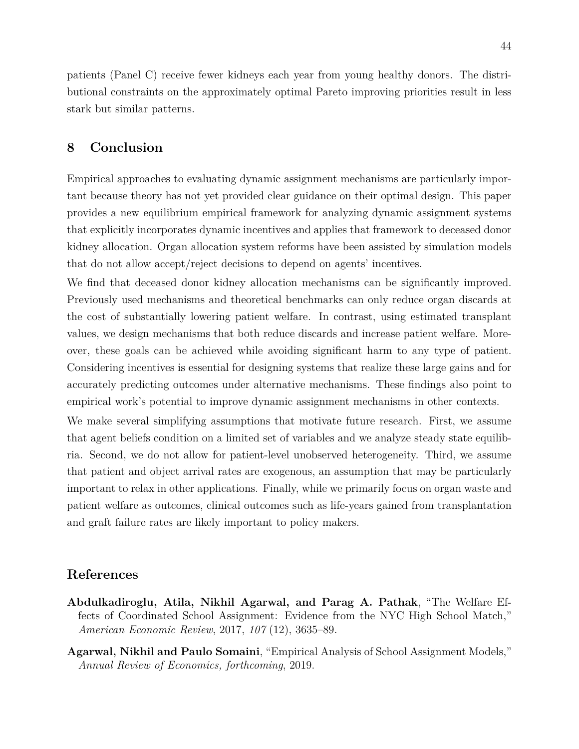patients (Panel C) receive fewer kidneys each year from young healthy donors. The distributional constraints on the approximately optimal Pareto improving priorities result in less stark but similar patterns.

## 8 Conclusion

Empirical approaches to evaluating dynamic assignment mechanisms are particularly important because theory has not yet provided clear guidance on their optimal design. This paper provides a new equilibrium empirical framework for analyzing dynamic assignment systems that explicitly incorporates dynamic incentives and applies that framework to deceased donor kidney allocation. Organ allocation system reforms have been assisted by simulation models that do not allow accept/reject decisions to depend on agents' incentives.

We find that deceased donor kidney allocation mechanisms can be significantly improved. Previously used mechanisms and theoretical benchmarks can only reduce organ discards at the cost of substantially lowering patient welfare. In contrast, using estimated transplant values, we design mechanisms that both reduce discards and increase patient welfare. Moreover, these goals can be achieved while avoiding significant harm to any type of patient. Considering incentives is essential for designing systems that realize these large gains and for accurately predicting outcomes under alternative mechanisms. These findings also point to empirical work's potential to improve dynamic assignment mechanisms in other contexts.

We make several simplifying assumptions that motivate future research. First, we assume that agent beliefs condition on a limited set of variables and we analyze steady state equilibria. Second, we do not allow for patient-level unobserved heterogeneity. Third, we assume that patient and object arrival rates are exogenous, an assumption that may be particularly important to relax in other applications. Finally, while we primarily focus on organ waste and patient welfare as outcomes, clinical outcomes such as life-years gained from transplantation and graft failure rates are likely important to policy makers.

## References

**Abdulkadiroglu, Atila, Nikhil Agarwal, and Parag A. Pathak**, "The Welfare Effects of Coordinated School Assignment: Evidence from the NYC High School Match," *American Economic Review*, 2017, *107* (12), 3635–89.

**Agarwal, Nikhil and Paulo Somaini**, "Empirical Analysis of School Assignment Models," *Annual Review of Economics, forthcoming*, 2019.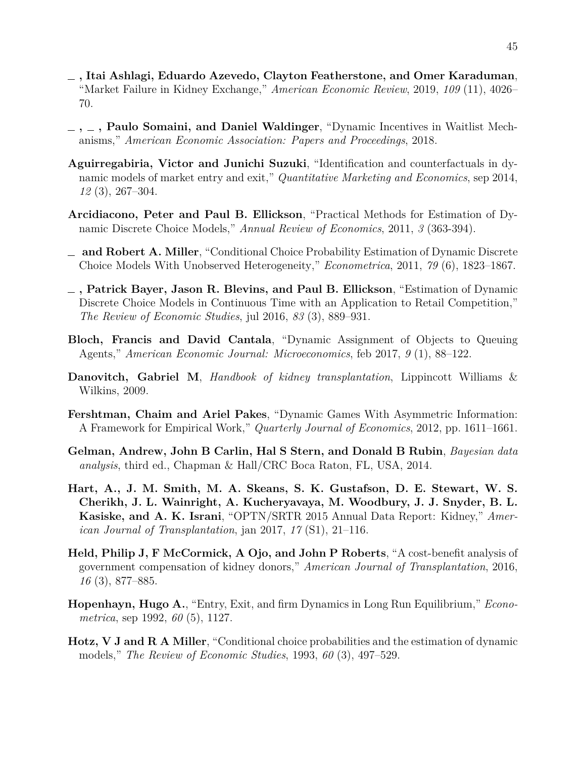**_ , Itai Ashlagi, Eduardo Azevedo, Clayton Featherstone, and Omer Karaduman**, "Market Failure in Kidney Exchange," *American Economic Review*, 2019, *109* (11), 4026–70.

**_ , _ , Paulo Somaini, and Daniel Waldinger**, "Dynamic Incentives in Waitlist Mechanisms," *American Economic Association: Papers and Proceedings*, 2018.

**Aguirregabiria, Victor and Junichi Suzuki**, "Identification and counterfactuals in dynamic models of market entry and exit," *Quantitative Marketing and Economics*, sep 2014, *12* (3), 267–304.

**Arcidiacono, Peter and Paul B. Ellickson**, "Practical Methods for Estimation of Dynamic Discrete Choice Models," *Annual Review of Economics*, 2011, *3* (363-394).

**_ and Robert A. Miller**, "Conditional Choice Probability Estimation of Dynamic Discrete Choice Models With Unobserved Heterogeneity," *Econometrica*, 2011, *79* (6), 1823–1867.

**_ , Patrick Bayer, Jason R. Blevins, and Paul B. Ellickson**, "Estimation of Dynamic Discrete Choice Models in Continuous Time with an Application to Retail Competition," *The Review of Economic Studies*, jul 2016, *83* (3), 889–931.

**Bloch, Francis and David Cantala**, "Dynamic Assignment of Objects to Queuing Agents," *American Economic Journal: Microeconomics*, feb 2017, *9* (1), 88–122.

**Danovitch, Gabriel M**, *Handbook of kidney transplantation*, Lippincott Williams & Wilkins, 2009.

**Fershtman, Chaim and Ariel Pakes**, "Dynamic Games With Asymmetric Information: A Framework for Empirical Work," *Quarterly Journal of Economics*, 2012, pp. 1611–1661.

**Gelman, Andrew, John B Carlin, Hal S Stern, and Donald B Rubin**, *Bayesian data analysis*, third ed., Chapman & Hall/CRC Boca Raton, FL, USA, 2014.

**Hart, A., J. M. Smith, M. A. Skeans, S. K. Gustafson, D. E. Stewart, W. S. Cherikh, J. L. Wainright, A. Kucheryavaya, M. Woodbury, J. J. Snyder, B. L. Kasiske, and A. K. Israni**, "OPTN/SRTR 2015 Annual Data Report: Kidney," *American Journal of Transplantation*, jan 2017, *17* (S1), 21–116.

**Held, Philip J, F McCormick, A Ojo, and John P Roberts**, "A cost-benefit analysis of government compensation of kidney donors," *American Journal of Transplantation*, 2016, *16* (3), 877–885.

**Hopenhayn, Hugo A.**, "Entry, Exit, and firm Dynamics in Long Run Equilibrium," *Econometrica*, sep 1992, *60* (5), 1127.

**Hotz, V J and R A Miller**, "Conditional choice probabilities and the estimation of dynamic models," *The Review of Economic Studies*, 1993, *60* (3), 497–529.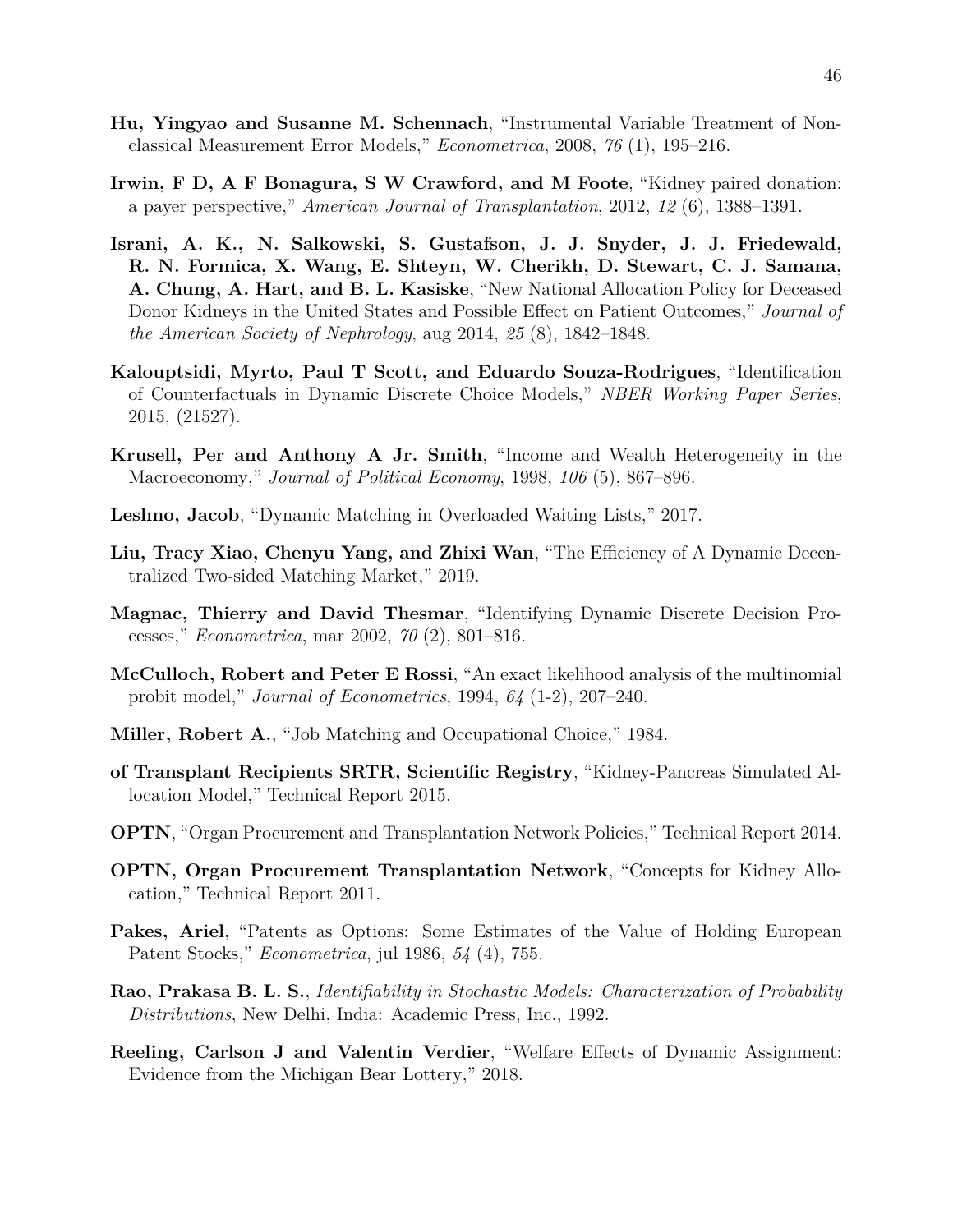**Hu, Yingyao and Susanne M. Schennach**, "Instrumental Variable Treatment of Nonclassical Measurement Error Models," *Econometrica*, 2008, *76* (1), 195–216.

**Irwin, F D, A F Bonagura, S W Crawford, and M Foote**, "Kidney paired donation: a payer perspective," *American Journal of Transplantation*, 2012, *12* (6), 1388–1391.

**Israni, A. K., N. Salkowski, S. Gustafson, J. J. Snyder, J. J. Friedewald, R. N. Formica, X. Wang, E. Shteyn, W. Cherikh, D. Stewart, C. J. Samana, A. Chung, A. Hart, and B. L. Kasiske**, "New National Allocation Policy for Deceased Donor Kidneys in the United States and Possible Effect on Patient Outcomes," *Journal of the American Society of Nephrology*, aug 2014, *25* (8), 1842–1848.

**Kalouptsidi, Myrto, Paul T Scott, and Eduardo Souza-Rodrigues**, "Identification of Counterfactuals in Dynamic Discrete Choice Models," *NBER Working Paper Series*, 2015, (21527).

**Krusell, Per and Anthony A Jr. Smith**, "Income and Wealth Heterogeneity in the Macroeconomy," *Journal of Political Economy*, 1998, *106* (5), 867–896.

**Leshno, Jacob**, "Dynamic Matching in Overloaded Waiting Lists," 2017.

**Liu, Tracy Xiao, Chenyu Yang, and Zhixi Wan**, "The Efficiency of A Dynamic Decentralized Two-sided Matching Market," 2019.

**Magnac, Thierry and David Thesmar**, "Identifying Dynamic Discrete Decision Processes," *Econometrica*, mar 2002, *70* (2), 801–816.

**McCulloch, Robert and Peter E Rossi**, "An exact likelihood analysis of the multinomial probit model," *Journal of Econometrics*, 1994, *64* (1-2), 207–240.

**Miller, Robert A.**, "Job Matching and Occupational Choice," 1984.

**of Transplant Recipients SRTR, Scientific Registry**, "Kidney-Pancreas Simulated Allocation Model," Technical Report 2015.

**OPTN**, "Organ Procurement and Transplantation Network Policies," Technical Report 2014.

**OPTN, Organ Procurement Transplantation Network**, "Concepts for Kidney Allocation," Technical Report 2011.

**Pakes, Ariel**, "Patents as Options: Some Estimates of the Value of Holding European Patent Stocks," *Econometrica*, jul 1986, *54* (4), 755.

**Rao, Prakasa B. L. S.**, *Identifiability in Stochastic Models: Characterization of Probability Distributions*, New Delhi, India: Academic Press, Inc., 1992.

**Reeling, Carlson J and Valentin Verdier**, "Welfare Effects of Dynamic Assignment: Evidence from the Michigan Bear Lottery," 2018.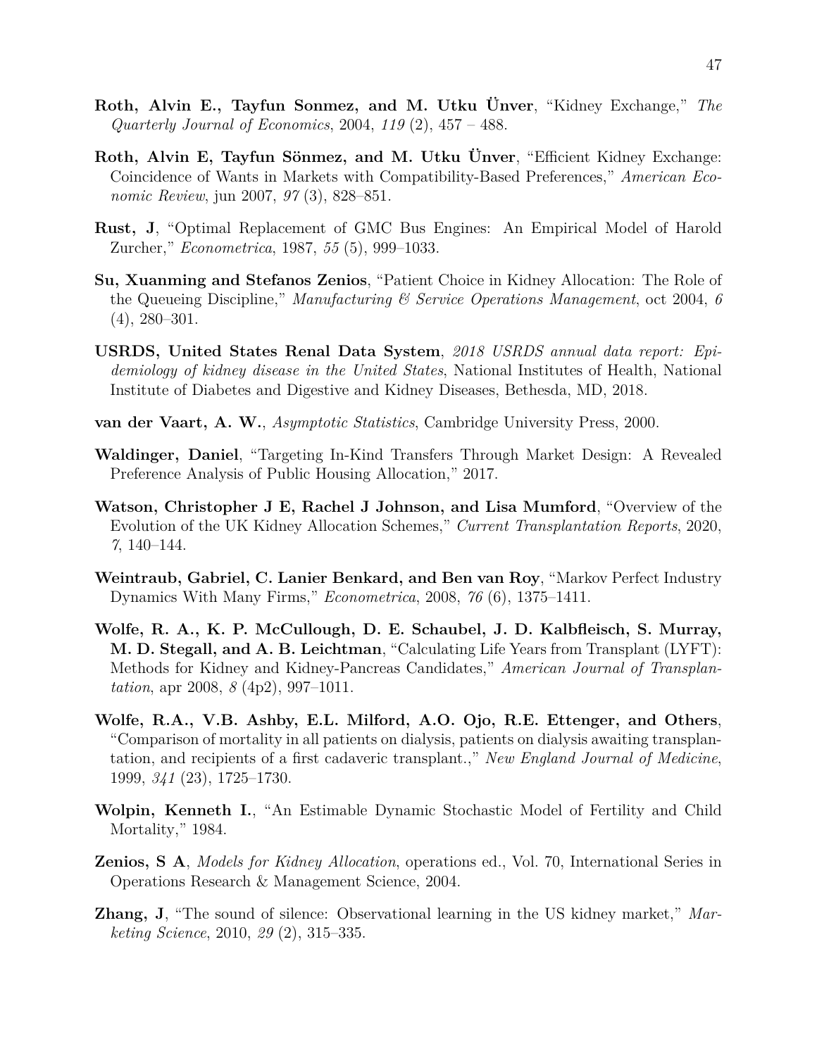**Roth, Alvin E., Tayfun Sonmez, and M. Utku Ünver**, "Kidney Exchange," *The Quarterly Journal of Economics*, 2004, *119* (2), 457 – 488.

**Roth, Alvin E, Tayfun Sönmez, and M. Utku Ünver**, "Efficient Kidney Exchange: Coincidence of Wants in Markets with Compatibility-Based Preferences," *American Economic Review*, jun 2007, *97* (3), 828–851.

**Rust, J**, "Optimal Replacement of GMC Bus Engines: An Empirical Model of Harold Zurcher," *Econometrica*, 1987, *55* (5), 999–1033.

**Su, Xuanming and Stefanos Zenios**, "Patient Choice in Kidney Allocation: The Role of the Queueing Discipline," *Manufacturing & Service Operations Management*, oct 2004, *6* (4), 280–301.

**USRDS, United States Renal Data System**, *2018 USRDS annual data report: Epidemiology of kidney disease in the United States*, National Institutes of Health, National Institute of Diabetes and Digestive and Kidney Diseases, Bethesda, MD, 2018.

**van der Vaart, A. W.**, *Asymptotic Statistics*, Cambridge University Press, 2000.

**Waldinger, Daniel**, "Targeting In-Kind Transfers Through Market Design: A Revealed Preference Analysis of Public Housing Allocation," 2017.

**Watson, Christopher J E, Rachel J Johnson, and Lisa Mumford**, "Overview of the Evolution of the UK Kidney Allocation Schemes," *Current Transplantation Reports*, 2020, *7*, 140–144.

**Weintraub, Gabriel, C. Lanier Benkard, and Ben van Roy**, "Markov Perfect Industry Dynamics With Many Firms," *Econometrica*, 2008, *76* (6), 1375–1411.

**Wolfe, R. A., K. P. McCullough, D. E. Schaubel, J. D. Kalbfleisch, S. Murray, M. D. Stegall, and A. B. Leichtman**, "Calculating Life Years from Transplant (LYFT): Methods for Kidney and Kidney-Pancreas Candidates," *American Journal of Transplantation*, apr 2008, *8* (4p2), 997–1011.

**Wolfe, R.A., V.B. Ashby, E.L. Milford, A.O. Ojo, R.E. Ettenger, and Others**, "Comparison of mortality in all patients on dialysis, patients on dialysis awaiting transplantation, and recipients of a first cadaveric transplant.," *New England Journal of Medicine*, 1999, *341* (23), 1725–1730.

**Wolpin, Kenneth I.**, "An Estimable Dynamic Stochastic Model of Fertility and Child Mortality," 1984.

**Zenios, S A**, *Models for Kidney Allocation*, operations ed., Vol. 70, International Series in Operations Research & Management Science, 2004.

**Zhang, J**, "The sound of silence: Observational learning in the US kidney market," *Marketing Science*, 2010, *29* (2), 315–335.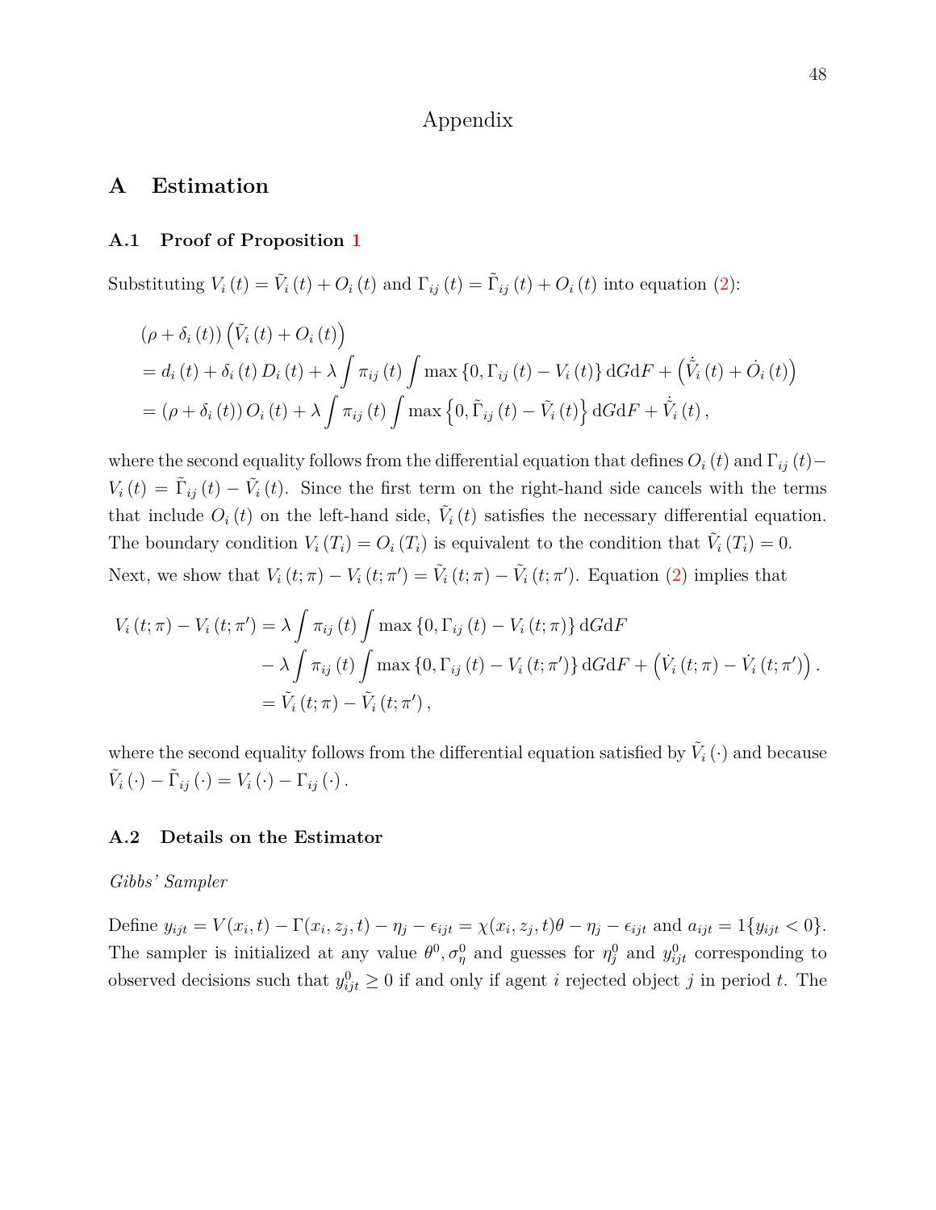# Appendix

## A Estimation

### A.1 Proof of Proposition 1

Substituting $V_i(t) = \tilde{V}_i(t) + O_i(t)$ and $\Gamma_{ij}(t) = \tilde{\Gamma}_{ij}(t) + O_i(t)$ into equation (2):

$$
\begin{aligned}
&(\rho + \delta_i(t))\left(\tilde{V}_i(t) + O_i(t)\right) \\
&= d_i(t) + \delta_i(t) D_i(t) + \lambda \int \pi_{ij}(t) \int \max\{0, \Gamma_{ij}(t) - V_i(t)\} \, \mathrm{d}G \mathrm{d}F + \left(\dot{\tilde{V}}_i(t) + \dot{O}_i(t)\right) \\
&= (\rho + \delta_i(t)) O_i(t) + \lambda \int \pi_{ij}(t) \int \max\left\{0, \tilde{\Gamma}_{ij}(t) - \tilde{V}_i(t)\right\} \mathrm{d}G \mathrm{d}F + \dot{\tilde{V}}_i(t),
\end{aligned}
$$

where the second equality follows from the differential equation that defines $O_i(t)$ and $\Gamma_{ij}(t) - V_i(t) = \tilde{\Gamma}_{ij}(t) - \tilde{V}_i(t)$. Since the first term on the right-hand side cancels with the terms that include $O_i(t)$ on the left-hand side, $\tilde{V}_i(t)$ satisfies the necessary differential equation. The boundary condition $V_i(T_i) = O_i(T_i)$ is equivalent to the condition that $\tilde{V}_i(T_i) = 0$. Next, we show that $V_i(t;\pi) - V_i(t;\pi') = \tilde{V}_i(t;\pi) - \tilde{V}_i(t;\pi')$. Equation (2) implies that

$$
\begin{aligned}
V_i(t;\pi) - V_i(t;\pi') &= \lambda \int \pi_{ij}(t) \int \max\{0, \Gamma_{ij}(t) - V_i(t;\pi)\} \, \mathrm{d}G \mathrm{d}F \\
&\quad - \lambda \int \pi_{ij}(t) \int \max\{0, \Gamma_{ij}(t) - V_i(t;\pi')\} \, \mathrm{d}G \mathrm{d}F + \left(\dot{V}_i(t;\pi) - \dot{V}_i(t;\pi')\right). \\
&= \tilde{V}_i(t;\pi) - \tilde{V}_i(t;\pi'),
\end{aligned}
$$

where the second equality follows from the differential equation satisfied by $\tilde{V}_i(\cdot)$ and because $\tilde{V}_i(\cdot) - \tilde{\Gamma}_{ij}(\cdot) = V_i(\cdot) - \Gamma_{ij}(\cdot)$.

### A.2 Details on the Estimator

*Gibbs' Sampler*

Define $y_{ijt} = V(x_i, t) - \Gamma(x_i, z_j, t) - \eta_j - \epsilon_{ijt} = \chi(x_i, z_j, t)\theta - \eta_j - \epsilon_{ijt}$ and $a_{ijt} = 1\{y_{ijt} < 0\}$. The sampler is initialized at any value $\theta^0, \sigma_\eta^0$ and guesses for $\eta_j^0$ and $y_{ijt}^0$ corresponding to observed decisions such that $y_{ijt}^0 \geq 0$ if and only if agent $i$ rejected object $j$ in period $t$. The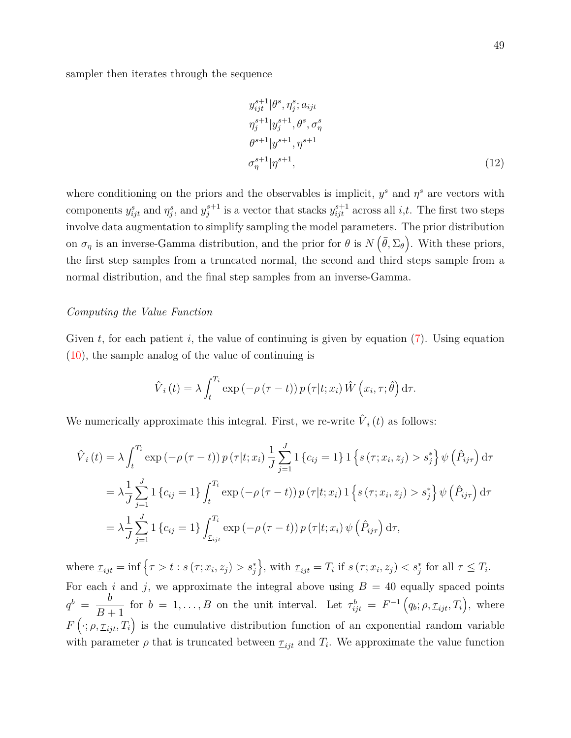sampler then iterates through the sequence

$$
\begin{aligned}
& y_{ijt}^{s+1} | \theta^s, \eta_j^s; a_{ijt} \\
& \eta_j^{s+1} | y_j^{s+1}, \theta^s, \sigma_\eta^s \\
& \theta^{s+1} | y^{s+1}, \eta^{s+1} \\
& \sigma_\eta^{s+1} | \eta^{s+1},
\end{aligned}
\tag{12}
$$

where conditioning on the priors and the observables is implicit, $y^s$ and $\eta^s$ are vectors with components $y_{ijt}^s$ and $\eta_j^s$, and $y_j^{s+1}$ is a vector that stacks $y_{ijt}^{s+1}$ across all $i$,$t$. The first two steps involve data augmentation to simplify sampling the model parameters. The prior distribution on $\sigma_\eta$ is an inverse-Gamma distribution, and the prior for $\theta$ is $N\left(\bar{\theta}, \Sigma_\theta\right)$. With these priors, the first step samples from a truncated normal, the second and third steps sample from a normal distribution, and the final step samples from an inverse-Gamma.

*Computing the Value Function*

Given $t$, for each patient $i$, the value of continuing is given by equation (7). Using equation (10), the sample analog of the value of continuing is

$$
\hat{V}_i(t) = \lambda \int_t^{T_i} \exp\left(-\rho(\tau - t)\right) p(\tau | t; x_i) \hat{W}\left(x_i, \tau; \hat{\theta}\right) \mathrm{d}\tau.
$$

We numerically approximate this integral. First, we re-write $\hat{V}_i(t)$ as follows:

$$
\begin{aligned}
\hat{V}_i(t) &= \lambda \int_t^{T_i} \exp\left(-\rho(\tau - t)\right) p(\tau | t; x_i) \frac{1}{J} \sum_{j=1}^{J} 1\{c_{ij} = 1\} 1\left\{s(\tau; x_i, z_j) > s_j^*\right\} \psi\left(\hat{P}_{ij\tau}\right) \mathrm{d}\tau \\
&= \lambda \frac{1}{J} \sum_{j=1}^{J} 1\{c_{ij} = 1\} \int_t^{T_i} \exp\left(-\rho(\tau - t)\right) p(\tau | t; x_i) 1\left\{s(\tau; x_i, z_j) > s_j^*\right\} \psi\left(\hat{P}_{ij\tau}\right) \mathrm{d}\tau \\
&= \lambda \frac{1}{J} \sum_{j=1}^{J} 1\{c_{ij} = 1\} \int_{\underline{\tau}_{ijt}}^{T_i} \exp\left(-\rho(\tau - t)\right) p(\tau | t; x_i) \psi\left(\hat{P}_{ij\tau}\right) \mathrm{d}\tau,
\end{aligned}
$$

where $\underline{\tau}_{ijt} = \inf\left\{\tau > t : s(\tau; x_i, z_j) > s_j^*\right\}$, with $\underline{\tau}_{ijt} = T_i$ if $s(\tau; x_i, z_j) < s_j^*$ for all $\tau \leq T_i$. For each $i$ and $j$, we approximate the integral above using $B = 40$ equally spaced points $q^b = \dfrac{b}{B+1}$ for $b = 1, \ldots, B$ on the unit interval. Let $\tau_{ijt}^b = F^{-1}\left(q_b; \rho, \underline{\tau}_{ijt}, T_i\right)$, where $F\left(\cdot; \rho, \underline{\tau}_{ijt}, T_i\right)$ is the cumulative distribution function of an exponential random variable with parameter $\rho$ that is truncated between $\underline{\tau}_{ijt}$ and $T_i$. We approximate the value function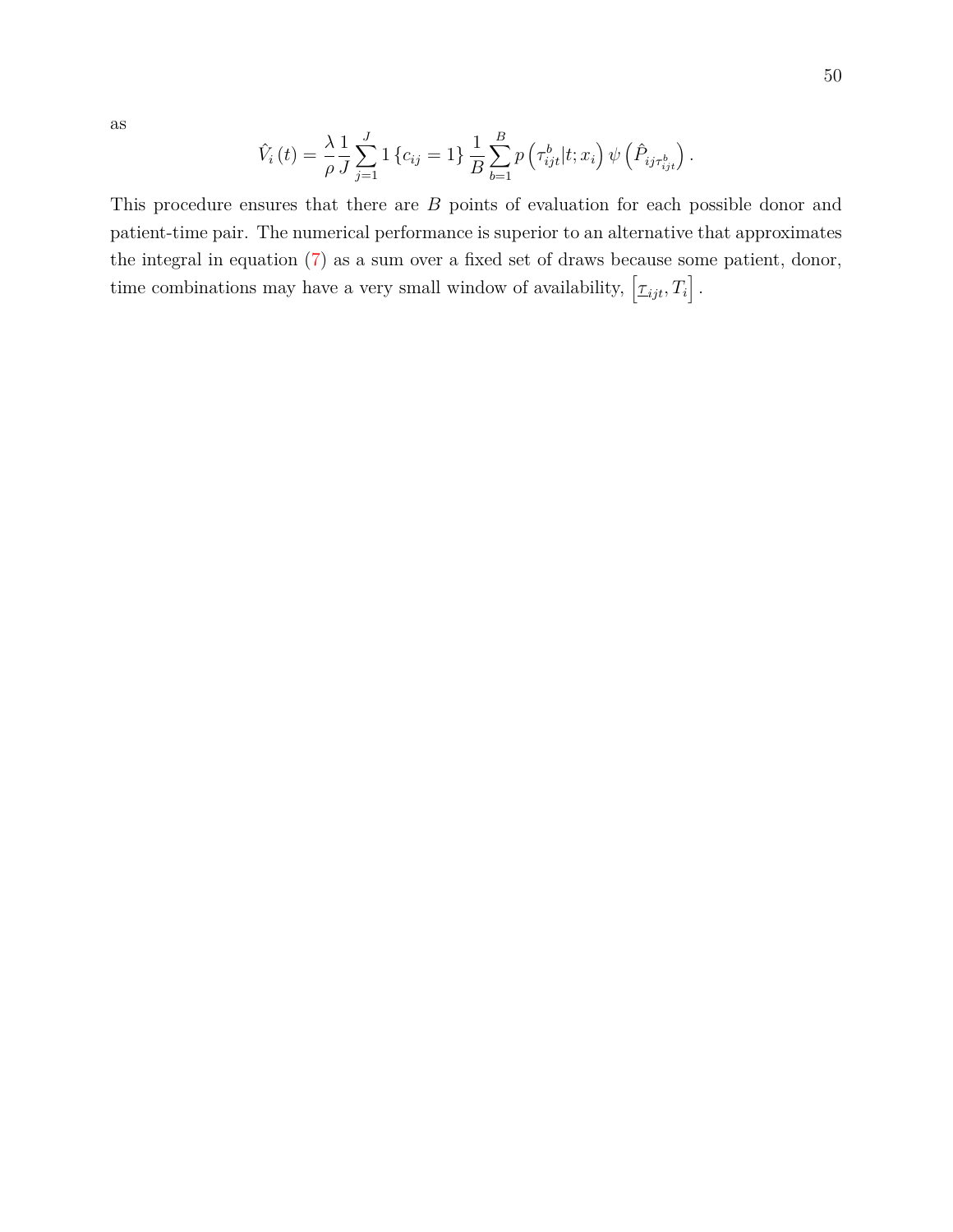as

$$\hat{V}_i\left(t\right) = \frac{\lambda}{\rho} \frac{1}{J} \sum_{j=1}^{J} 1\left\{c_{ij} = 1\right\} \frac{1}{B} \sum_{b=1}^{B} p\left(\tau_{ijt}^{b} | t; x_i\right) \psi\left(\hat{P}_{ij\tau_{ijt}^{b}}\right).$$

This procedure ensures that there are $B$ points of evaluation for each possible donor and patient-time pair. The numerical performance is superior to an alternative that approximates the integral in equation (7) as a sum over a fixed set of draws because some patient, donor, time combinations may have a very small window of availability, $\left[\underline{\tau}_{ijt}, T_i\right]$.